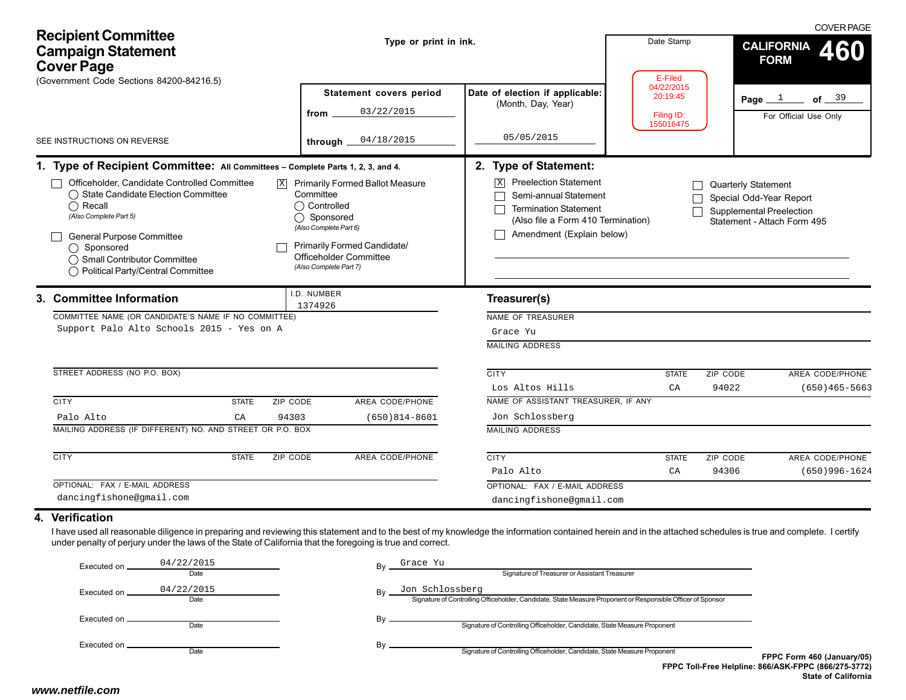# Recipient Committee Campaign Statement Cover Page

(Government Code Sections 84200-84216.5)

SEE INSTRUCTIONS ON REVERSE

Type or print in ink.

COVER PAGE

**CALIFORNIA FORM 460**

Page 1 of 39

For Official Use Only

Date Stamp

E-Filed
04/22/2015
20:19:45

Filing ID:
155016475

| Statement covers period | Date of election if applicable: (Month, Day, Year) |
|---|---|
| from 03/22/2015 | |
| through 04/18/2015 | 05/05/2015 |

## 1. Type of Recipient Committee: All Committees – Complete Parts 1, 2, 3, and 4.

- ☐ Officeholder, Candidate Controlled Committee
  - ◯ State Candidate Election Committee
  - ◯ Recall
  - *(Also Complete Part 5)*
- ☐ General Purpose Committee
  - ◯ Sponsored
  - ◯ Small Contributor Committee
  - ◯ Political Party/Central Committee
- ☒ Primarily Formed Ballot Measure Committee
  - ◯ Controlled
  - ◯ Sponsored
  - *(Also Complete Part 6)*
- ☐ Primarily Formed Candidate/ Officeholder Committee
  - *(Also Complete Part 7)*

## 2. Type of Statement:

- ☒ Preelection Statement
- ☐ Semi-annual Statement
- ☐ Termination Statement (Also file a Form 410 Termination)
- ☐ Amendment (Explain below)
- ☐ Quarterly Statement
- ☐ Special Odd-Year Report
- ☐ Supplemental Preelection Statement - Attach Form 495

## 3. Committee Information

I.D. NUMBER: 1374926

COMMITTEE NAME (OR CANDIDATE'S NAME IF NO COMMITTEE): Support Palo Alto Schools 2015 - Yes on A

STREET ADDRESS (NO P.O. BOX):

| CITY | STATE | ZIP CODE | AREA CODE/PHONE |
|---|---|---|---|
| Palo Alto | CA | 94303 | (650)814-8601 |

MAILING ADDRESS (IF DIFFERENT) NO. AND STREET OR P.O. BOX:

| CITY | STATE | ZIP CODE | AREA CODE/PHONE |
|---|---|---|---|
| | | | |

OPTIONAL: FAX / E-MAIL ADDRESS: dancingfishone@gmail.com

### Treasurer(s)

NAME OF TREASURER: Grace Yu

MAILING ADDRESS:

| CITY | STATE | ZIP CODE | AREA CODE/PHONE |
|---|---|---|---|
| Los Altos Hills | CA | 94022 | (650)465-5663 |

NAME OF ASSISTANT TREASURER, IF ANY: Jon Schlossberg

MAILING ADDRESS:

| CITY | STATE | ZIP CODE | AREA CODE/PHONE |
|---|---|---|---|
| Palo Alto | CA | 94306 | (650)996-1624 |

OPTIONAL: FAX / E-MAIL ADDRESS: dancingfishone@gmail.com

## 4. Verification

I have used all reasonable diligence in preparing and reviewing this statement and to the best of my knowledge the information contained herein and in the attached schedules is true and complete. I certify under penalty of perjury under the laws of the State of California that the foregoing is true and correct.

Executed on 04/22/2015 (Date) By Grace Yu (Signature of Treasurer or Assistant Treasurer)

Executed on 04/22/2015 (Date) By Jon Schlossberg (Signature of Controlling Officeholder, Candidate, State Measure Proponent or Responsible Officer of Sponsor)

Executed on ________ (Date) By ________ (Signature of Controlling Officeholder, Candidate, State Measure Proponent)

Executed on ________ (Date) By ________ (Signature of Controlling Officeholder, Candidate, State Measure Proponent)

FPPC Form 460 (January/05)
FPPC Toll-Free Helpline: 866/ASK-FPPC (866/275-3772)
State of California

www.netfile.com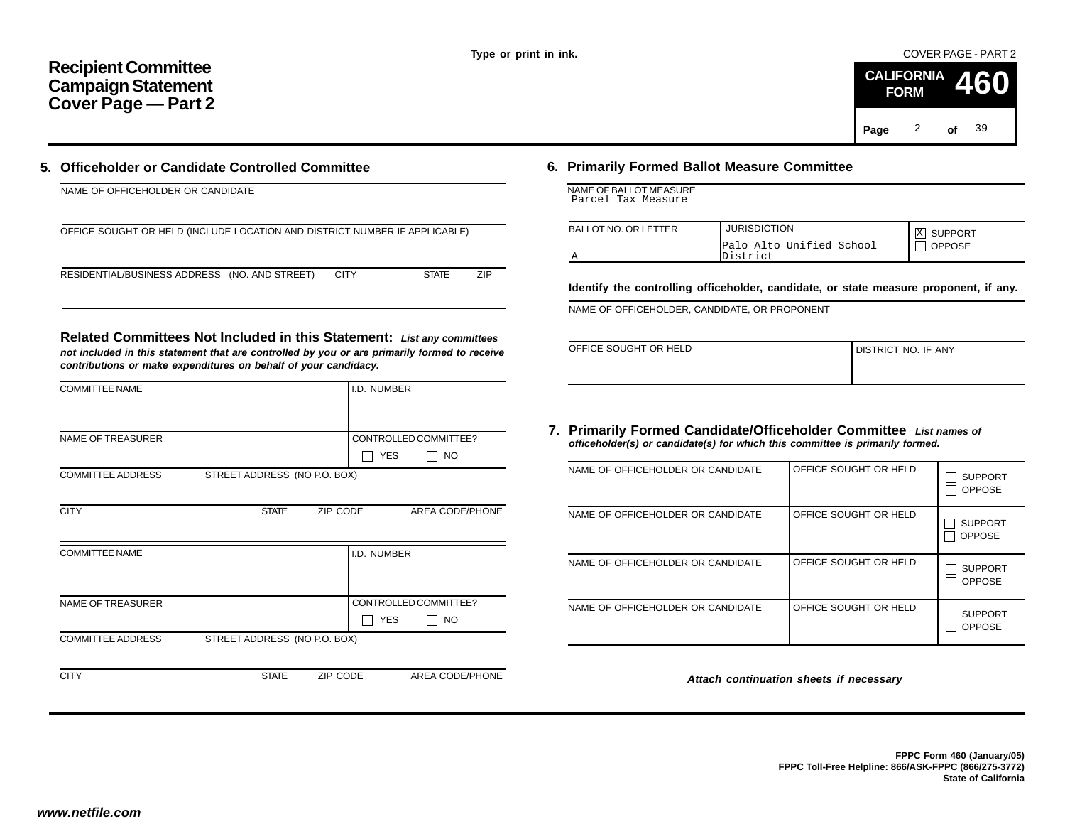Type or print in ink.

COVER PAGE - PART 2

# Recipient Committee Campaign Statement Cover Page — Part 2

**CALIFORNIA FORM 460**

Page 2 of 39

## 5. Officeholder or Candidate Controlled Committee

NAME OF OFFICEHOLDER OR CANDIDATE

OFFICE SOUGHT OR HELD (INCLUDE LOCATION AND DISTRICT NUMBER IF APPLICABLE)

RESIDENTIAL/BUSINESS ADDRESS (NO. AND STREET) CITY STATE ZIP

### Related Committees Not Included in this Statement:

*List any committees not included in this statement that are controlled by you or are primarily formed to receive contributions or make expenditures on behalf of your candidacy.*

| COMMITTEE NAME | | | I.D. NUMBER |
|---|---|---|---|
| NAME OF TREASURER | | | CONTROLLED COMMITTEE? ☐ YES ☐ NO |
| COMMITTEE ADDRESS | STREET ADDRESS (NO P.O. BOX) | | |
| CITY | STATE | ZIP CODE | AREA CODE/PHONE |

| COMMITTEE NAME | | | I.D. NUMBER |
|---|---|---|---|
| NAME OF TREASURER | | | CONTROLLED COMMITTEE? ☐ YES ☐ NO |
| COMMITTEE ADDRESS | STREET ADDRESS (NO P.O. BOX) | | |
| CITY | STATE | ZIP CODE | AREA CODE/PHONE |

## 6. Primarily Formed Ballot Measure Committee

NAME OF BALLOT MEASURE
Parcel Tax Measure

| BALLOT NO. OR LETTER | JURISDICTION | |
|---|---|---|
| A | Palo Alto Unified School District | ☒ SUPPORT ☐ OPPOSE |

**Identify the controlling officeholder, candidate, or state measure proponent, if any.**

NAME OF OFFICEHOLDER, CANDIDATE, OR PROPONENT

| OFFICE SOUGHT OR HELD | DISTRICT NO. IF ANY |
|---|---|
| | |

## 7. Primarily Formed Candidate/Officeholder Committee

*List names of officeholder(s) or candidate(s) for which this committee is primarily formed.*

| NAME OF OFFICEHOLDER OR CANDIDATE | OFFICE SOUGHT OR HELD | |
|---|---|---|
| | | ☐ SUPPORT ☐ OPPOSE |
| | | ☐ SUPPORT ☐ OPPOSE |
| | | ☐ SUPPORT ☐ OPPOSE |
| | | ☐ SUPPORT ☐ OPPOSE |

*Attach continuation sheets if necessary*

**FPPC Form 460 (January/05)**
**FPPC Toll-Free Helpline: 866/ASK-FPPC (866/275-3772)**
**State of California**

***www.netfile.com***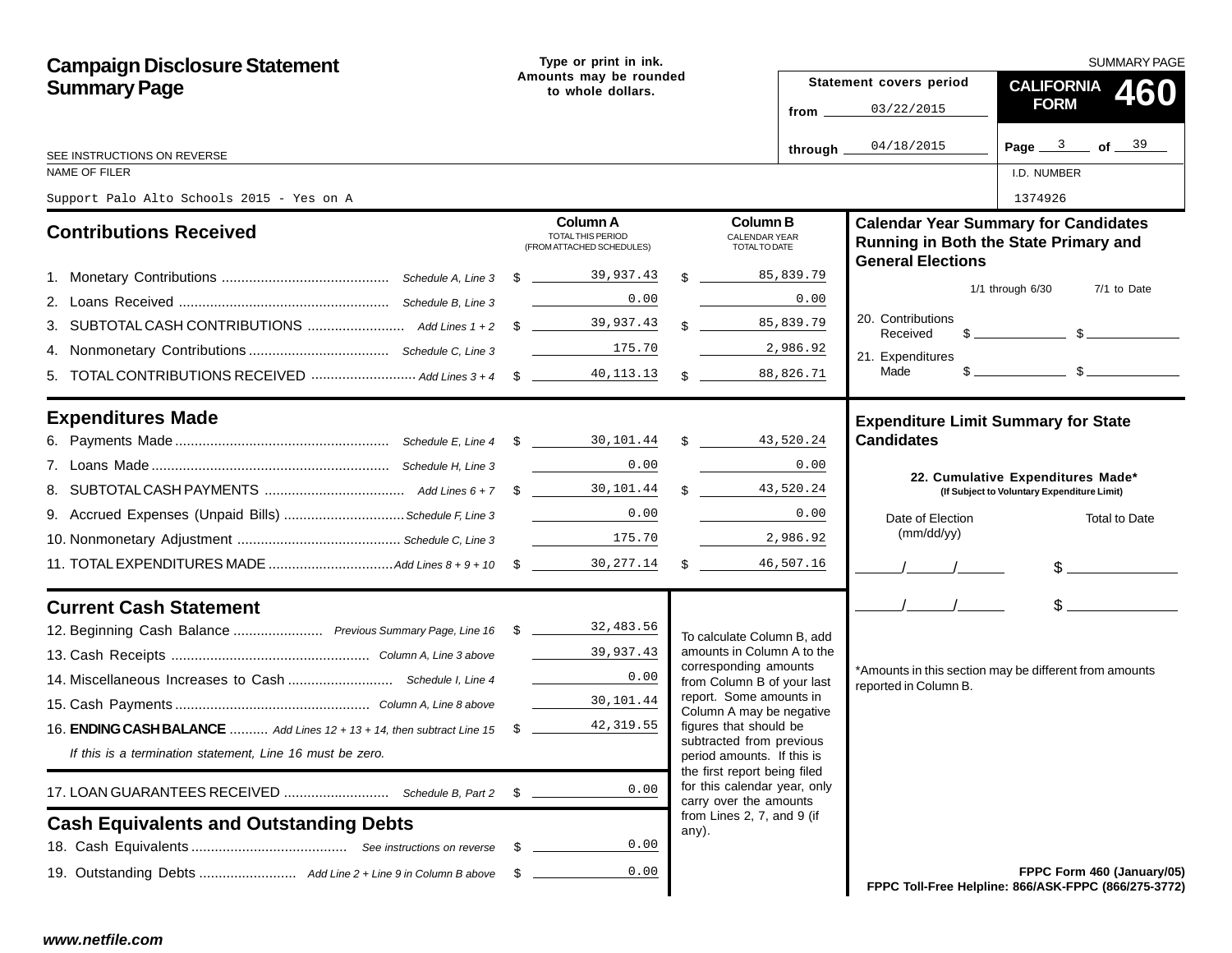# Campaign Disclosure Statement Summary Page

Type or print in ink.
Amounts may be rounded to whole dollars.

SUMMARY PAGE

**CALIFORNIA FORM 460**

Statement covers period
from 03/22/2015
through 04/18/2015

Page 3 of 39

SEE INSTRUCTIONS ON REVERSE

NAME OF FILER: Support Palo Alto Schools 2015 - Yes on A

I.D. NUMBER: 1374926

## Contributions Received

| | | Column A TOTAL THIS PERIOD (FROM ATTACHED SCHEDULES) | Column B CALENDAR YEAR TOTAL TO DATE |
|---|---|---|---|
| 1. Monetary Contributions | *Schedule A, Line 3* | $ 39,937.43 | $ 85,839.79 |
| 2. Loans Received | *Schedule B, Line 3* | 0.00 | 0.00 |
| 3. SUBTOTAL CASH CONTRIBUTIONS | *Add Lines 1 + 2* | $ 39,937.43 | $ 85,839.79 |
| 4. Nonmonetary Contributions | *Schedule C, Line 3* | 175.70 | 2,986.92 |
| 5. TOTAL CONTRIBUTIONS RECEIVED | *Add Lines 3 + 4* | $ 40,113.13 | $ 88,826.71 |

## Expenditures Made

| | | Column A | Column B |
|---|---|---|---|
| 6. Payments Made | *Schedule E, Line 4* | $ 30,101.44 | $ 43,520.24 |
| 7. Loans Made | *Schedule H, Line 3* | 0.00 | 0.00 |
| 8. SUBTOTAL CASH PAYMENTS | *Add Lines 6 + 7* | $ 30,101.44 | $ 43,520.24 |
| 9. Accrued Expenses (Unpaid Bills) | *Schedule F, Line 3* | 0.00 | 0.00 |
| 10. Nonmonetary Adjustment | *Schedule C, Line 3* | 175.70 | 2,986.92 |
| 11. TOTAL EXPENDITURES MADE | *Add Lines 8 + 9 + 10* | $ 30,277.14 | $ 46,507.16 |

## Current Cash Statement

| | | |
|---|---|---|
| 12. Beginning Cash Balance | *Previous Summary Page, Line 16* | $ 32,483.56 |
| 13. Cash Receipts | *Column A, Line 3 above* | 39,937.43 |
| 14. Miscellaneous Increases to Cash | *Schedule I, Line 4* | 0.00 |
| 15. Cash Payments | *Column A, Line 8 above* | 30,101.44 |
| 16. **ENDING CASH BALANCE** | *Add Lines 12 + 13 + 14, then subtract Line 15* | $ 42,319.55 |

*If this is a termination statement, Line 16 must be zero.*

| | | |
|---|---|---|
| 17. LOAN GUARANTEES RECEIVED | *Schedule B, Part 2* | $ 0.00 |

To calculate Column B, add amounts in Column A to the corresponding amounts from Column B of your last report. Some amounts in Column A may be negative figures that should be subtracted from previous period amounts. If this is the first report being filed for this calendar year, only carry over the amounts from Lines 2, 7, and 9 (if any).

## Cash Equivalents and Outstanding Debts

| | | |
|---|---|---|
| 18. Cash Equivalents | *See instructions on reverse* | $ 0.00 |
| 19. Outstanding Debts | *Add Line 2 + Line 9 in Column B above* | $ 0.00 |

## Calendar Year Summary for Candidates Running in Both the State Primary and General Elections

| | 1/1 through 6/30 | 7/1 to Date |
|---|---|---|
| 20. Contributions Received | $ | $ |
| 21. Expenditures Made | $ | $ |

## Expenditure Limit Summary for State Candidates

**22. Cumulative Expenditures Made***
**(If Subject to Voluntary Expenditure Limit)**

| Date of Election (mm/dd/yy) | Total to Date |
|---|---|
| / / | $ |
| / / | $ |

*Amounts in this section may be different from amounts reported in Column B.

**FPPC Form 460 (January/05)**
**FPPC Toll-Free Helpline: 866/ASK-FPPC (866/275-3772)**

***www.netfile.com***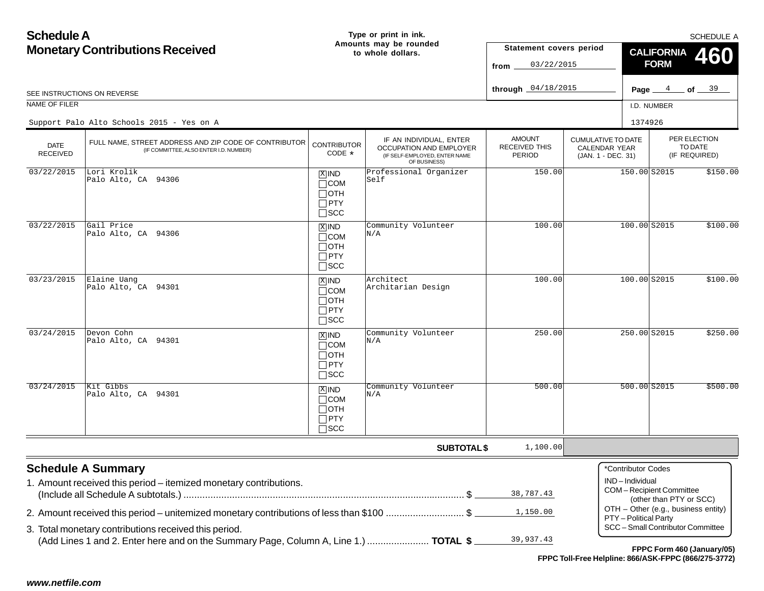# Schedule A
## Monetary Contributions Received

Type or print in ink.
Amounts may be rounded to whole dollars.

SCHEDULE A

Statement covers period
from 03/22/2015
through 04/18/2015

**CALIFORNIA FORM 460**

Page 4 of 39

SEE INSTRUCTIONS ON REVERSE

NAME OF FILER: Support Palo Alto Schools 2015 - Yes on A

I.D. NUMBER: 1374926

| DATE RECEIVED | FULL NAME, STREET ADDRESS AND ZIP CODE OF CONTRIBUTOR (IF COMMITTEE, ALSO ENTER I.D. NUMBER) | CONTRIBUTOR CODE * | IF AN INDIVIDUAL, ENTER OCCUPATION AND EMPLOYER (IF SELF-EMPLOYED, ENTER NAME OF BUSINESS) | AMOUNT RECEIVED THIS PERIOD | CUMULATIVE TO DATE CALENDAR YEAR (JAN. 1 - DEC. 31) | PER ELECTION TO DATE (IF REQUIRED) | |
|---|---|---|---|---|---|---|---|
| 03/22/2015 | Lori Krolik<br>Palo Alto, CA 94306 | [X] IND | Professional Organizer<br>Self | 150.00 | 150.00 | S2015 | $150.00 |
| 03/22/2015 | Gail Price<br>Palo Alto, CA 94306 | [X] IND | Community Volunteer<br>N/A | 100.00 | 100.00 | S2015 | $100.00 |
| 03/23/2015 | Elaine Uang<br>Palo Alto, CA 94301 | [X] IND | Architect<br>Architarian Design | 100.00 | 100.00 | S2015 | $100.00 |
| 03/24/2015 | Devon Cohn<br>Palo Alto, CA 94301 | [X] IND | Community Volunteer<br>N/A | 250.00 | 250.00 | S2015 | $250.00 |
| 03/24/2015 | Kit Gibbs<br>Palo Alto, CA 94301 | [X] IND | Community Volunteer<br>N/A | 500.00 | 500.00 | S2015 | $500.00 |
| | | | **SUBTOTAL $** | 1,100.00 | | | |

## Schedule A Summary

1. Amount received this period – itemized monetary contributions. (Include all Schedule A subtotals.) .......... $ 38,787.43
2. Amount received this period – unitemized monetary contributions of less than $100 .......... $ 1,150.00
3. Total monetary contributions received this period. (Add Lines 1 and 2. Enter here and on the Summary Page, Column A, Line 1.) .......... **TOTAL $** 39,937.43

*Contributor Codes
IND – Individual
COM – Recipient Committee (other than PTY or SCC)
OTH – Other (e.g., business entity)
PTY – Political Party
SCC – Small Contributor Committee

**FPPC Form 460 (January/05)**
**FPPC Toll-Free Helpline: 866/ASK-FPPC (866/275-3772)**

*www.netfile.com*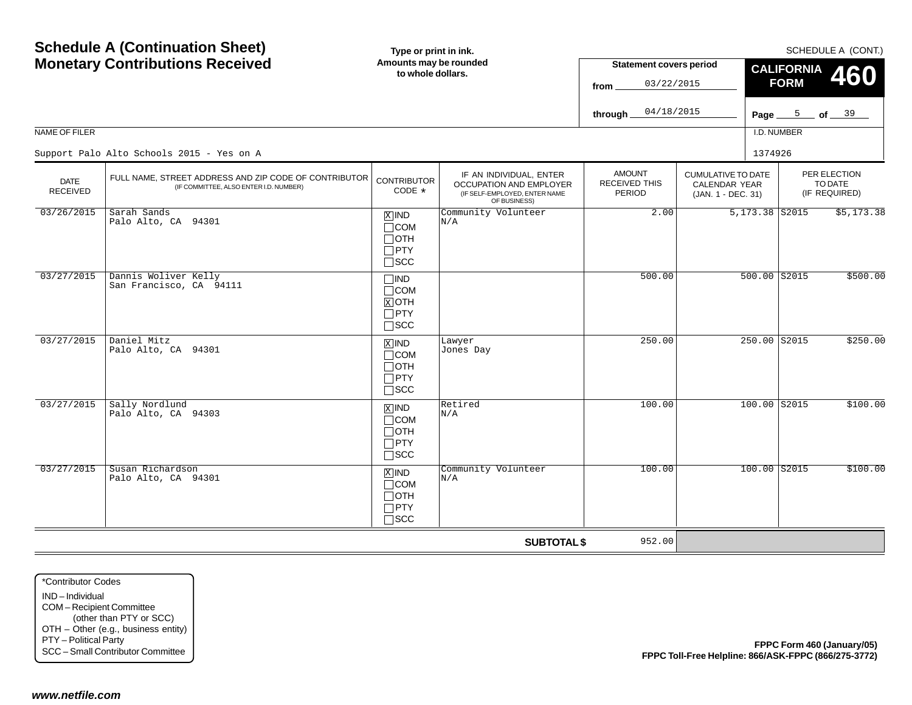# Schedule A (Continuation Sheet)
# Monetary Contributions Received

**Type or print in ink. Amounts may be rounded to whole dollars.**

SCHEDULE A (CONT.)

**Statement covers period**

from 03/22/2015

through 04/18/2015

**CALIFORNIA FORM 460**

NAME OF FILER: Support Palo Alto Schools 2015 - Yes on A

I.D. NUMBER: 1374926

| DATE RECEIVED | FULL NAME, STREET ADDRESS AND ZIP CODE OF CONTRIBUTOR (IF COMMITTEE, ALSO ENTER I.D. NUMBER) | CONTRIBUTOR CODE * | IF AN INDIVIDUAL, ENTER OCCUPATION AND EMPLOYER (IF SELF-EMPLOYED, ENTER NAME OF BUSINESS) | AMOUNT RECEIVED THIS PERIOD | CUMULATIVE TO DATE CALENDAR YEAR (JAN. 1 - DEC. 31) | PER ELECTION TO DATE (IF REQUIRED) |
|---|---|---|---|---|---|---|
| 03/26/2015 | Sarah Sands<br>Palo Alto, CA 94301 | [X] IND [ ] COM [ ] OTH [ ] PTY [ ] SCC | Community Volunteer<br>N/A | 2.00 | 5,173.38 | S2015 $5,173.38 |
| 03/27/2015 | Dannis Woliver Kelly<br>San Francisco, CA 94111 | [ ] IND [ ] COM [X] OTH [ ] PTY [ ] SCC | | 500.00 | 500.00 | S2015 $500.00 |
| 03/27/2015 | Daniel Mitz<br>Palo Alto, CA 94301 | [X] IND [ ] COM [ ] OTH [ ] PTY [ ] SCC | Lawyer<br>Jones Day | 250.00 | 250.00 | S2015 $250.00 |
| 03/27/2015 | Sally Nordlund<br>Palo Alto, CA 94303 | [X] IND [ ] COM [ ] OTH [ ] PTY [ ] SCC | Retired<br>N/A | 100.00 | 100.00 | S2015 $100.00 |
| 03/27/2015 | Susan Richardson<br>Palo Alto, CA 94301 | [X] IND [ ] COM [ ] OTH [ ] PTY [ ] SCC | Community Volunteer<br>N/A | 100.00 | 100.00 | S2015 $100.00 |
| | | | **SUBTOTAL $** | 952.00 | | |

*Contributor Codes
- IND – Individual
- COM – Recipient Committee (other than PTY or SCC)
- OTH – Other (e.g., business entity)
- PTY – Political Party
- SCC – Small Contributor Committee

**FPPC Form 460 (January/05)**
**FPPC Toll-Free Helpline: 866/ASK-FPPC (866/275-3772)**

***www.netfile.com***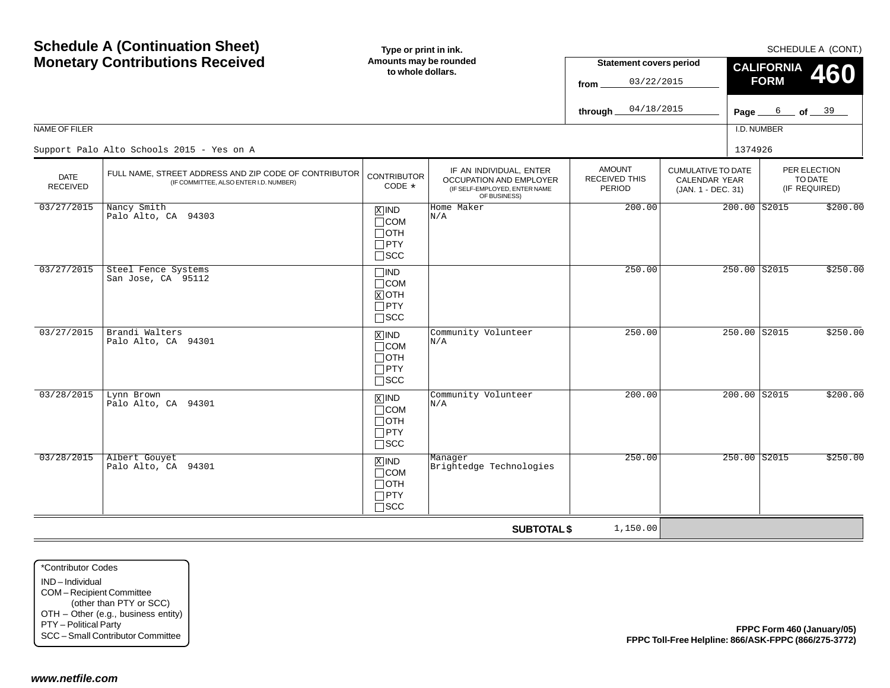# Schedule A (Continuation Sheet)
# Monetary Contributions Received

**Type or print in ink.**
**Amounts may be rounded to whole dollars.**

SCHEDULE A (CONT.)

**Statement covers period**

from 03/22/2015

through 04/18/2015

**CALIFORNIA FORM 460**

Page 6 of 39

NAME OF FILER: Support Palo Alto Schools 2015 - Yes on A

I.D. NUMBER: 1374926

| DATE RECEIVED | FULL NAME, STREET ADDRESS AND ZIP CODE OF CONTRIBUTOR (IF COMMITTEE, ALSO ENTER I.D. NUMBER) | CONTRIBUTOR CODE * | IF AN INDIVIDUAL, ENTER OCCUPATION AND EMPLOYER (IF SELF-EMPLOYED, ENTER NAME OF BUSINESS) | AMOUNT RECEIVED THIS PERIOD | CUMULATIVE TO DATE CALENDAR YEAR (JAN. 1 - DEC. 31) | PER ELECTION TO DATE (IF REQUIRED) |
|---|---|---|---|---|---|---|
| 03/27/2015 | Nancy Smith<br>Palo Alto, CA 94303 | [X] IND<br>[ ] COM<br>[ ] OTH<br>[ ] PTY<br>[ ] SCC | Home Maker<br>N/A | 200.00 | 200.00 | S2015 $200.00 |
| 03/27/2015 | Steel Fence Systems<br>San Jose, CA 95112 | [ ] IND<br>[ ] COM<br>[X] OTH<br>[ ] PTY<br>[ ] SCC | | 250.00 | 250.00 | S2015 $250.00 |
| 03/27/2015 | Brandi Walters<br>Palo Alto, CA 94301 | [X] IND<br>[ ] COM<br>[ ] OTH<br>[ ] PTY<br>[ ] SCC | Community Volunteer<br>N/A | 250.00 | 250.00 | S2015 $250.00 |
| 03/28/2015 | Lynn Brown<br>Palo Alto, CA 94301 | [X] IND<br>[ ] COM<br>[ ] OTH<br>[ ] PTY<br>[ ] SCC | Community Volunteer<br>N/A | 200.00 | 200.00 | S2015 $200.00 |
| 03/28/2015 | Albert Gouyet<br>Palo Alto, CA 94301 | [X] IND<br>[ ] COM<br>[ ] OTH<br>[ ] PTY<br>[ ] SCC | Manager<br>Brightedge Technologies | 250.00 | 250.00 | S2015 $250.00 |
| | | | **SUBTOTAL $** | 1,150.00 | | |

*Contributor Codes
- IND – Individual
- COM – Recipient Committee (other than PTY or SCC)
- OTH – Other (e.g., business entity)
- PTY – Political Party
- SCC – Small Contributor Committee

**FPPC Form 460 (January/05)**
**FPPC Toll-Free Helpline: 866/ASK-FPPC (866/275-3772)**

*www.netfile.com*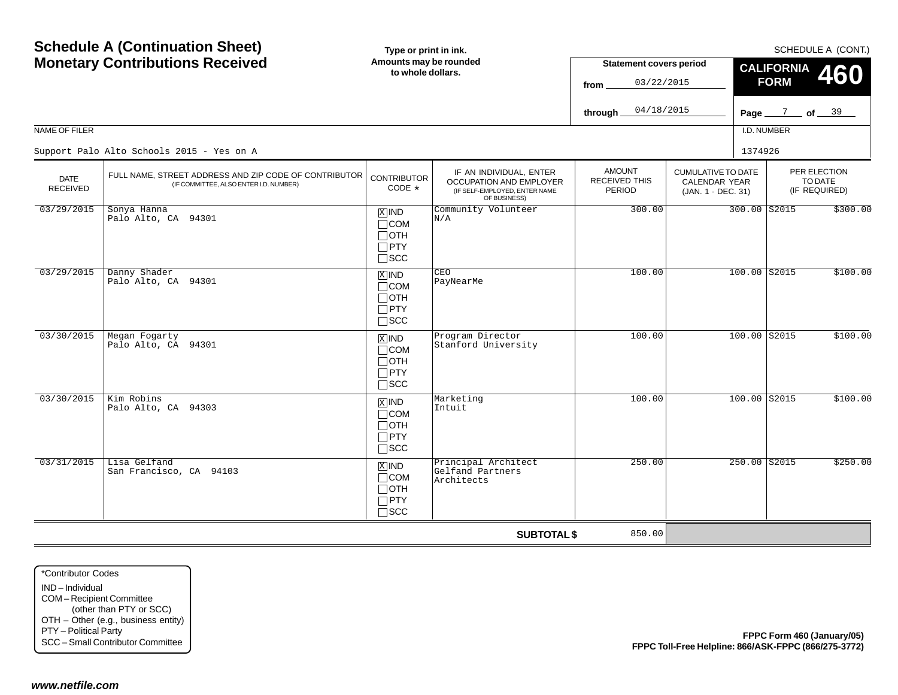# Schedule A (Continuation Sheet)
# Monetary Contributions Received

**Type or print in ink. Amounts may be rounded to whole dollars.**

SCHEDULE A (CONT.)

**Statement covers period**

from 03/22/2015

through 04/18/2015

**CALIFORNIA FORM 460**

NAME OF FILER: Support Palo Alto Schools 2015 - Yes on A

I.D. NUMBER: 1374926

| DATE RECEIVED | FULL NAME, STREET ADDRESS AND ZIP CODE OF CONTRIBUTOR (IF COMMITTEE, ALSO ENTER I.D. NUMBER) | CONTRIBUTOR CODE * | IF AN INDIVIDUAL, ENTER OCCUPATION AND EMPLOYER (IF SELF-EMPLOYED, ENTER NAME OF BUSINESS) | AMOUNT RECEIVED THIS PERIOD | CUMULATIVE TO DATE CALENDAR YEAR (JAN. 1 - DEC. 31) | PER ELECTION TO DATE (IF REQUIRED) |
|---|---|---|---|---|---|---|
| 03/29/2015 | Sonya Hanna<br>Palo Alto, CA 94301 | [X] IND [ ] COM [ ] OTH [ ] PTY [ ] SCC | Community Volunteer<br>N/A | 300.00 | 300.00 | S2015 $300.00 |
| 03/29/2015 | Danny Shader<br>Palo Alto, CA 94301 | [X] IND [ ] COM [ ] OTH [ ] PTY [ ] SCC | CEO<br>PayNearMe | 100.00 | 100.00 | S2015 $100.00 |
| 03/30/2015 | Megan Fogarty<br>Palo Alto, CA 94301 | [X] IND [ ] COM [ ] OTH [ ] PTY [ ] SCC | Program Director<br>Stanford University | 100.00 | 100.00 | S2015 $100.00 |
| 03/30/2015 | Kim Robins<br>Palo Alto, CA 94303 | [X] IND [ ] COM [ ] OTH [ ] PTY [ ] SCC | Marketing<br>Intuit | 100.00 | 100.00 | S2015 $100.00 |
| 03/31/2015 | Lisa Gelfand<br>San Francisco, CA 94103 | [X] IND [ ] COM [ ] OTH [ ] PTY [ ] SCC | Principal Architect<br>Gelfand Partners Architects | 250.00 | 250.00 | S2015 $250.00 |
| | | | **SUBTOTAL $** | 850.00 | | |

*Contributor Codes
- IND – Individual
- COM – Recipient Committee (other than PTY or SCC)
- OTH – Other (e.g., business entity)
- PTY – Political Party
- SCC – Small Contributor Committee

**FPPC Form 460 (January/05)**
**FPPC Toll-Free Helpline: 866/ASK-FPPC (866/275-3772)**

*www.netfile.com*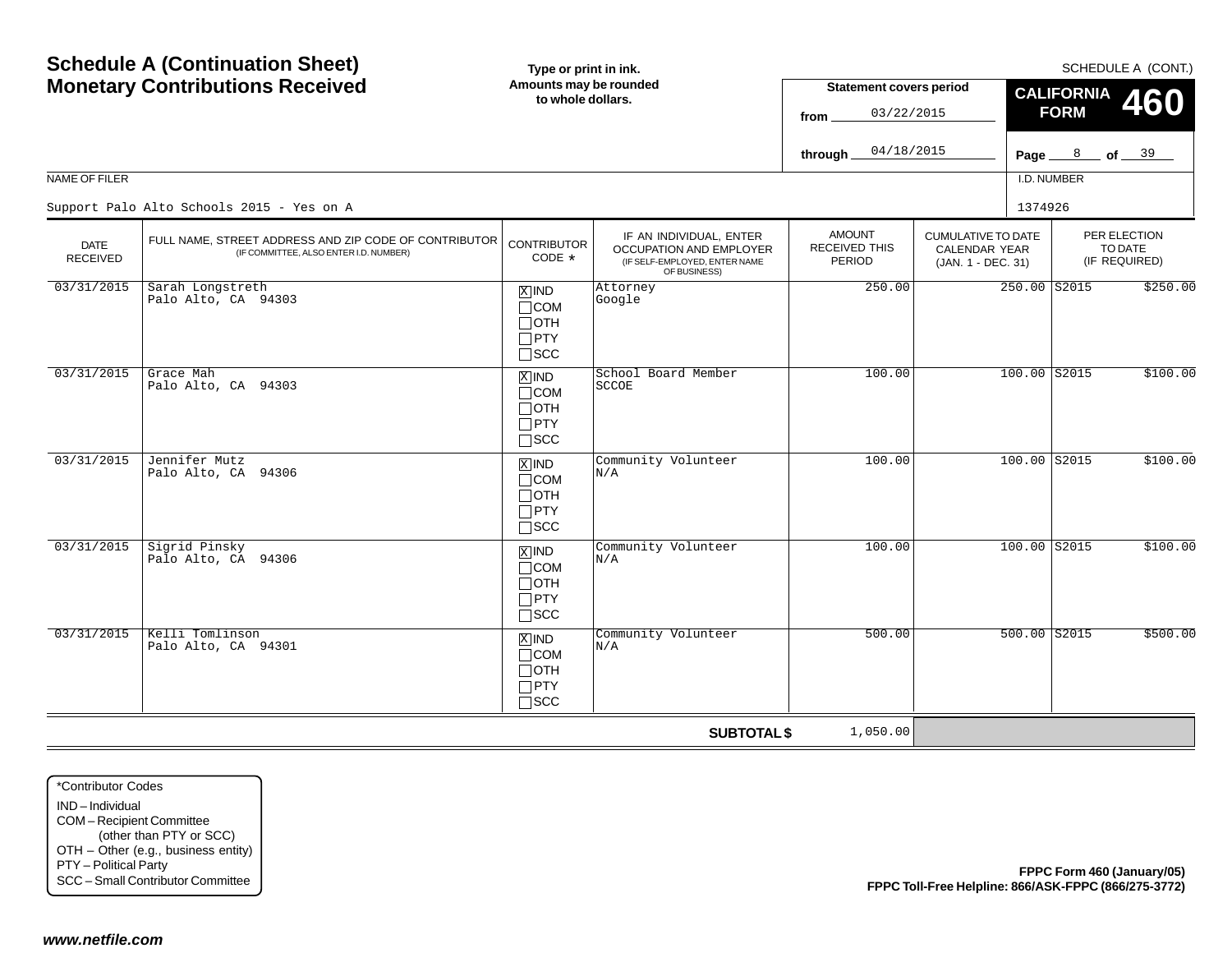# Schedule A (Continuation Sheet) Monetary Contributions Received

**Type or print in ink. Amounts may be rounded to whole dollars.**

SCHEDULE A (CONT.)

**CALIFORNIA FORM 460**

Statement covers period from 03/22/2015 through 04/18/2015

NAME OF FILER: Support Palo Alto Schools 2015 - Yes on A

I.D. NUMBER: 1374926

| DATE RECEIVED | FULL NAME, STREET ADDRESS AND ZIP CODE OF CONTRIBUTOR (IF COMMITTEE, ALSO ENTER I.D. NUMBER) | CONTRIBUTOR CODE * | IF AN INDIVIDUAL, ENTER OCCUPATION AND EMPLOYER (IF SELF-EMPLOYED, ENTER NAME OF BUSINESS) | AMOUNT RECEIVED THIS PERIOD | CUMULATIVE TO DATE CALENDAR YEAR (JAN. 1 - DEC. 31) | PER ELECTION TO DATE (IF REQUIRED) |
|---|---|---|---|---|---|---|
| 03/31/2015 | Sarah Longstreth Palo Alto, CA 94303 | [X] IND [ ] COM [ ] OTH [ ] PTY [ ] SCC | Attorney Google | 250.00 | 250.00 | S2015 $250.00 |
| 03/31/2015 | Grace Mah Palo Alto, CA 94303 | [X] IND [ ] COM [ ] OTH [ ] PTY [ ] SCC | School Board Member SCCOE | 100.00 | 100.00 | S2015 $100.00 |
| 03/31/2015 | Jennifer Mutz Palo Alto, CA 94306 | [X] IND [ ] COM [ ] OTH [ ] PTY [ ] SCC | Community Volunteer N/A | 100.00 | 100.00 | S2015 $100.00 |
| 03/31/2015 | Sigrid Pinsky Palo Alto, CA 94306 | [X] IND [ ] COM [ ] OTH [ ] PTY [ ] SCC | Community Volunteer N/A | 100.00 | 100.00 | S2015 $100.00 |
| 03/31/2015 | Kelli Tomlinson Palo Alto, CA 94301 | [X] IND [ ] COM [ ] OTH [ ] PTY [ ] SCC | Community Volunteer N/A | 500.00 | 500.00 | S2015 $500.00 |
| | | | **SUBTOTAL $** | 1,050.00 | | |

*Contributor Codes
IND – Individual
COM – Recipient Committee (other than PTY or SCC)
OTH – Other (e.g., business entity)
PTY – Political Party
SCC – Small Contributor Committee

**FPPC Form 460 (January/05)**
**FPPC Toll-Free Helpline: 866/ASK-FPPC (866/275-3772)**

*www.netfile.com*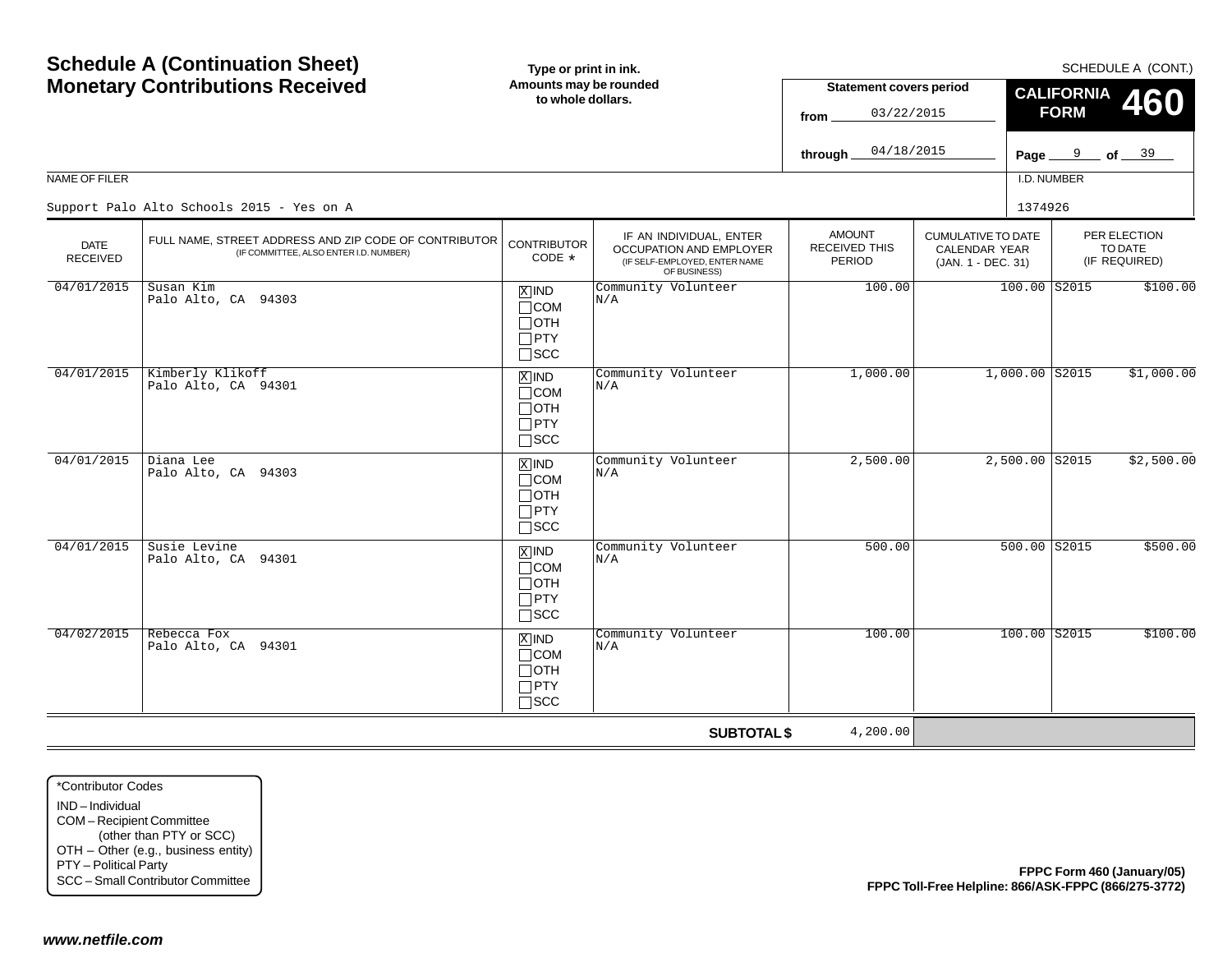# Schedule A (Continuation Sheet) Monetary Contributions Received

**Type or print in ink. Amounts may be rounded to whole dollars.**

SCHEDULE A (CONT.)

**CALIFORNIA FORM 460**

**Statement covers period**

from 03/22/2015

through 04/18/2015

NAME OF FILER

Support Palo Alto Schools 2015 - Yes on A

I.D. NUMBER

1374926

| DATE RECEIVED | FULL NAME, STREET ADDRESS AND ZIP CODE OF CONTRIBUTOR (IF COMMITTEE, ALSO ENTER I.D. NUMBER) | CONTRIBUTOR CODE * | IF AN INDIVIDUAL, ENTER OCCUPATION AND EMPLOYER (IF SELF-EMPLOYED, ENTER NAME OF BUSINESS) | AMOUNT RECEIVED THIS PERIOD | CUMULATIVE TO DATE CALENDAR YEAR (JAN. 1 - DEC. 31) | PER ELECTION TO DATE (IF REQUIRED) |
|---|---|---|---|---|---|---|
| 04/01/2015 | Susan Kim<br>Palo Alto, CA 94303 | [X] IND<br>[ ] COM<br>[ ] OTH<br>[ ] PTY<br>[ ] SCC | Community Volunteer<br>N/A | 100.00 | 100.00 | S2015 $100.00 |
| 04/01/2015 | Kimberly Klikoff<br>Palo Alto, CA 94301 | [X] IND<br>[ ] COM<br>[ ] OTH<br>[ ] PTY<br>[ ] SCC | Community Volunteer<br>N/A | 1,000.00 | 1,000.00 | S2015 $1,000.00 |
| 04/01/2015 | Diana Lee<br>Palo Alto, CA 94303 | [X] IND<br>[ ] COM<br>[ ] OTH<br>[ ] PTY<br>[ ] SCC | Community Volunteer<br>N/A | 2,500.00 | 2,500.00 | S2015 $2,500.00 |
| 04/01/2015 | Susie Levine<br>Palo Alto, CA 94301 | [X] IND<br>[ ] COM<br>[ ] OTH<br>[ ] PTY<br>[ ] SCC | Community Volunteer<br>N/A | 500.00 | 500.00 | S2015 $500.00 |
| 04/02/2015 | Rebecca Fox<br>Palo Alto, CA 94301 | [X] IND<br>[ ] COM<br>[ ] OTH<br>[ ] PTY<br>[ ] SCC | Community Volunteer<br>N/A | 100.00 | 100.00 | S2015 $100.00 |
| | | | **SUBTOTAL $** | 4,200.00 | | |

*Contributor Codes
- IND – Individual
- COM – Recipient Committee (other than PTY or SCC)
- OTH – Other (e.g., business entity)
- PTY – Political Party
- SCC – Small Contributor Committee

**FPPC Form 460 (January/05)**
**FPPC Toll-Free Helpline: 866/ASK-FPPC (866/275-3772)**

*www.netfile.com*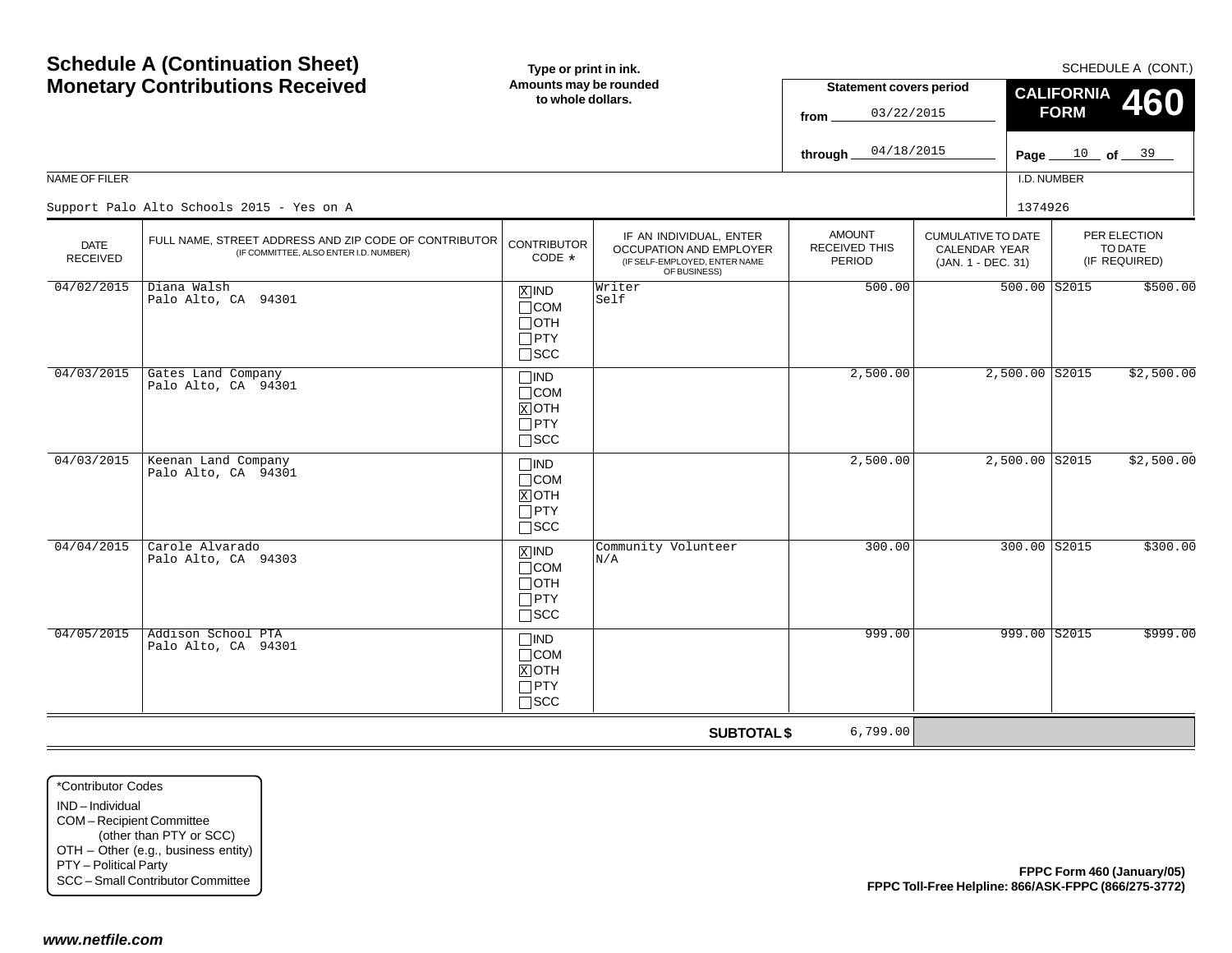# Schedule A (Continuation Sheet)
# Monetary Contributions Received

**Type or print in ink. Amounts may be rounded to whole dollars.**

SCHEDULE A (CONT.)

**CALIFORNIA FORM 460**

**Statement covers period**

from 03/22/2015

through 04/18/2015

Page 10 of 39

NAME OF FILER: Support Palo Alto Schools 2015 - Yes on A

I.D. NUMBER: 1374926

| DATE RECEIVED | FULL NAME, STREET ADDRESS AND ZIP CODE OF CONTRIBUTOR (IF COMMITTEE, ALSO ENTER I.D. NUMBER) | CONTRIBUTOR CODE * | IF AN INDIVIDUAL, ENTER OCCUPATION AND EMPLOYER (IF SELF-EMPLOYED, ENTER NAME OF BUSINESS) | AMOUNT RECEIVED THIS PERIOD | CUMULATIVE TO DATE CALENDAR YEAR (JAN. 1 - DEC. 31) | PER ELECTION TO DATE (IF REQUIRED) |
|---|---|---|---|---|---|---|
| 04/02/2015 | Diana Walsh<br>Palo Alto, CA 94301 | [X] IND<br>[ ] COM<br>[ ] OTH<br>[ ] PTY<br>[ ] SCC | Writer<br>Self | 500.00 | 500.00 | S2015 $500.00 |
| 04/03/2015 | Gates Land Company<br>Palo Alto, CA 94301 | [ ] IND<br>[ ] COM<br>[X] OTH<br>[ ] PTY<br>[ ] SCC | | 2,500.00 | 2,500.00 | S2015 $2,500.00 |
| 04/03/2015 | Keenan Land Company<br>Palo Alto, CA 94301 | [ ] IND<br>[ ] COM<br>[X] OTH<br>[ ] PTY<br>[ ] SCC | | 2,500.00 | 2,500.00 | S2015 $2,500.00 |
| 04/04/2015 | Carole Alvarado<br>Palo Alto, CA 94303 | [X] IND<br>[ ] COM<br>[ ] OTH<br>[ ] PTY<br>[ ] SCC | Community Volunteer<br>N/A | 300.00 | 300.00 | S2015 $300.00 |
| 04/05/2015 | Addison School PTA<br>Palo Alto, CA 94301 | [ ] IND<br>[ ] COM<br>[X] OTH<br>[ ] PTY<br>[ ] SCC | | 999.00 | 999.00 | S2015 $999.00 |
| | | | **SUBTOTAL $** | 6,799.00 | | |

*Contributor Codes
- IND – Individual
- COM – Recipient Committee (other than PTY or SCC)
- OTH – Other (e.g., business entity)
- PTY – Political Party
- SCC – Small Contributor Committee

**FPPC Form 460 (January/05)**
**FPPC Toll-Free Helpline: 866/ASK-FPPC (866/275-3772)**

*www.netfile.com*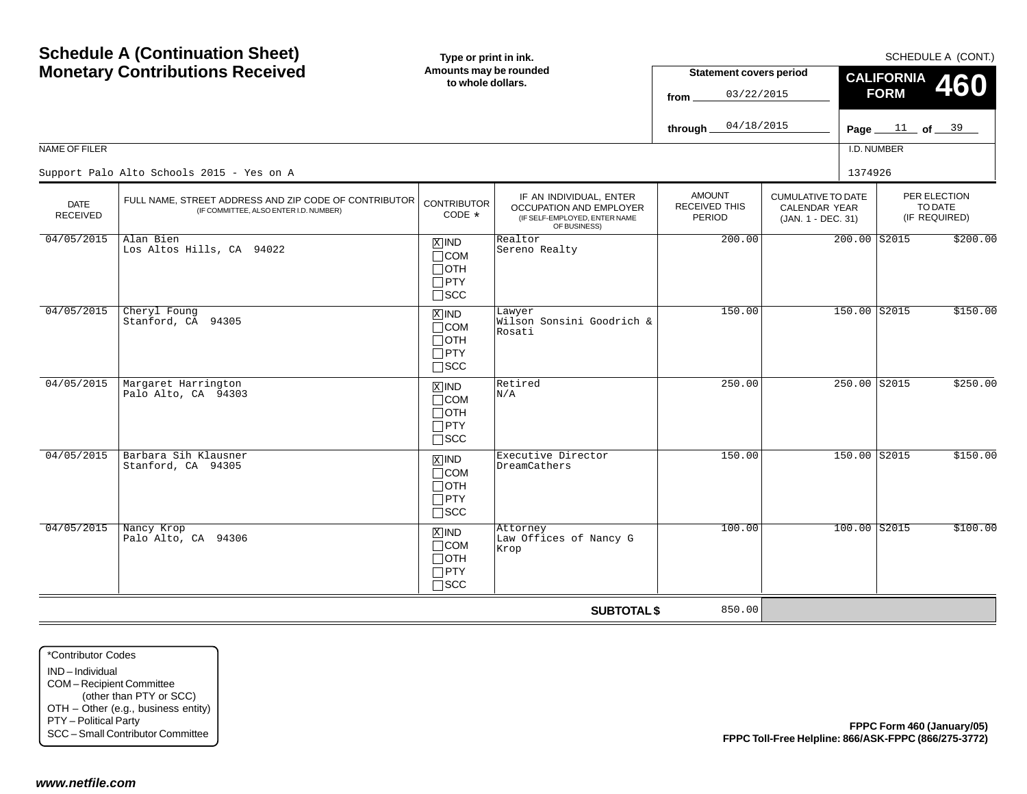# Schedule A (Continuation Sheet)
# Monetary Contributions Received

**Type or print in ink. Amounts may be rounded to whole dollars.**

SCHEDULE A (CONT.)

**Statement covers period**

from 03/22/2015

through 04/18/2015

**CALIFORNIA FORM 460**

NAME OF FILER: Support Palo Alto Schools 2015 - Yes on A

I.D. NUMBER: 1374926

| DATE RECEIVED | FULL NAME, STREET ADDRESS AND ZIP CODE OF CONTRIBUTOR (IF COMMITTEE, ALSO ENTER I.D. NUMBER) | CONTRIBUTOR CODE * | IF AN INDIVIDUAL, ENTER OCCUPATION AND EMPLOYER (IF SELF-EMPLOYED, ENTER NAME OF BUSINESS) | AMOUNT RECEIVED THIS PERIOD | CUMULATIVE TO DATE CALENDAR YEAR (JAN. 1 - DEC. 31) | PER ELECTION TO DATE (IF REQUIRED) | |
|---|---|---|---|---|---|---|---|
| 04/05/2015 | Alan Bien<br>Los Altos Hills, CA 94022 | [X] IND [ ] COM [ ] OTH [ ] PTY [ ] SCC | Realtor<br>Sereno Realty | 200.00 | 200.00 | S2015 | $200.00 |
| 04/05/2015 | Cheryl Foung<br>Stanford, CA 94305 | [X] IND [ ] COM [ ] OTH [ ] PTY [ ] SCC | Lawyer<br>Wilson Sonsini Goodrich & Rosati | 150.00 | 150.00 | S2015 | $150.00 |
| 04/05/2015 | Margaret Harrington<br>Palo Alto, CA 94303 | [X] IND [ ] COM [ ] OTH [ ] PTY [ ] SCC | Retired<br>N/A | 250.00 | 250.00 | S2015 | $250.00 |
| 04/05/2015 | Barbara Sih Klausner<br>Stanford, CA 94305 | [X] IND [ ] COM [ ] OTH [ ] PTY [ ] SCC | Executive Director<br>DreamCathers | 150.00 | 150.00 | S2015 | $150.00 |
| 04/05/2015 | Nancy Krop<br>Palo Alto, CA 94306 | [X] IND [ ] COM [ ] OTH [ ] PTY [ ] SCC | Attorney<br>Law Offices of Nancy G Krop | 100.00 | 100.00 | S2015 | $100.00 |
| | | | **SUBTOTAL $** | 850.00 | | | |

*Contributor Codes
- IND – Individual
- COM – Recipient Committee (other than PTY or SCC)
- OTH – Other (e.g., business entity)
- PTY – Political Party
- SCC – Small Contributor Committee

**FPPC Form 460 (January/05)**
**FPPC Toll-Free Helpline: 866/ASK-FPPC (866/275-3772)**

***www.netfile.com***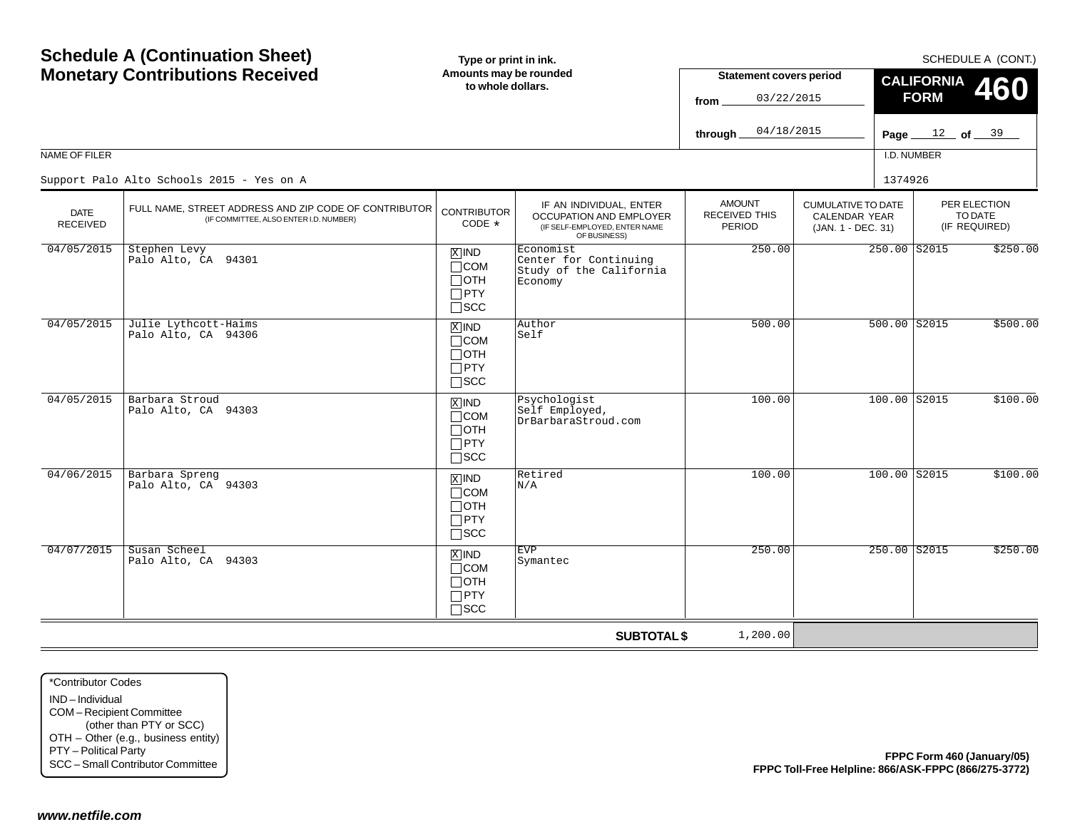# Schedule A (Continuation Sheet)
# Monetary Contributions Received

**Type or print in ink. Amounts may be rounded to whole dollars.**

SCHEDULE A (CONT.)

**Statement covers period**

from 03/22/2015

through 04/18/2015

**CALIFORNIA FORM 460**

Page 12 of 39

NAME OF FILER: Support Palo Alto Schools 2015 - Yes on A

I.D. NUMBER: 1374926

| DATE RECEIVED | FULL NAME, STREET ADDRESS AND ZIP CODE OF CONTRIBUTOR (IF COMMITTEE, ALSO ENTER I.D. NUMBER) | CONTRIBUTOR CODE * | IF AN INDIVIDUAL, ENTER OCCUPATION AND EMPLOYER (IF SELF-EMPLOYED, ENTER NAME OF BUSINESS) | AMOUNT RECEIVED THIS PERIOD | CUMULATIVE TO DATE CALENDAR YEAR (JAN. 1 - DEC. 31) | PER ELECTION TO DATE (IF REQUIRED) | |
|---|---|---|---|---|---|---|---|
| 04/05/2015 | Stephen Levy<br>Palo Alto, CA 94301 | [X] IND [ ] COM [ ] OTH [ ] PTY [ ] SCC | Economist<br>Center for Continuing Study of the California Economy | 250.00 | 250.00 | S2015 | $250.00 |
| 04/05/2015 | Julie Lythcott-Haims<br>Palo Alto, CA 94306 | [X] IND [ ] COM [ ] OTH [ ] PTY [ ] SCC | Author<br>Self | 500.00 | 500.00 | S2015 | $500.00 |
| 04/05/2015 | Barbara Stroud<br>Palo Alto, CA 94303 | [X] IND [ ] COM [ ] OTH [ ] PTY [ ] SCC | Psychologist<br>Self Employed, DrBarbaraStroud.com | 100.00 | 100.00 | S2015 | $100.00 |
| 04/06/2015 | Barbara Spreng<br>Palo Alto, CA 94303 | [X] IND [ ] COM [ ] OTH [ ] PTY [ ] SCC | Retired<br>N/A | 100.00 | 100.00 | S2015 | $100.00 |
| 04/07/2015 | Susan Scheel<br>Palo Alto, CA 94303 | [X] IND [ ] COM [ ] OTH [ ] PTY [ ] SCC | EVP<br>Symantec | 250.00 | 250.00 | S2015 | $250.00 |
| | | | **SUBTOTAL $** | 1,200.00 | | | |

*Contributor Codes
- IND – Individual
- COM – Recipient Committee (other than PTY or SCC)
- OTH – Other (e.g., business entity)
- PTY – Political Party
- SCC – Small Contributor Committee

**FPPC Form 460 (January/05)**
**FPPC Toll-Free Helpline: 866/ASK-FPPC (866/275-3772)**

***www.netfile.com***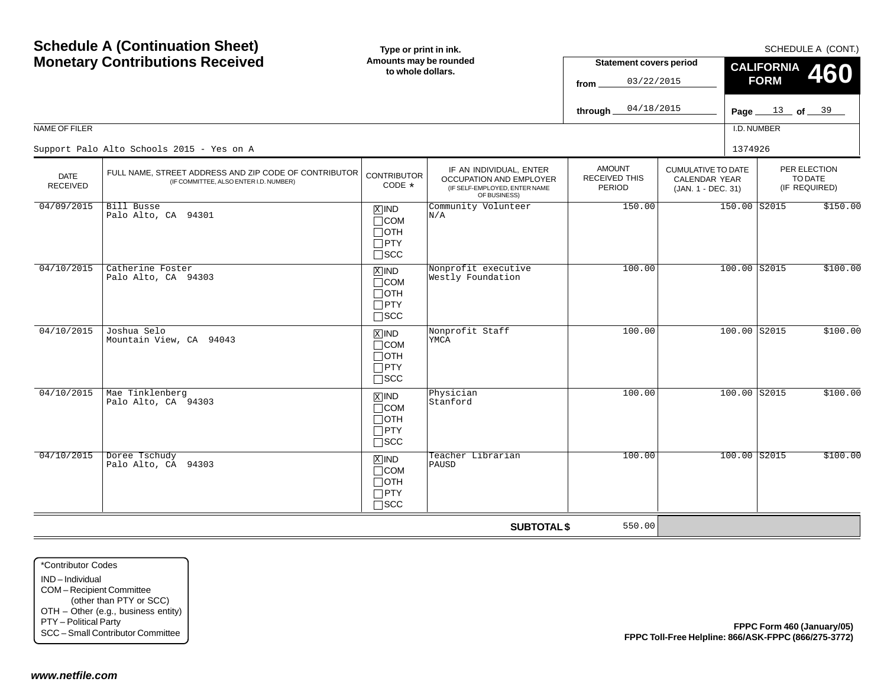# Schedule A (Continuation Sheet)
# Monetary Contributions Received

**Type or print in ink.**
**Amounts may be rounded to whole dollars.**

SCHEDULE A (CONT.)

**Statement covers period**

from 03/22/2015

through 04/18/2015

**CALIFORNIA FORM 460**

NAME OF FILER: Support Palo Alto Schools 2015 - Yes on A

I.D. NUMBER: 1374926

| DATE RECEIVED | FULL NAME, STREET ADDRESS AND ZIP CODE OF CONTRIBUTOR (IF COMMITTEE, ALSO ENTER I.D. NUMBER) | CONTRIBUTOR CODE * | IF AN INDIVIDUAL, ENTER OCCUPATION AND EMPLOYER (IF SELF-EMPLOYED, ENTER NAME OF BUSINESS) | AMOUNT RECEIVED THIS PERIOD | CUMULATIVE TO DATE CALENDAR YEAR (JAN. 1 - DEC. 31) | PER ELECTION TO DATE (IF REQUIRED) |
|---|---|---|---|---|---|---|
| 04/09/2015 | Bill Busse<br>Palo Alto, CA 94301 | [X] IND [ ] COM [ ] OTH [ ] PTY [ ] SCC | Community Volunteer<br>N/A | 150.00 | 150.00 | S2015 $150.00 |
| 04/10/2015 | Catherine Foster<br>Palo Alto, CA 94303 | [X] IND [ ] COM [ ] OTH [ ] PTY [ ] SCC | Nonprofit executive<br>Westly Foundation | 100.00 | 100.00 | S2015 $100.00 |
| 04/10/2015 | Joshua Selo<br>Mountain View, CA 94043 | [X] IND [ ] COM [ ] OTH [ ] PTY [ ] SCC | Nonprofit Staff<br>YMCA | 100.00 | 100.00 | S2015 $100.00 |
| 04/10/2015 | Mae Tinklenberg<br>Palo Alto, CA 94303 | [X] IND [ ] COM [ ] OTH [ ] PTY [ ] SCC | Physician<br>Stanford | 100.00 | 100.00 | S2015 $100.00 |
| 04/10/2015 | Doree Tschudy<br>Palo Alto, CA 94303 | [X] IND [ ] COM [ ] OTH [ ] PTY [ ] SCC | Teacher Librarian<br>PAUSD | 100.00 | 100.00 | S2015 $100.00 |
| | | | **SUBTOTAL $** | 550.00 | | |

*Contributor Codes
IND – Individual
COM – Recipient Committee (other than PTY or SCC)
OTH – Other (e.g., business entity)
PTY – Political Party
SCC – Small Contributor Committee

**FPPC Form 460 (January/05)**
**FPPC Toll-Free Helpline: 866/ASK-FPPC (866/275-3772)**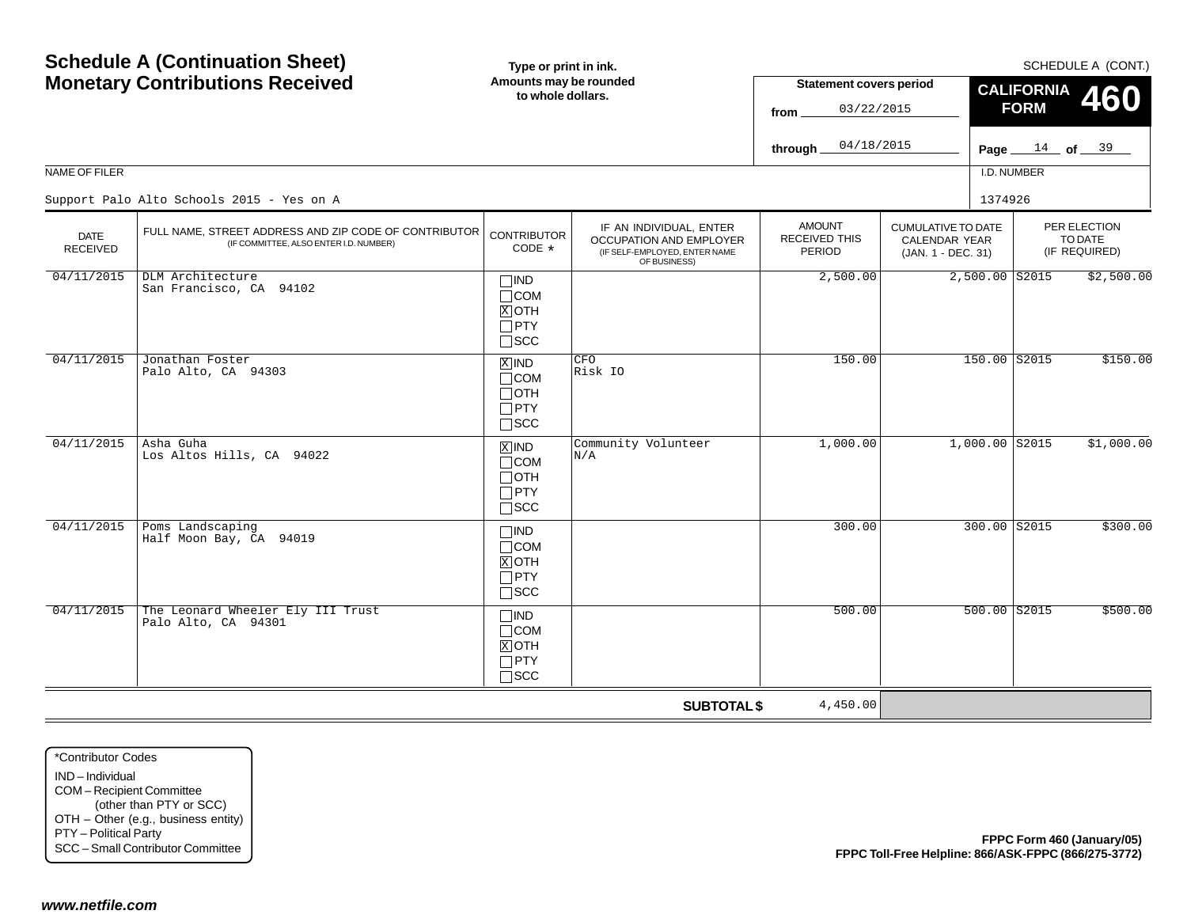# Schedule A (Continuation Sheet)
# Monetary Contributions Received

**Type or print in ink.**
**Amounts may be rounded to whole dollars.**

SCHEDULE A (CONT.)

**Statement covers period**
from 03/22/2015
through 04/18/2015

**CALIFORNIA FORM 460**

Page 14 of 39

NAME OF FILER
Support Palo Alto Schools 2015 - Yes on A

I.D. NUMBER
1374926

| DATE RECEIVED | FULL NAME, STREET ADDRESS AND ZIP CODE OF CONTRIBUTOR (IF COMMITTEE, ALSO ENTER I.D. NUMBER) | CONTRIBUTOR CODE * | IF AN INDIVIDUAL, ENTER OCCUPATION AND EMPLOYER (IF SELF-EMPLOYED, ENTER NAME OF BUSINESS) | AMOUNT RECEIVED THIS PERIOD | CUMULATIVE TO DATE CALENDAR YEAR (JAN. 1 - DEC. 31) | PER ELECTION TO DATE (IF REQUIRED) |
|---|---|---|---|---|---|---|
| 04/11/2015 | DLM Architecture<br>San Francisco, CA 94102 | ☐IND ☐COM ☒OTH ☐PTY ☐SCC | | 2,500.00 | 2,500.00 | S2015 $2,500.00 |
| 04/11/2015 | Jonathan Foster<br>Palo Alto, CA 94303 | ☒IND ☐COM ☐OTH ☐PTY ☐SCC | CFO<br>Risk IO | 150.00 | 150.00 | S2015 $150.00 |
| 04/11/2015 | Asha Guha<br>Los Altos Hills, CA 94022 | ☒IND ☐COM ☐OTH ☐PTY ☐SCC | Community Volunteer<br>N/A | 1,000.00 | 1,000.00 | S2015 $1,000.00 |
| 04/11/2015 | Poms Landscaping<br>Half Moon Bay, CA 94019 | ☐IND ☐COM ☒OTH ☐PTY ☐SCC | | 300.00 | 300.00 | S2015 $300.00 |
| 04/11/2015 | The Leonard Wheeler Ely III Trust<br>Palo Alto, CA 94301 | ☐IND ☐COM ☒OTH ☐PTY ☐SCC | | 500.00 | 500.00 | S2015 $500.00 |
| | | | **SUBTOTAL $** | 4,450.00 | | |

*Contributor Codes
IND – Individual
COM – Recipient Committee (other than PTY or SCC)
OTH – Other (e.g., business entity)
PTY – Political Party
SCC – Small Contributor Committee

**FPPC Form 460 (January/05)**
**FPPC Toll-Free Helpline: 866/ASK-FPPC (866/275-3772)**

*www.netfile.com*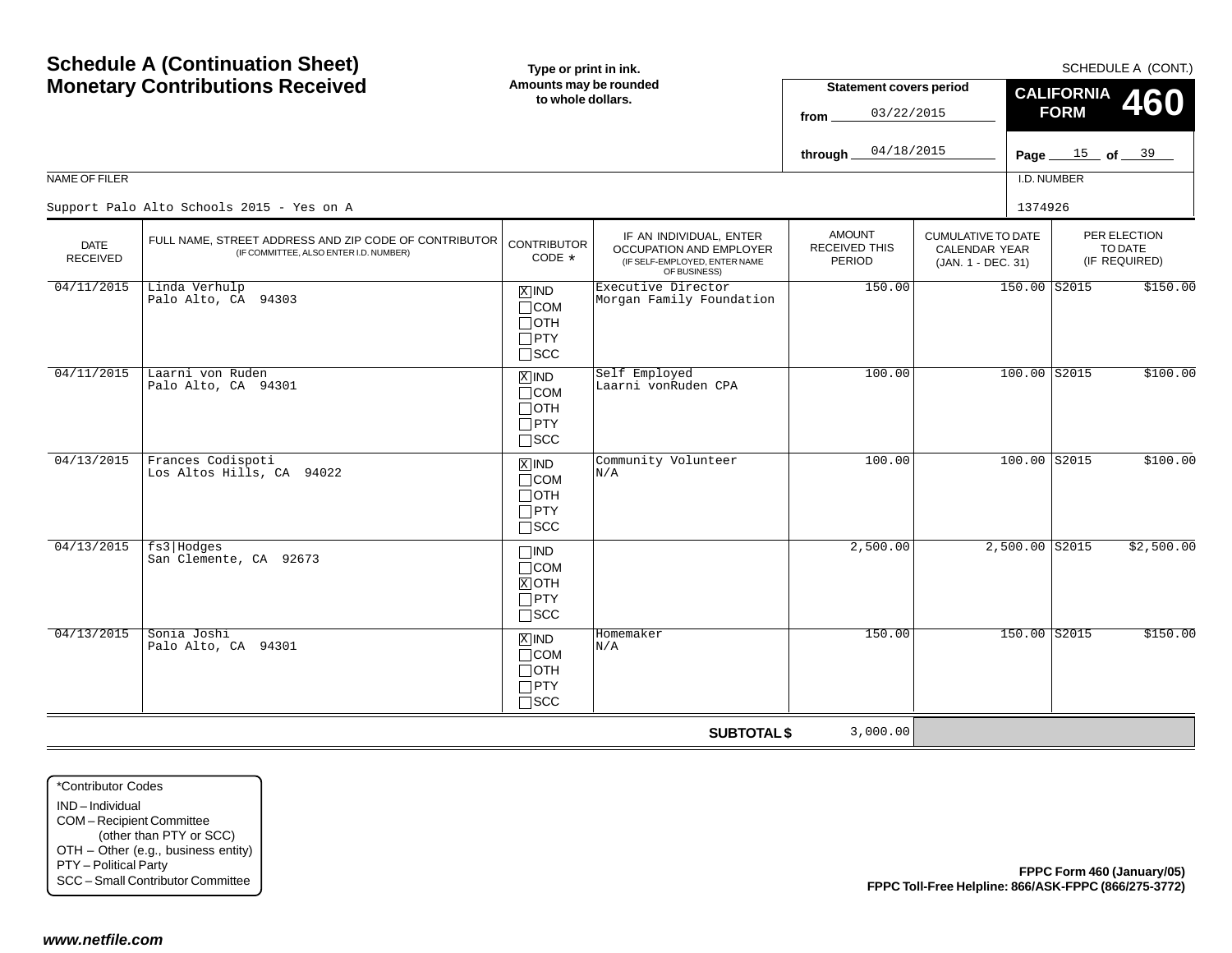# Schedule A (Continuation Sheet) Monetary Contributions Received

**Type or print in ink. Amounts may be rounded to whole dollars.**

SCHEDULE A (CONT.)

**Statement covers period**
from 03/22/2015
through 04/18/2015

**CALIFORNIA FORM 460**

Page 15 of 39

NAME OF FILER: Support Palo Alto Schools 2015 - Yes on A

I.D. NUMBER: 1374926

| DATE RECEIVED | FULL NAME, STREET ADDRESS AND ZIP CODE OF CONTRIBUTOR (IF COMMITTEE, ALSO ENTER I.D. NUMBER) | CONTRIBUTOR CODE * | IF AN INDIVIDUAL, ENTER OCCUPATION AND EMPLOYER (IF SELF-EMPLOYED, ENTER NAME OF BUSINESS) | AMOUNT RECEIVED THIS PERIOD | CUMULATIVE TO DATE CALENDAR YEAR (JAN. 1 - DEC. 31) | PER ELECTION TO DATE (IF REQUIRED) | |
|---|---|---|---|---|---|---|---|
| 04/11/2015 | Linda Verhulp<br>Palo Alto, CA 94303 | [X] IND<br>[ ] COM<br>[ ] OTH<br>[ ] PTY<br>[ ] SCC | Executive Director<br>Morgan Family Foundation | 150.00 | 150.00 | S2015 | $150.00 |
| 04/11/2015 | Laarni von Ruden<br>Palo Alto, CA 94301 | [X] IND<br>[ ] COM<br>[ ] OTH<br>[ ] PTY<br>[ ] SCC | Self Employed<br>Laarni vonRuden CPA | 100.00 | 100.00 | S2015 | $100.00 |
| 04/13/2015 | Frances Codispoti<br>Los Altos Hills, CA 94022 | [X] IND<br>[ ] COM<br>[ ] OTH<br>[ ] PTY<br>[ ] SCC | Community Volunteer<br>N/A | 100.00 | 100.00 | S2015 | $100.00 |
| 04/13/2015 | fs3\|Hodges<br>San Clemente, CA 92673 | [ ] IND<br>[ ] COM<br>[X] OTH<br>[ ] PTY<br>[ ] SCC | | 2,500.00 | 2,500.00 | S2015 | $2,500.00 |
| 04/13/2015 | Sonia Joshi<br>Palo Alto, CA 94301 | [X] IND<br>[ ] COM<br>[ ] OTH<br>[ ] PTY<br>[ ] SCC | Homemaker<br>N/A | 150.00 | 150.00 | S2015 | $150.00 |
| | | | **SUBTOTAL $** | 3,000.00 | | | |

*Contributor Codes
IND – Individual
COM – Recipient Committee (other than PTY or SCC)
OTH – Other (e.g., business entity)
PTY – Political Party
SCC – Small Contributor Committee

**FPPC Form 460 (January/05)**
**FPPC Toll-Free Helpline: 866/ASK-FPPC (866/275-3772)**

*www.netfile.com*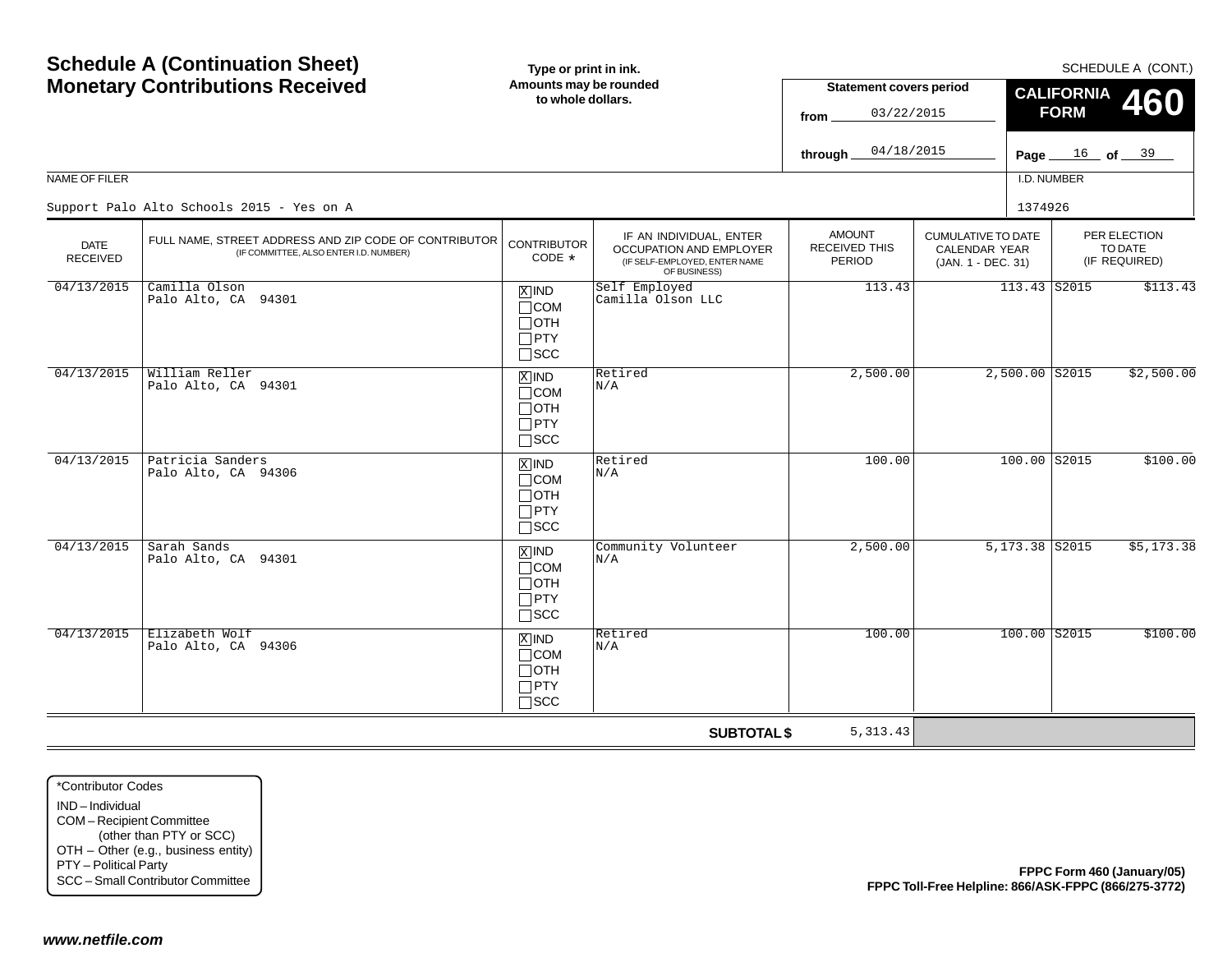# Schedule A (Continuation Sheet)
# Monetary Contributions Received

**Type or print in ink. Amounts may be rounded to whole dollars.**

SCHEDULE A (CONT.)

**Statement covers period**

from 03/22/2015

through 04/18/2015

**CALIFORNIA FORM 460**

Page 16 of 39

NAME OF FILER: Support Palo Alto Schools 2015 - Yes on A

I.D. NUMBER: 1374926

| DATE RECEIVED | FULL NAME, STREET ADDRESS AND ZIP CODE OF CONTRIBUTOR (IF COMMITTEE, ALSO ENTER I.D. NUMBER) | CONTRIBUTOR CODE * | IF AN INDIVIDUAL, ENTER OCCUPATION AND EMPLOYER (IF SELF-EMPLOYED, ENTER NAME OF BUSINESS) | AMOUNT RECEIVED THIS PERIOD | CUMULATIVE TO DATE CALENDAR YEAR (JAN. 1 - DEC. 31) | PER ELECTION TO DATE (IF REQUIRED) | |
|---|---|---|---|---|---|---|---|
| 04/13/2015 | Camilla Olson<br>Palo Alto, CA 94301 | [X] IND [ ] COM [ ] OTH [ ] PTY [ ] SCC | Self Employed<br>Camilla Olson LLC | 113.43 | 113.43 | S2015 | $113.43 |
| 04/13/2015 | William Reller<br>Palo Alto, CA 94301 | [X] IND [ ] COM [ ] OTH [ ] PTY [ ] SCC | Retired<br>N/A | 2,500.00 | 2,500.00 | S2015 | $2,500.00 |
| 04/13/2015 | Patricia Sanders<br>Palo Alto, CA 94306 | [X] IND [ ] COM [ ] OTH [ ] PTY [ ] SCC | Retired<br>N/A | 100.00 | 100.00 | S2015 | $100.00 |
| 04/13/2015 | Sarah Sands<br>Palo Alto, CA 94301 | [X] IND [ ] COM [ ] OTH [ ] PTY [ ] SCC | Community Volunteer<br>N/A | 2,500.00 | 5,173.38 | S2015 | $5,173.38 |
| 04/13/2015 | Elizabeth Wolf<br>Palo Alto, CA 94306 | [X] IND [ ] COM [ ] OTH [ ] PTY [ ] SCC | Retired<br>N/A | 100.00 | 100.00 | S2015 | $100.00 |
| | | | **SUBTOTAL $** | 5,313.43 | | | |

*Contributor Codes
- IND – Individual
- COM – Recipient Committee (other than PTY or SCC)
- OTH – Other (e.g., business entity)
- PTY – Political Party
- SCC – Small Contributor Committee

**FPPC Form 460 (January/05)**
**FPPC Toll-Free Helpline: 866/ASK-FPPC (866/275-3772)**

***www.netfile.com***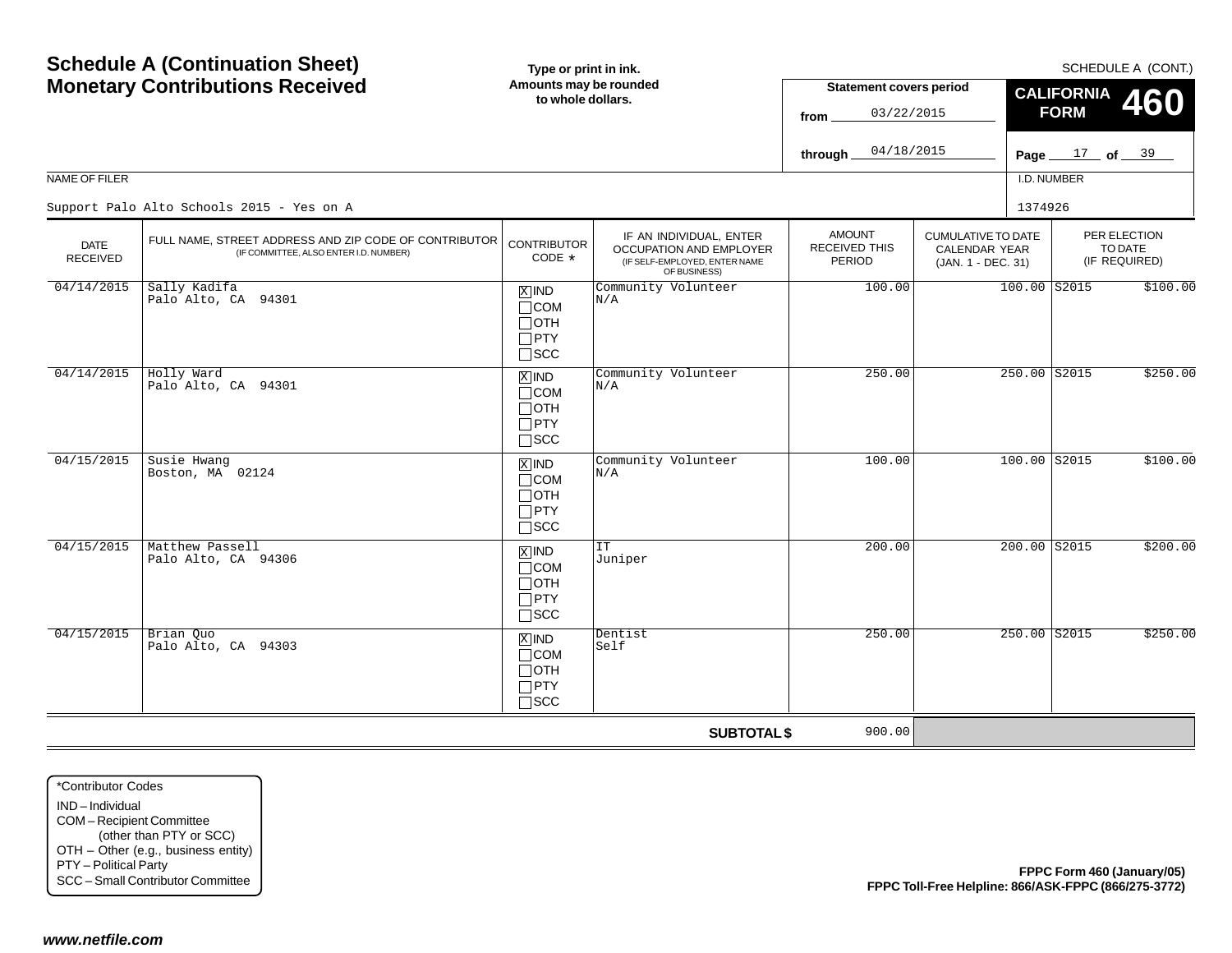# Schedule A (Continuation Sheet)
# Monetary Contributions Received

**Type or print in ink.**
**Amounts may be rounded to whole dollars.**

SCHEDULE A (CONT.)

**Statement covers period**

from 03/22/2015

through 04/18/2015

**CALIFORNIA FORM 460**

Page 17 of 39

NAME OF FILER: Support Palo Alto Schools 2015 - Yes on A

I.D. NUMBER: 1374926

| DATE RECEIVED | FULL NAME, STREET ADDRESS AND ZIP CODE OF CONTRIBUTOR (IF COMMITTEE, ALSO ENTER I.D. NUMBER) | CONTRIBUTOR CODE * | IF AN INDIVIDUAL, ENTER OCCUPATION AND EMPLOYER (IF SELF-EMPLOYED, ENTER NAME OF BUSINESS) | AMOUNT RECEIVED THIS PERIOD | CUMULATIVE TO DATE CALENDAR YEAR (JAN. 1 - DEC. 31) | PER ELECTION TO DATE (IF REQUIRED) |
|---|---|---|---|---|---|---|
| 04/14/2015 | Sally Kadifa<br>Palo Alto, CA 94301 | [X] IND<br>[ ] COM<br>[ ] OTH<br>[ ] PTY<br>[ ] SCC | Community Volunteer<br>N/A | 100.00 | 100.00 | S2015 $100.00 |
| 04/14/2015 | Holly Ward<br>Palo Alto, CA 94301 | [X] IND<br>[ ] COM<br>[ ] OTH<br>[ ] PTY<br>[ ] SCC | Community Volunteer<br>N/A | 250.00 | 250.00 | S2015 $250.00 |
| 04/15/2015 | Susie Hwang<br>Boston, MA 02124 | [X] IND<br>[ ] COM<br>[ ] OTH<br>[ ] PTY<br>[ ] SCC | Community Volunteer<br>N/A | 100.00 | 100.00 | S2015 $100.00 |
| 04/15/2015 | Matthew Passell<br>Palo Alto, CA 94306 | [X] IND<br>[ ] COM<br>[ ] OTH<br>[ ] PTY<br>[ ] SCC | IT<br>Juniper | 200.00 | 200.00 | S2015 $200.00 |
| 04/15/2015 | Brian Quo<br>Palo Alto, CA 94303 | [X] IND<br>[ ] COM<br>[ ] OTH<br>[ ] PTY<br>[ ] SCC | Dentist<br>Self | 250.00 | 250.00 | S2015 $250.00 |
| | | | **SUBTOTAL $** | 900.00 | | |

*Contributor Codes
- IND – Individual
- COM – Recipient Committee (other than PTY or SCC)
- OTH – Other (e.g., business entity)
- PTY – Political Party
- SCC – Small Contributor Committee

**FPPC Form 460 (January/05)**
**FPPC Toll-Free Helpline: 866/ASK-FPPC (866/275-3772)**

*www.netfile.com*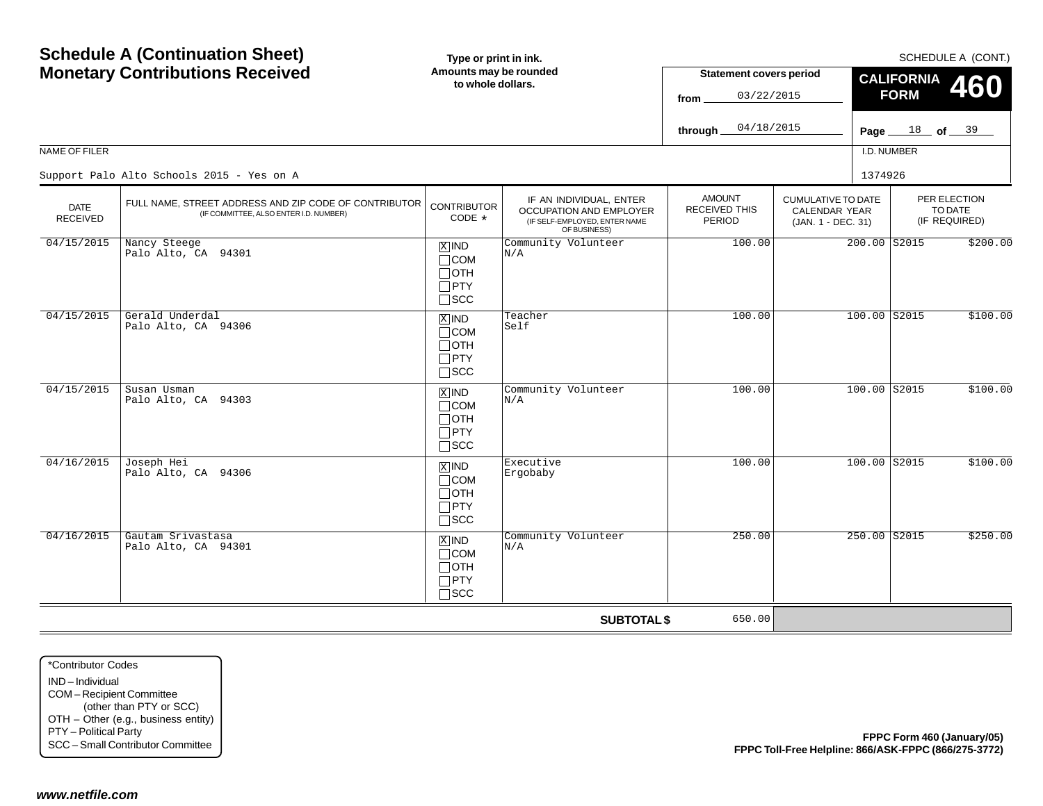# Schedule A (Continuation Sheet)
# Monetary Contributions Received

**Type or print in ink.**
**Amounts may be rounded to whole dollars.**

SCHEDULE A (CONT.)

**CALIFORNIA FORM 460**

**Statement covers period**

from 03/22/2015

through 04/18/2015

Page 18 of 39

NAME OF FILER: Support Palo Alto Schools 2015 - Yes on A

I.D. NUMBER: 1374926

| DATE RECEIVED | FULL NAME, STREET ADDRESS AND ZIP CODE OF CONTRIBUTOR (IF COMMITTEE, ALSO ENTER I.D. NUMBER) | CONTRIBUTOR CODE * | IF AN INDIVIDUAL, ENTER OCCUPATION AND EMPLOYER (IF SELF-EMPLOYED, ENTER NAME OF BUSINESS) | AMOUNT RECEIVED THIS PERIOD | CUMULATIVE TO DATE CALENDAR YEAR (JAN. 1 - DEC. 31) | PER ELECTION TO DATE (IF REQUIRED) | |
|---|---|---|---|---|---|---|---|
| 04/15/2015 | Nancy Steege<br>Palo Alto, CA 94301 | [X] IND [ ] COM [ ] OTH [ ] PTY [ ] SCC | Community Volunteer<br>N/A | 100.00 | 200.00 | S2015 | $200.00 |
| 04/15/2015 | Gerald Underdal<br>Palo Alto, CA 94306 | [X] IND [ ] COM [ ] OTH [ ] PTY [ ] SCC | Teacher<br>Self | 100.00 | 100.00 | S2015 | $100.00 |
| 04/15/2015 | Susan Usman<br>Palo Alto, CA 94303 | [X] IND [ ] COM [ ] OTH [ ] PTY [ ] SCC | Community Volunteer<br>N/A | 100.00 | 100.00 | S2015 | $100.00 |
| 04/16/2015 | Joseph Hei<br>Palo Alto, CA 94306 | [X] IND [ ] COM [ ] OTH [ ] PTY [ ] SCC | Executive<br>Ergobaby | 100.00 | 100.00 | S2015 | $100.00 |
| 04/16/2015 | Gautam Srivastasa<br>Palo Alto, CA 94301 | [X] IND [ ] COM [ ] OTH [ ] PTY [ ] SCC | Community Volunteer<br>N/A | 250.00 | 250.00 | S2015 | $250.00 |
| | | | **SUBTOTAL $** | 650.00 | | | |

*Contributor Codes
IND – Individual
COM – Recipient Committee (other than PTY or SCC)
OTH – Other (e.g., business entity)
PTY – Political Party
SCC – Small Contributor Committee

**FPPC Form 460 (January/05)**
**FPPC Toll-Free Helpline: 866/ASK-FPPC (866/275-3772)**

***www.netfile.com***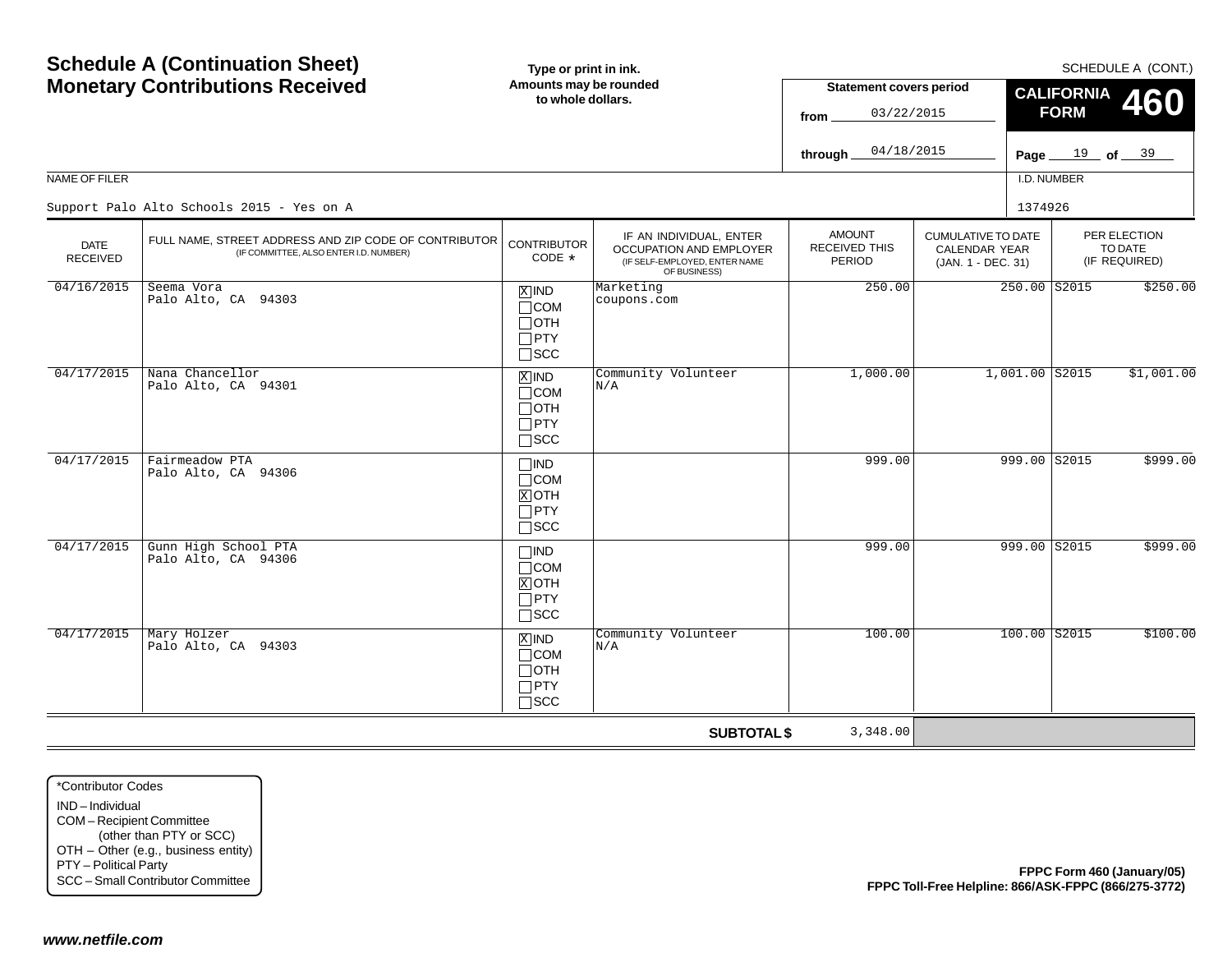# Schedule A (Continuation Sheet)
# Monetary Contributions Received

**Type or print in ink. Amounts may be rounded to whole dollars.**

SCHEDULE A (CONT.)

**CALIFORNIA FORM 460**

**Statement covers period**

from 03/22/2015

through 04/18/2015

NAME OF FILER: Support Palo Alto Schools 2015 - Yes on A

I.D. NUMBER: 1374926

| DATE RECEIVED | FULL NAME, STREET ADDRESS AND ZIP CODE OF CONTRIBUTOR (IF COMMITTEE, ALSO ENTER I.D. NUMBER) | CONTRIBUTOR CODE * | IF AN INDIVIDUAL, ENTER OCCUPATION AND EMPLOYER (IF SELF-EMPLOYED, ENTER NAME OF BUSINESS) | AMOUNT RECEIVED THIS PERIOD | CUMULATIVE TO DATE CALENDAR YEAR (JAN. 1 - DEC. 31) | PER ELECTION TO DATE (IF REQUIRED) | |
|---|---|---|---|---|---|---|---|
| 04/16/2015 | Seema Vora<br>Palo Alto, CA 94303 | [X] IND | Marketing<br>coupons.com | 250.00 | 250.00 | S2015 | $250.00 |
| 04/17/2015 | Nana Chancellor<br>Palo Alto, CA 94301 | [X] IND | Community Volunteer<br>N/A | 1,000.00 | 1,001.00 | S2015 | $1,001.00 |
| 04/17/2015 | Fairmeadow PTA<br>Palo Alto, CA 94306 | [X] OTH | | 999.00 | 999.00 | S2015 | $999.00 |
| 04/17/2015 | Gunn High School PTA<br>Palo Alto, CA 94306 | [X] OTH | | 999.00 | 999.00 | S2015 | $999.00 |
| 04/17/2015 | Mary Holzer<br>Palo Alto, CA 94303 | [X] IND | Community Volunteer<br>N/A | 100.00 | 100.00 | S2015 | $100.00 |
| | | | **SUBTOTAL $** | 3,348.00 | | | |

*Contributor Codes
- IND – Individual
- COM – Recipient Committee (other than PTY or SCC)
- OTH – Other (e.g., business entity)
- PTY – Political Party
- SCC – Small Contributor Committee

**FPPC Form 460 (January/05)**
**FPPC Toll-Free Helpline: 866/ASK-FPPC (866/275-3772)**

***www.netfile.com***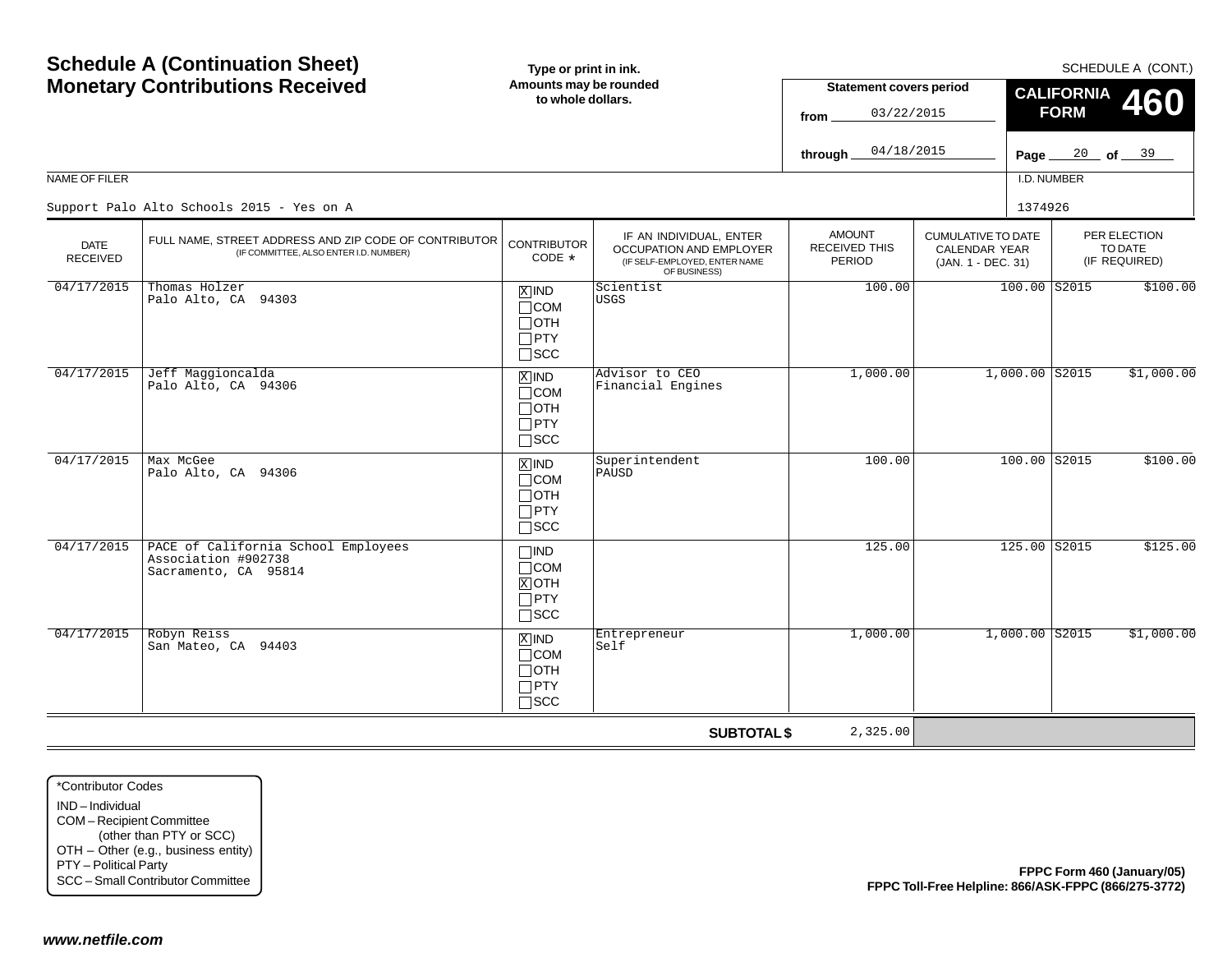# Schedule A (Continuation Sheet) Monetary Contributions Received

**Type or print in ink. Amounts may be rounded to whole dollars.**

SCHEDULE A (CONT.)

**Statement covers period**

from 03/22/2015

through 04/18/2015

**CALIFORNIA FORM 460**

NAME OF FILER: Support Palo Alto Schools 2015 - Yes on A

I.D. NUMBER: 1374926

| DATE RECEIVED | FULL NAME, STREET ADDRESS AND ZIP CODE OF CONTRIBUTOR (IF COMMITTEE, ALSO ENTER I.D. NUMBER) | CONTRIBUTOR CODE * | IF AN INDIVIDUAL, ENTER OCCUPATION AND EMPLOYER (IF SELF-EMPLOYED, ENTER NAME OF BUSINESS) | AMOUNT RECEIVED THIS PERIOD | CUMULATIVE TO DATE CALENDAR YEAR (JAN. 1 - DEC. 31) | PER ELECTION TO DATE (IF REQUIRED) | |
|---|---|---|---|---|---|---|---|
| 04/17/2015 | Thomas Holzer<br>Palo Alto, CA 94303 | [X] IND | Scientist<br>USGS | 100.00 | 100.00 | S2015 | $100.00 |
| 04/17/2015 | Jeff Maggioncalda<br>Palo Alto, CA 94306 | [X] IND | Advisor to CEO<br>Financial Engines | 1,000.00 | 1,000.00 | S2015 | $1,000.00 |
| 04/17/2015 | Max McGee<br>Palo Alto, CA 94306 | [X] IND | Superintendent<br>PAUSD | 100.00 | 100.00 | S2015 | $100.00 |
| 04/17/2015 | PACE of California School Employees Association #902738<br>Sacramento, CA 95814 | [X] OTH | | 125.00 | 125.00 | S2015 | $125.00 |
| 04/17/2015 | Robyn Reiss<br>San Mateo, CA 94403 | [X] IND | Entrepreneur<br>Self | 1,000.00 | 1,000.00 | S2015 | $1,000.00 |
| | | | **SUBTOTAL $** | 2,325.00 | | | |

*Contributor Codes
IND – Individual
COM – Recipient Committee (other than PTY or SCC)
OTH – Other (e.g., business entity)
PTY – Political Party
SCC – Small Contributor Committee

**FPPC Form 460 (January/05)**
**FPPC Toll-Free Helpline: 866/ASK-FPPC (866/275-3772)**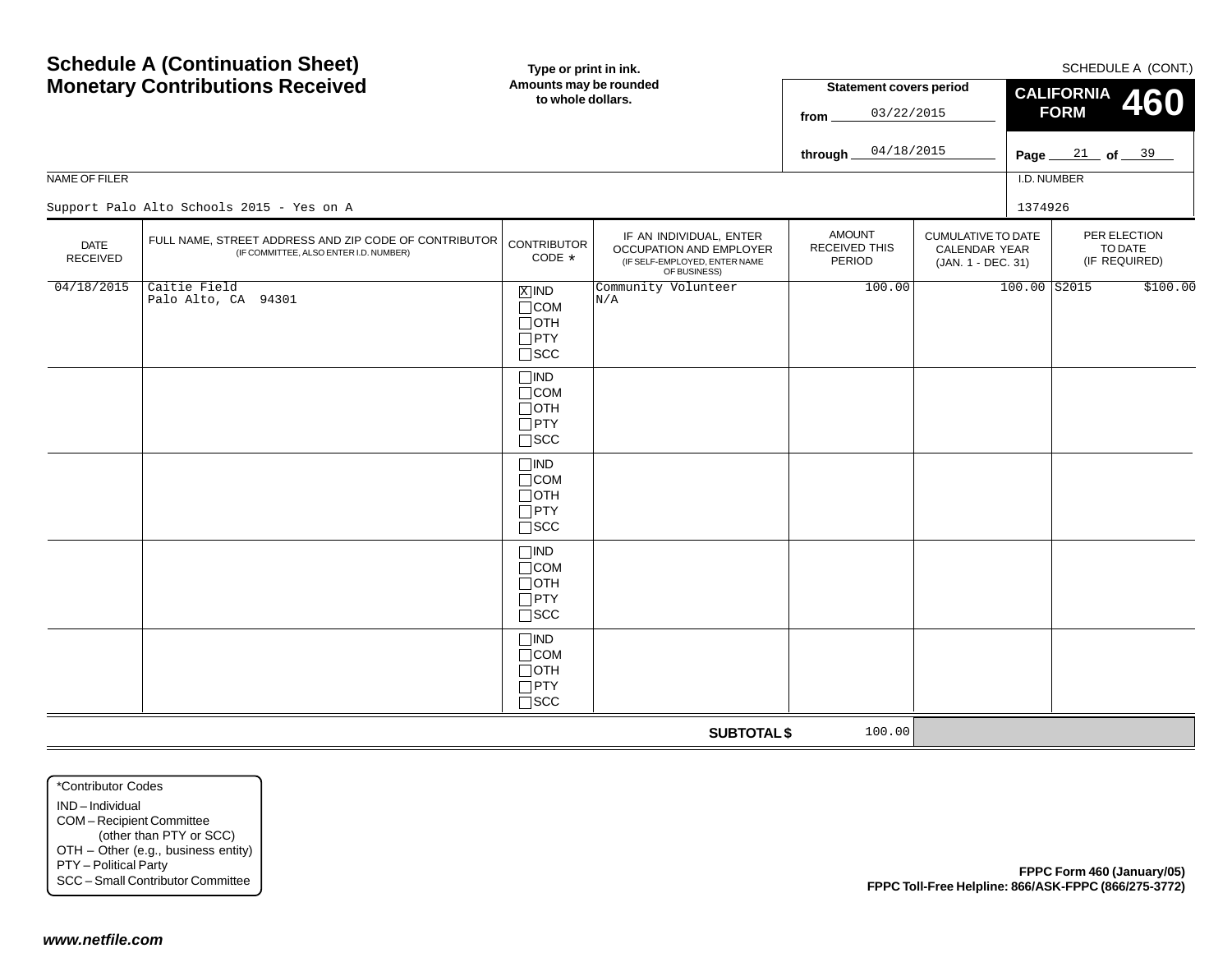# Schedule A (Continuation Sheet)
# Monetary Contributions Received

**Type or print in ink. Amounts may be rounded to whole dollars.**

SCHEDULE A (CONT.)

**Statement covers period**

from 03/22/2015

through 04/18/2015

**CALIFORNIA FORM 460**

Page 21 of 39

NAME OF FILER: Support Palo Alto Schools 2015 - Yes on A

I.D. NUMBER: 1374926

| DATE RECEIVED | FULL NAME, STREET ADDRESS AND ZIP CODE OF CONTRIBUTOR (IF COMMITTEE, ALSO ENTER I.D. NUMBER) | CONTRIBUTOR CODE * | IF AN INDIVIDUAL, ENTER OCCUPATION AND EMPLOYER (IF SELF-EMPLOYED, ENTER NAME OF BUSINESS) | AMOUNT RECEIVED THIS PERIOD | CUMULATIVE TO DATE CALENDAR YEAR (JAN. 1 - DEC. 31) | PER ELECTION TO DATE (IF REQUIRED) |
|---|---|---|---|---|---|---|
| 04/18/2015 | Caitie Field<br>Palo Alto, CA 94301 | [X] IND [ ] COM [ ] OTH [ ] PTY [ ] SCC | Community Volunteer<br>N/A | 100.00 | 100.00 | S2015 $100.00 |
| | | [ ] IND [ ] COM [ ] OTH [ ] PTY [ ] SCC | | | | |
| | | [ ] IND [ ] COM [ ] OTH [ ] PTY [ ] SCC | | | | |
| | | [ ] IND [ ] COM [ ] OTH [ ] PTY [ ] SCC | | | | |
| | | [ ] IND [ ] COM [ ] OTH [ ] PTY [ ] SCC | | | | |
| | | | **SUBTOTAL $** | 100.00 | | |

*Contributor Codes
- IND – Individual
- COM – Recipient Committee (other than PTY or SCC)
- OTH – Other (e.g., business entity)
- PTY – Political Party
- SCC – Small Contributor Committee

**FPPC Form 460 (January/05)**
**FPPC Toll-Free Helpline: 866/ASK-FPPC (866/275-3772)**

***www.netfile.com***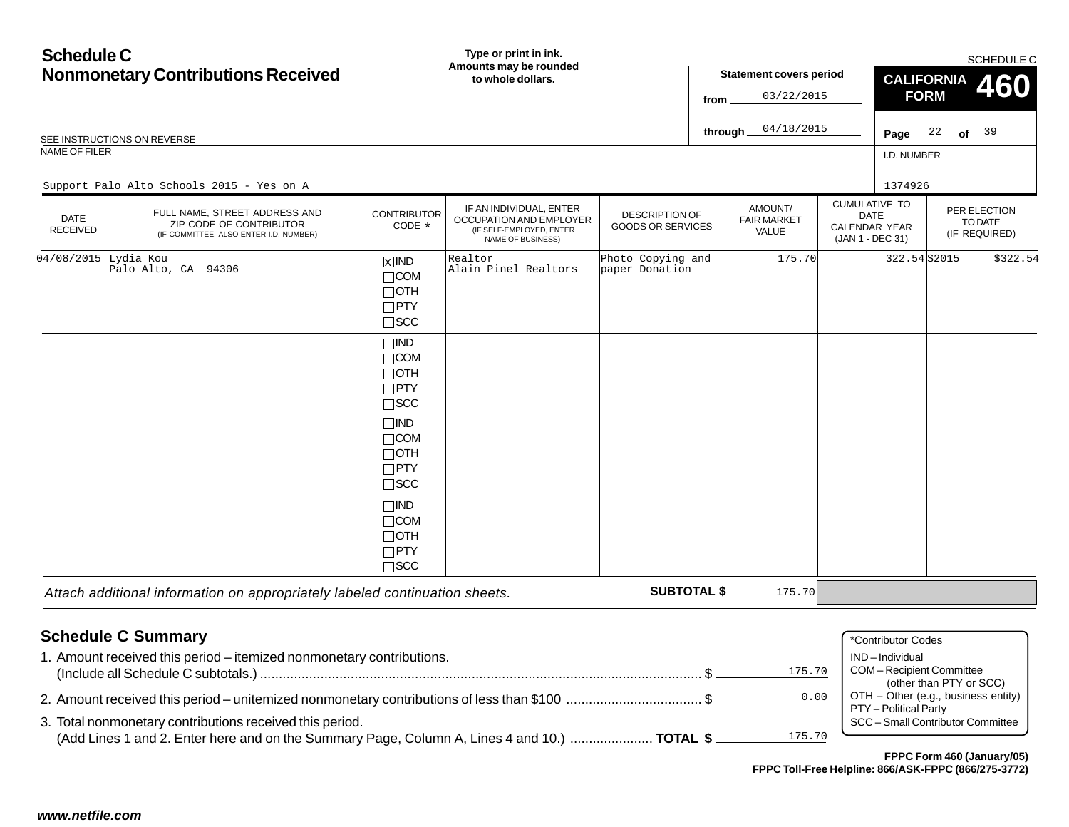# Schedule C
## Nonmonetary Contributions Received

**Type or print in ink. Amounts may be rounded to whole dollars.**

**Statement covers period**
from 03/22/2015
through 04/18/2015

SCHEDULE C
**CALIFORNIA FORM 460**

Page 22 of 39

SEE INSTRUCTIONS ON REVERSE

NAME OF FILER
Support Palo Alto Schools 2015 - Yes on A

I.D. NUMBER
1374926

| DATE RECEIVED | FULL NAME, STREET ADDRESS AND ZIP CODE OF CONTRIBUTOR (IF COMMITTEE, ALSO ENTER I.D. NUMBER) | CONTRIBUTOR CODE * | IF AN INDIVIDUAL, ENTER OCCUPATION AND EMPLOYER (IF SELF-EMPLOYED, ENTER NAME OF BUSINESS) | DESCRIPTION OF GOODS OR SERVICES | AMOUNT/ FAIR MARKET VALUE | CUMULATIVE TO DATE CALENDAR YEAR (JAN 1 - DEC 31) | PER ELECTION TO DATE (IF REQUIRED) |
|---|---|---|---|---|---|---|---|
| 04/08/2015 | Lydia Kou<br>Palo Alto, CA 94306 | [X] IND<br>[ ] COM<br>[ ] OTH<br>[ ] PTY<br>[ ] SCC | Realtor<br>Alain Pinel Realtors | Photo Copying and paper Donation | 175.70 | 322.54 | S2015 $322.54 |
| | | [ ] IND<br>[ ] COM<br>[ ] OTH<br>[ ] PTY<br>[ ] SCC | | | | | |
| | | [ ] IND<br>[ ] COM<br>[ ] OTH<br>[ ] PTY<br>[ ] SCC | | | | | |
| | | [ ] IND<br>[ ] COM<br>[ ] OTH<br>[ ] PTY<br>[ ] SCC | | | | | |

*Attach additional information on appropriately labeled continuation sheets.* **SUBTOTAL $** 175.70

## Schedule C Summary

1. Amount received this period – itemized nonmonetary contributions. (Include all Schedule C subtotals.) .......... $ 175.70
2. Amount received this period – unitemized nonmonetary contributions of less than $100 .......... $ 0.00
3. Total nonmonetary contributions received this period. (Add Lines 1 and 2. Enter here and on the Summary Page, Column A, Lines 4 and 10.) .......... **TOTAL $** 175.70

*Contributor Codes
IND – Individual
COM – Recipient Committee (other than PTY or SCC)
OTH – Other (e.g., business entity)
PTY – Political Party
SCC – Small Contributor Committee

**FPPC Form 460 (January/05)**
**FPPC Toll-Free Helpline: 866/ASK-FPPC (866/275-3772)**

*www.netfile.com*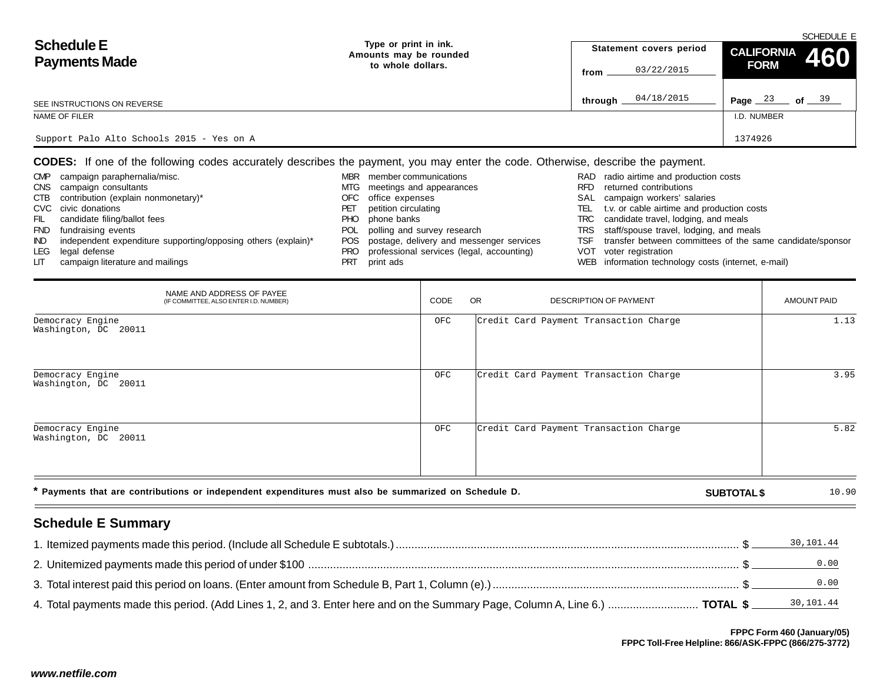SCHEDULE E

# Schedule E Payments Made

**Type or print in ink. Amounts may be rounded to whole dollars.**

SEE INSTRUCTIONS ON REVERSE

| Statement covers period | |
|---|---|
| from | 03/22/2015 |
| through | 04/18/2015 |

**CALIFORNIA FORM 460**

Page 23 of 39

| NAME OF FILER | I.D. NUMBER |
|---|---|
| Support Palo Alto Schools 2015 - Yes on A | 1374926 |

**CODES:** If one of the following codes accurately describes the payment, you may enter the code. Otherwise, describe the payment.

| | | | | | |
|---|---|---|---|---|---|
| CMP | campaign paraphernalia/misc. | MBR | member communications | RAD | radio airtime and production costs |
| CNS | campaign consultants | MTG | meetings and appearances | RFD | returned contributions |
| CTB | contribution (explain nonmonetary)* | OFC | office expenses | SAL | campaign workers' salaries |
| CVC | civic donations | PET | petition circulating | TEL | t.v. or cable airtime and production costs |
| FIL | candidate filing/ballot fees | PHO | phone banks | TRC | candidate travel, lodging, and meals |
| FND | fundraising events | POL | polling and survey research | TRS | staff/spouse travel, lodging, and meals |
| IND | independent expenditure supporting/opposing others (explain)* | POS | postage, delivery and messenger services | TSF | transfer between committees of the same candidate/sponsor |
| LEG | legal defense | PRO | professional services (legal, accounting) | VOT | voter registration |
| LIT | campaign literature and mailings | PRT | print ads | WEB | information technology costs (internet, e-mail) |

| NAME AND ADDRESS OF PAYEE (IF COMMITTEE, ALSO ENTER I.D. NUMBER) | CODE | OR DESCRIPTION OF PAYMENT | AMOUNT PAID |
|---|---|---|---|
| Democracy Engine<br>Washington, DC 20011 | OFC | Credit Card Payment Transaction Charge | 1.13 |
| Democracy Engine<br>Washington, DC 20011 | OFC | Credit Card Payment Transaction Charge | 3.95 |
| Democracy Engine<br>Washington, DC 20011 | OFC | Credit Card Payment Transaction Charge | 5.82 |

**\* Payments that are contributions or independent expenditures must also be summarized on Schedule D.** **SUBTOTAL $** 10.90

## Schedule E Summary

1. Itemized payments made this period. (Include all Schedule E subtotals.) $ 30,101.44
2. Unitemized payments made this period of under $100 $ 0.00
3. Total interest paid this period on loans. (Enter amount from Schedule B, Part 1, Column (e).) $ 0.00
4. Total payments made this period. (Add Lines 1, 2, and 3. Enter here and on the Summary Page, Column A, Line 6.) **TOTAL $** 30,101.44

**FPPC Form 460 (January/05)**
**FPPC Toll-Free Helpline: 866/ASK-FPPC (866/275-3772)**

***www.netfile.com***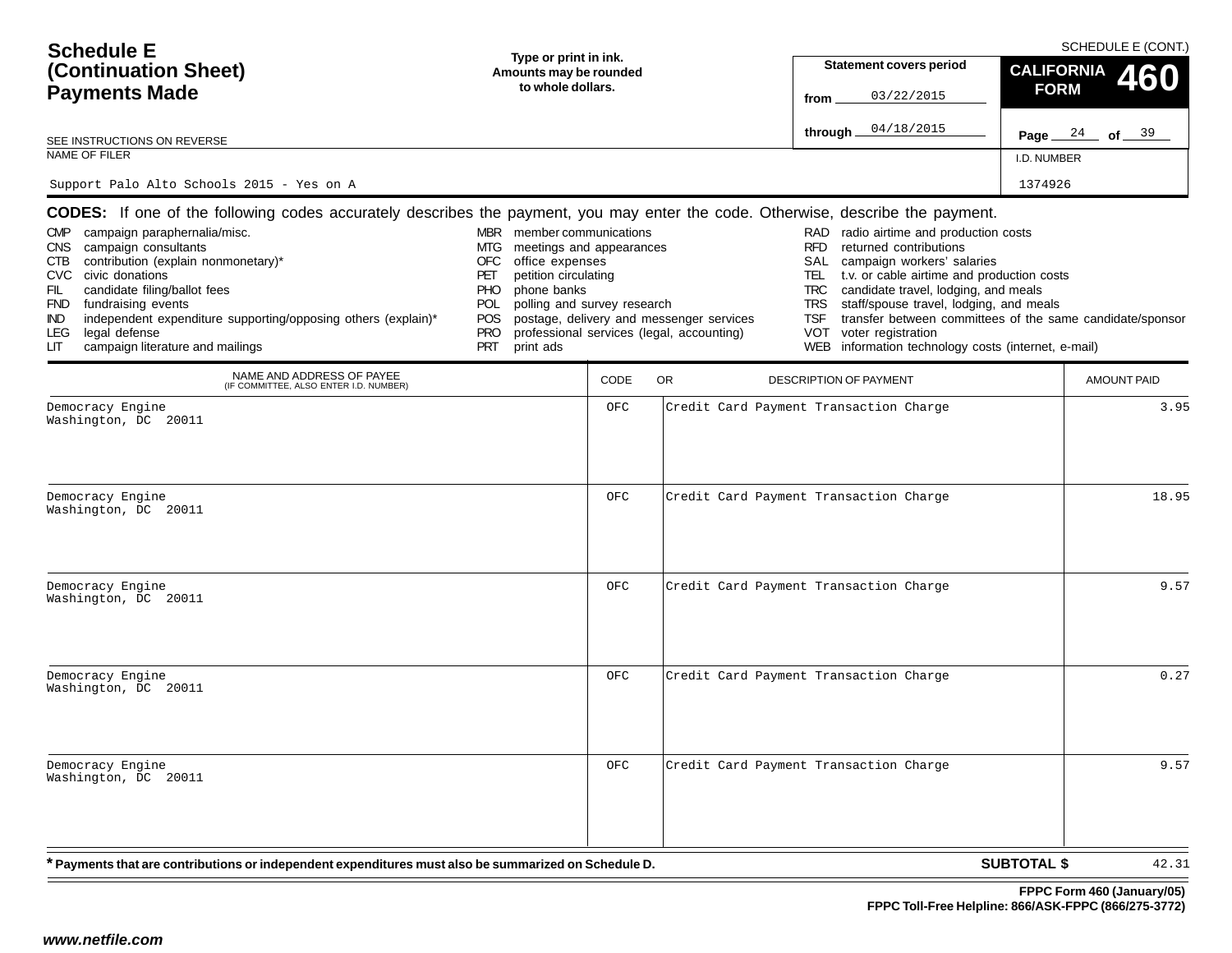# Schedule E (Continuation Sheet) Payments Made

SCHEDULE E (CONT.)

Type or print in ink. Amounts may be rounded to whole dollars.

SEE INSTRUCTIONS ON REVERSE

**Statement covers period**

from 03/22/2015

through 04/18/2015

**CALIFORNIA FORM 460**

Page 24 of 39

NAME OF FILER: Support Palo Alto Schools 2015 - Yes on A

I.D. NUMBER: 1374926

**CODES:** If one of the following codes accurately describes the payment, you may enter the code. Otherwise, describe the payment.

- CMP campaign paraphernalia/misc.
- CNS campaign consultants
- CTB contribution (explain nonmonetary)*
- CVC civic donations
- FIL candidate filing/ballot fees
- FND fundraising events
- IND independent expenditure supporting/opposing others (explain)*
- LEG legal defense
- LIT campaign literature and mailings
- MBR member communications
- MTG meetings and appearances
- OFC office expenses
- PET petition circulating
- PHO phone banks
- POL polling and survey research
- POS postage, delivery and messenger services
- PRO professional services (legal, accounting)
- PRT print ads
- RAD radio airtime and production costs
- RFD returned contributions
- SAL campaign workers' salaries
- TEL t.v. or cable airtime and production costs
- TRC candidate travel, lodging, and meals
- TRS staff/spouse travel, lodging, and meals
- TSF transfer between committees of the same candidate/sponsor
- VOT voter registration
- WEB information technology costs (internet, e-mail)

| NAME AND ADDRESS OF PAYEE (IF COMMITTEE, ALSO ENTER I.D. NUMBER) | CODE | OR DESCRIPTION OF PAYMENT | AMOUNT PAID |
|---|---|---|---|
| Democracy Engine<br>Washington, DC 20011 | OFC | Credit Card Payment Transaction Charge | 3.95 |
| Democracy Engine<br>Washington, DC 20011 | OFC | Credit Card Payment Transaction Charge | 18.95 |
| Democracy Engine<br>Washington, DC 20011 | OFC | Credit Card Payment Transaction Charge | 9.57 |
| Democracy Engine<br>Washington, DC 20011 | OFC | Credit Card Payment Transaction Charge | 0.27 |
| Democracy Engine<br>Washington, DC 20011 | OFC | Credit Card Payment Transaction Charge | 9.57 |

**\* Payments that are contributions or independent expenditures must also be summarized on Schedule D.**

**SUBTOTAL $** 42.31

**FPPC Form 460 (January/05)**
**FPPC Toll-Free Helpline: 866/ASK-FPPC (866/275-3772)**

***www.netfile.com***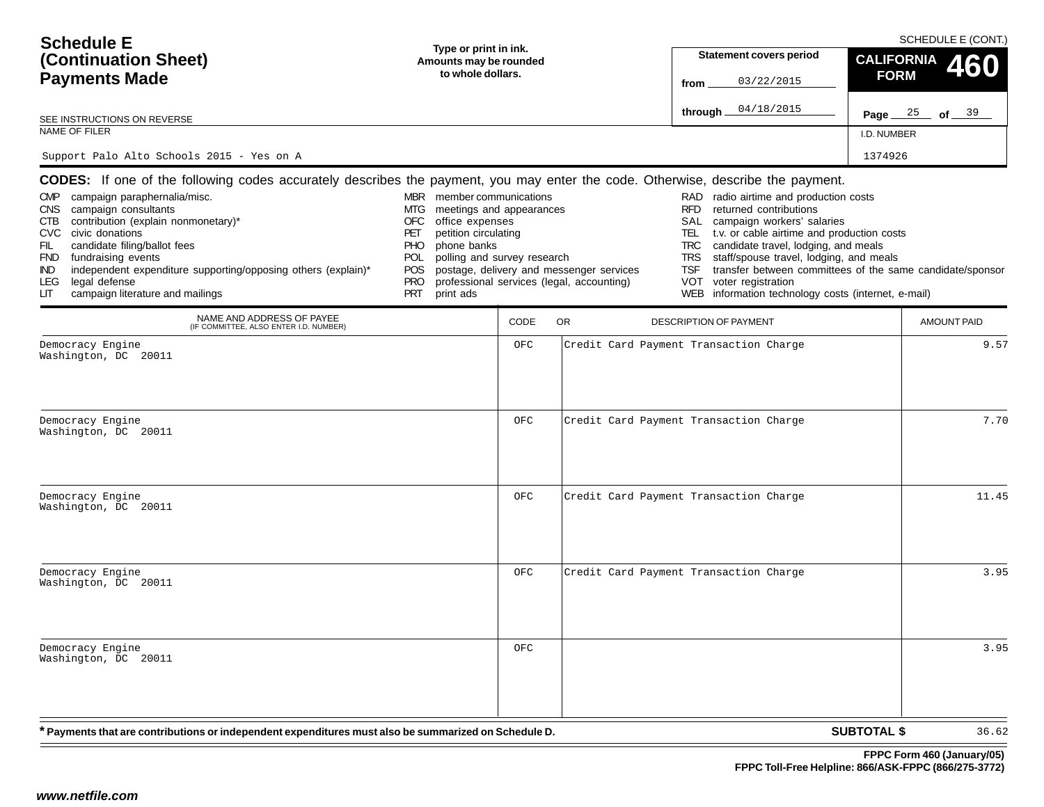# Schedule E (Continuation Sheet) Payments Made

SCHEDULE E (CONT.)

Type or print in ink. Amounts may be rounded to whole dollars.

SEE INSTRUCTIONS ON REVERSE

**Statement covers period**

from 03/22/2015

through 04/18/2015

**CALIFORNIA FORM 460**

NAME OF FILER: Support Palo Alto Schools 2015 - Yes on A

I.D. NUMBER: 1374926

**CODES:** If one of the following codes accurately describes the payment, you may enter the code. Otherwise, describe the payment.

- CMP campaign paraphernalia/misc.
- CNS campaign consultants
- CTB contribution (explain nonmonetary)*
- CVC civic donations
- FIL candidate filing/ballot fees
- FND fundraising events
- IND independent expenditure supporting/opposing others (explain)*
- LEG legal defense
- LIT campaign literature and mailings
- MBR member communications
- MTG meetings and appearances
- OFC office expenses
- PET petition circulating
- PHO phone banks
- POL polling and survey research
- POS postage, delivery and messenger services
- PRO professional services (legal, accounting)
- PRT print ads
- RAD radio airtime and production costs
- RFD returned contributions
- SAL campaign workers' salaries
- TEL t.v. or cable airtime and production costs
- TRC candidate travel, lodging, and meals
- TRS staff/spouse travel, lodging, and meals
- TSF transfer between committees of the same candidate/sponsor
- VOT voter registration
- WEB information technology costs (internet, e-mail)

| NAME AND ADDRESS OF PAYEE (IF COMMITTEE, ALSO ENTER I.D. NUMBER) | CODE | OR DESCRIPTION OF PAYMENT | AMOUNT PAID |
|---|---|---|---|
| Democracy Engine<br>Washington, DC 20011 | OFC | Credit Card Payment Transaction Charge | 9.57 |
| Democracy Engine<br>Washington, DC 20011 | OFC | Credit Card Payment Transaction Charge | 7.70 |
| Democracy Engine<br>Washington, DC 20011 | OFC | Credit Card Payment Transaction Charge | 11.45 |
| Democracy Engine<br>Washington, DC 20011 | OFC | Credit Card Payment Transaction Charge | 3.95 |
| Democracy Engine<br>Washington, DC 20011 | OFC | | 3.95 |

* Payments that are contributions or independent expenditures must also be summarized on Schedule D.

**SUBTOTAL $** 36.62

FPPC Form 460 (January/05)
FPPC Toll-Free Helpline: 866/ASK-FPPC (866/275-3772)

www.netfile.com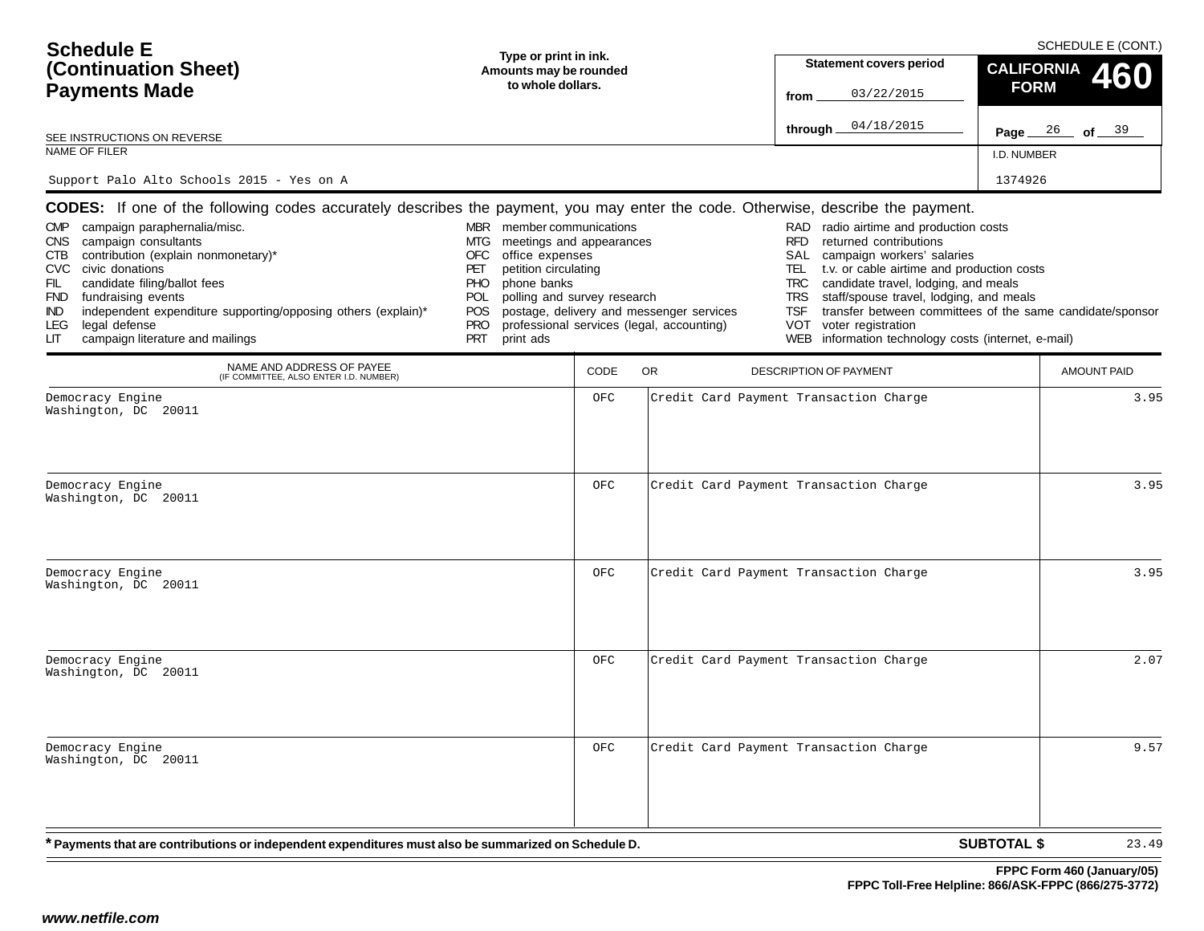# Schedule E (Continuation Sheet) Payments Made

SCHEDULE E (CONT.)

**Type or print in ink. Amounts may be rounded to whole dollars.**

**Statement covers period**

from 03/22/2015

through 04/18/2015

**CALIFORNIA FORM 460**

SEE INSTRUCTIONS ON REVERSE

NAME OF FILER: Support Palo Alto Schools 2015 - Yes on A

I.D. NUMBER: 1374926

**CODES:** If one of the following codes accurately describes the payment, you may enter the code. Otherwise, describe the payment.

- CMP campaign paraphernalia/misc.
- CNS campaign consultants
- CTB contribution (explain nonmonetary)*
- CVC civic donations
- FIL candidate filing/ballot fees
- FND fundraising events
- IND independent expenditure supporting/opposing others (explain)*
- LEG legal defense
- LIT campaign literature and mailings
- MBR member communications
- MTG meetings and appearances
- OFC office expenses
- PET petition circulating
- PHO phone banks
- POL polling and survey research
- POS postage, delivery and messenger services
- PRO professional services (legal, accounting)
- PRT print ads
- RAD radio airtime and production costs
- RFD returned contributions
- SAL campaign workers' salaries
- TEL t.v. or cable airtime and production costs
- TRC candidate travel, lodging, and meals
- TRS staff/spouse travel, lodging, and meals
- TSF transfer between committees of the same candidate/sponsor
- VOT voter registration
- WEB information technology costs (internet, e-mail)

| NAME AND ADDRESS OF PAYEE (IF COMMITTEE, ALSO ENTER I.D. NUMBER) | CODE | OR DESCRIPTION OF PAYMENT | AMOUNT PAID |
|---|---|---|---|
| Democracy Engine<br>Washington, DC 20011 | OFC | Credit Card Payment Transaction Charge | 3.95 |
| Democracy Engine<br>Washington, DC 20011 | OFC | Credit Card Payment Transaction Charge | 3.95 |
| Democracy Engine<br>Washington, DC 20011 | OFC | Credit Card Payment Transaction Charge | 3.95 |
| Democracy Engine<br>Washington, DC 20011 | OFC | Credit Card Payment Transaction Charge | 2.07 |
| Democracy Engine<br>Washington, DC 20011 | OFC | Credit Card Payment Transaction Charge | 9.57 |

*** Payments that are contributions or independent expenditures must also be summarized on Schedule D.**

**SUBTOTAL $** 23.49

**FPPC Form 460 (January/05)**
**FPPC Toll-Free Helpline: 866/ASK-FPPC (866/275-3772)**

***www.netfile.com***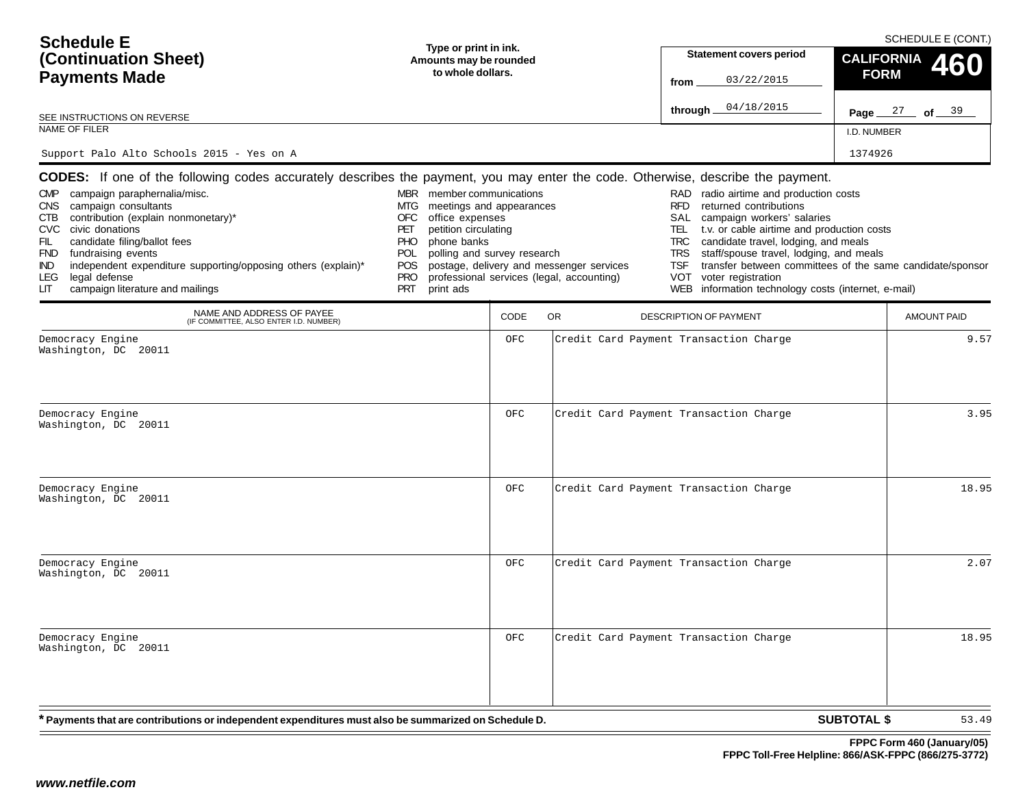# Schedule E (Continuation Sheet) Payments Made

SCHEDULE E (CONT.)

**Type or print in ink. Amounts may be rounded to whole dollars.**

**Statement covers period**
from 03/22/2015
through 04/18/2015

**CALIFORNIA FORM 460**

Page 27 of 39

SEE INSTRUCTIONS ON REVERSE

NAME OF FILER: Support Palo Alto Schools 2015 - Yes on A

I.D. NUMBER: 1374926

**CODES:** If one of the following codes accurately describes the payment, you may enter the code. Otherwise, describe the payment.

- CMP campaign paraphernalia/misc.
- CNS campaign consultants
- CTB contribution (explain nonmonetary)*
- CVC civic donations
- FIL candidate filing/ballot fees
- FND fundraising events
- IND independent expenditure supporting/opposing others (explain)*
- LEG legal defense
- LIT campaign literature and mailings
- MBR member communications
- MTG meetings and appearances
- OFC office expenses
- PET petition circulating
- PHO phone banks
- POL polling and survey research
- POS postage, delivery and messenger services
- PRO professional services (legal, accounting)
- PRT print ads
- RAD radio airtime and production costs
- RFD returned contributions
- SAL campaign workers' salaries
- TEL t.v. or cable airtime and production costs
- TRC candidate travel, lodging, and meals
- TRS staff/spouse travel, lodging, and meals
- TSF transfer between committees of the same candidate/sponsor
- VOT voter registration
- WEB information technology costs (internet, e-mail)

| NAME AND ADDRESS OF PAYEE (IF COMMITTEE, ALSO ENTER I.D. NUMBER) | CODE | OR DESCRIPTION OF PAYMENT | AMOUNT PAID |
|---|---|---|---|
| Democracy Engine<br>Washington, DC 20011 | OFC | Credit Card Payment Transaction Charge | 9.57 |
| Democracy Engine<br>Washington, DC 20011 | OFC | Credit Card Payment Transaction Charge | 3.95 |
| Democracy Engine<br>Washington, DC 20011 | OFC | Credit Card Payment Transaction Charge | 18.95 |
| Democracy Engine<br>Washington, DC 20011 | OFC | Credit Card Payment Transaction Charge | 2.07 |
| Democracy Engine<br>Washington, DC 20011 | OFC | Credit Card Payment Transaction Charge | 18.95 |

**\* Payments that are contributions or independent expenditures must also be summarized on Schedule D.**

**SUBTOTAL $** 53.49

**FPPC Form 460 (January/05)**
**FPPC Toll-Free Helpline: 866/ASK-FPPC (866/275-3772)**

*www.netfile.com*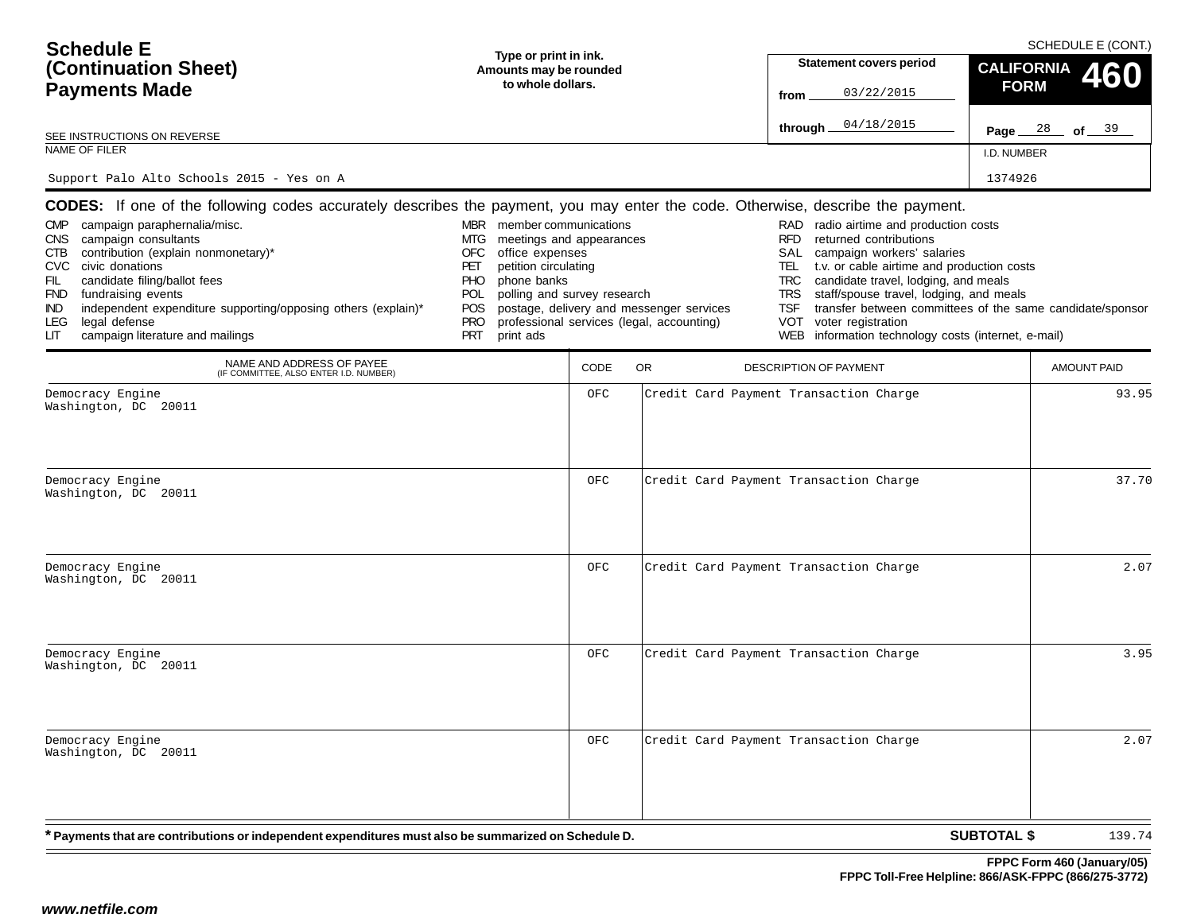# Schedule E (Continuation Sheet) Payments Made

SCHEDULE E (CONT.)

**Type or print in ink. Amounts may be rounded to whole dollars.**

**Statement covers period**

from 03/22/2015

through 04/18/2015

**CALIFORNIA FORM 460**

SEE INSTRUCTIONS ON REVERSE

NAME OF FILER: Support Palo Alto Schools 2015 - Yes on A

I.D. NUMBER: 1374926

**CODES:** If one of the following codes accurately describes the payment, you may enter the code. Otherwise, describe the payment.

- CMP campaign paraphernalia/misc.
- CNS campaign consultants
- CTB contribution (explain nonmonetary)*
- CVC civic donations
- FIL candidate filing/ballot fees
- FND fundraising events
- IND independent expenditure supporting/opposing others (explain)*
- LEG legal defense
- LIT campaign literature and mailings
- MBR member communications
- MTG meetings and appearances
- OFC office expenses
- PET petition circulating
- PHO phone banks
- POL polling and survey research
- POS postage, delivery and messenger services
- PRO professional services (legal, accounting)
- PRT print ads
- RAD radio airtime and production costs
- RFD returned contributions
- SAL campaign workers' salaries
- TEL t.v. or cable airtime and production costs
- TRC candidate travel, lodging, and meals
- TRS staff/spouse travel, lodging, and meals
- TSF transfer between committees of the same candidate/sponsor
- VOT voter registration
- WEB information technology costs (internet, e-mail)

| NAME AND ADDRESS OF PAYEE (IF COMMITTEE, ALSO ENTER I.D. NUMBER) | CODE | OR DESCRIPTION OF PAYMENT | AMOUNT PAID |
|---|---|---|---|
| Democracy Engine<br>Washington, DC 20011 | OFC | Credit Card Payment Transaction Charge | 93.95 |
| Democracy Engine<br>Washington, DC 20011 | OFC | Credit Card Payment Transaction Charge | 37.70 |
| Democracy Engine<br>Washington, DC 20011 | OFC | Credit Card Payment Transaction Charge | 2.07 |
| Democracy Engine<br>Washington, DC 20011 | OFC | Credit Card Payment Transaction Charge | 3.95 |
| Democracy Engine<br>Washington, DC 20011 | OFC | Credit Card Payment Transaction Charge | 2.07 |

**\* Payments that are contributions or independent expenditures must also be summarized on Schedule D.**

**SUBTOTAL $** 139.74

**FPPC Form 460 (January/05)**
**FPPC Toll-Free Helpline: 866/ASK-FPPC (866/275-3772)**

*www.netfile.com*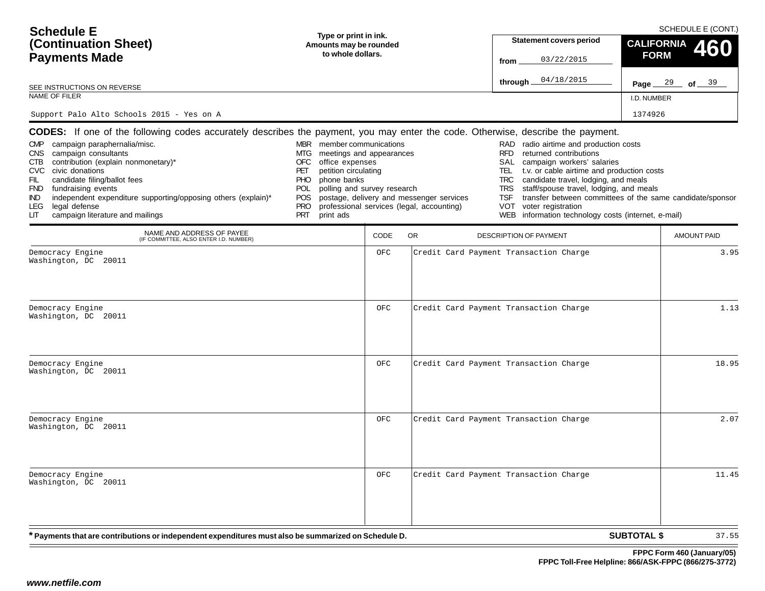# Schedule E (Continuation Sheet) Payments Made

SCHEDULE E (CONT.)

**Type or print in ink. Amounts may be rounded to whole dollars.**

**Statement covers period**
from 03/22/2015
through 04/18/2015

**CALIFORNIA FORM 460**

SEE INSTRUCTIONS ON REVERSE

| NAME OF FILER | I.D. NUMBER |
|---|---|
| Support Palo Alto Schools 2015 - Yes on A | 1374926 |

**CODES:** If one of the following codes accurately describes the payment, you may enter the code. Otherwise, describe the payment.

- CMP campaign paraphernalia/misc.
- CNS campaign consultants
- CTB contribution (explain nonmonetary)*
- CVC civic donations
- FIL candidate filing/ballot fees
- FND fundraising events
- IND independent expenditure supporting/opposing others (explain)*
- LEG legal defense
- LIT campaign literature and mailings
- MBR member communications
- MTG meetings and appearances
- OFC office expenses
- PET petition circulating
- PHO phone banks
- POL polling and survey research
- POS postage, delivery and messenger services
- PRO professional services (legal, accounting)
- PRT print ads
- RAD radio airtime and production costs
- RFD returned contributions
- SAL campaign workers' salaries
- TEL t.v. or cable airtime and production costs
- TRC candidate travel, lodging, and meals
- TRS staff/spouse travel, lodging, and meals
- TSF transfer between committees of the same candidate/sponsor
- VOT voter registration
- WEB information technology costs (internet, e-mail)

| NAME AND ADDRESS OF PAYEE (IF COMMITTEE, ALSO ENTER I.D. NUMBER) | CODE | OR DESCRIPTION OF PAYMENT | AMOUNT PAID |
|---|---|---|---|
| Democracy Engine Washington, DC 20011 | OFC | Credit Card Payment Transaction Charge | 3.95 |
| Democracy Engine Washington, DC 20011 | OFC | Credit Card Payment Transaction Charge | 1.13 |
| Democracy Engine Washington, DC 20011 | OFC | Credit Card Payment Transaction Charge | 18.95 |
| Democracy Engine Washington, DC 20011 | OFC | Credit Card Payment Transaction Charge | 2.07 |
| Democracy Engine Washington, DC 20011 | OFC | Credit Card Payment Transaction Charge | 11.45 |

**\* Payments that are contributions or independent expenditures must also be summarized on Schedule D.**

**SUBTOTAL $** 37.55

**FPPC Form 460 (January/05)**
**FPPC Toll-Free Helpline: 866/ASK-FPPC (866/275-3772)**

*www.netfile.com*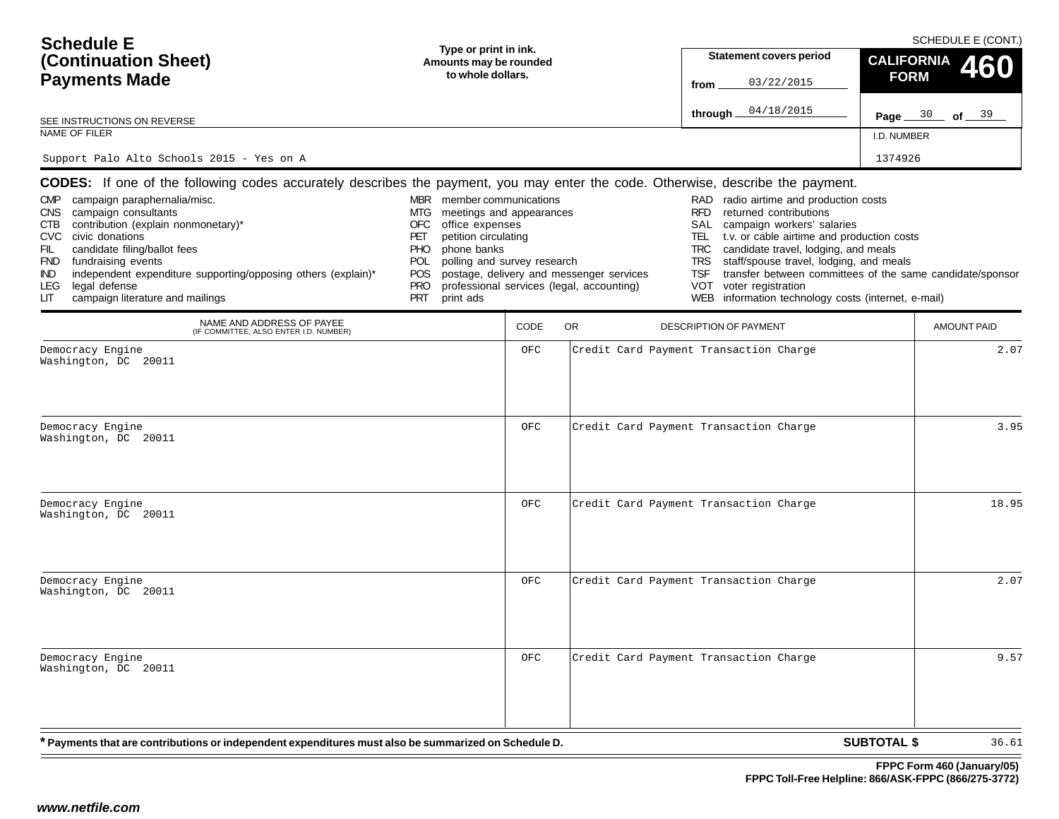# Schedule E (Continuation Sheet) Payments Made

SCHEDULE E (CONT.)

**Type or print in ink. Amounts may be rounded to whole dollars.**

SEE INSTRUCTIONS ON REVERSE

**Statement covers period**
from 03/22/2015
through 04/18/2015

**CALIFORNIA FORM 460**

Page 30 of 39

NAME OF FILER: Support Palo Alto Schools 2015 - Yes on A

I.D. NUMBER: 1374926

**CODES:** If one of the following codes accurately describes the payment, you may enter the code. Otherwise, describe the payment.

- CMP campaign paraphernalia/misc.
- CNS campaign consultants
- CTB contribution (explain nonmonetary)*
- CVC civic donations
- FIL candidate filing/ballot fees
- FND fundraising events
- IND independent expenditure supporting/opposing others (explain)*
- LEG legal defense
- LIT campaign literature and mailings
- MBR member communications
- MTG meetings and appearances
- OFC office expenses
- PET petition circulating
- PHO phone banks
- POL polling and survey research
- POS postage, delivery and messenger services
- PRO professional services (legal, accounting)
- PRT print ads
- RAD radio airtime and production costs
- RFD returned contributions
- SAL campaign workers' salaries
- TEL t.v. or cable airtime and production costs
- TRC candidate travel, lodging, and meals
- TRS staff/spouse travel, lodging, and meals
- TSF transfer between committees of the same candidate/sponsor
- VOT voter registration
- WEB information technology costs (internet, e-mail)

| NAME AND ADDRESS OF PAYEE (IF COMMITTEE, ALSO ENTER I.D. NUMBER) | CODE | OR DESCRIPTION OF PAYMENT | AMOUNT PAID |
|---|---|---|---|
| Democracy Engine<br>Washington, DC 20011 | OFC | Credit Card Payment Transaction Charge | 2.07 |
| Democracy Engine<br>Washington, DC 20011 | OFC | Credit Card Payment Transaction Charge | 3.95 |
| Democracy Engine<br>Washington, DC 20011 | OFC | Credit Card Payment Transaction Charge | 18.95 |
| Democracy Engine<br>Washington, DC 20011 | OFC | Credit Card Payment Transaction Charge | 2.07 |
| Democracy Engine<br>Washington, DC 20011 | OFC | Credit Card Payment Transaction Charge | 9.57 |

\* **Payments that are contributions or independent expenditures must also be summarized on Schedule D.**

**SUBTOTAL $** 36.61

**FPPC Form 460 (January/05)**
**FPPC Toll-Free Helpline: 866/ASK-FPPC (866/275-3772)**

*www.netfile.com*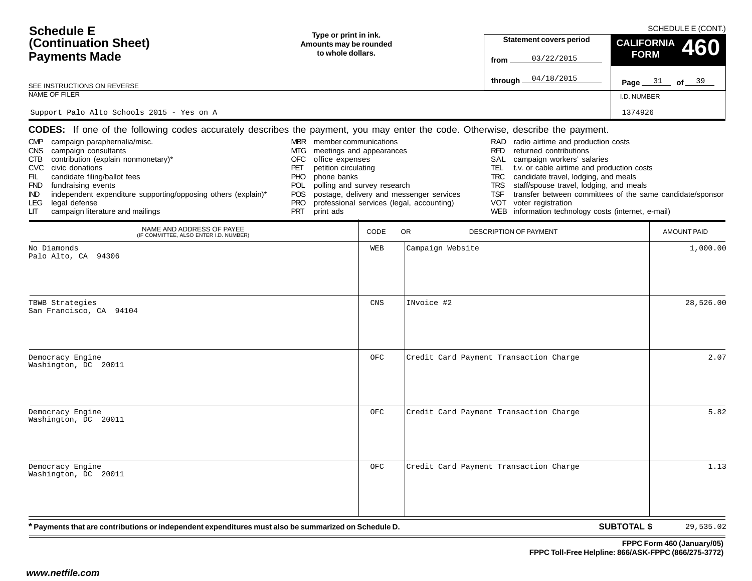# Schedule E (Continuation Sheet) Payments Made

SCHEDULE E (CONT.)

Type or print in ink. Amounts may be rounded to whole dollars.

Statement covers period from 03/22/2015 through 04/18/2015

**CALIFORNIA FORM 460**

SEE INSTRUCTIONS ON REVERSE

NAME OF FILER: Support Palo Alto Schools 2015 - Yes on A

I.D. NUMBER: 1374926

**CODES:** If one of the following codes accurately describes the payment, you may enter the code. Otherwise, describe the payment.

- CMP campaign paraphernalia/misc.
- CNS campaign consultants
- CTB contribution (explain nonmonetary)*
- CVC civic donations
- FIL candidate filing/ballot fees
- FND fundraising events
- IND independent expenditure supporting/opposing others (explain)*
- LEG legal defense
- LIT campaign literature and mailings
- MBR member communications
- MTG meetings and appearances
- OFC office expenses
- PET petition circulating
- PHO phone banks
- POL polling and survey research
- POS postage, delivery and messenger services
- PRO professional services (legal, accounting)
- PRT print ads
- RAD radio airtime and production costs
- RFD returned contributions
- SAL campaign workers' salaries
- TEL t.v. or cable airtime and production costs
- TRC candidate travel, lodging, and meals
- TRS staff/spouse travel, lodging, and meals
- TSF transfer between committees of the same candidate/sponsor
- VOT voter registration
- WEB information technology costs (internet, e-mail)

| NAME AND ADDRESS OF PAYEE (IF COMMITTEE, ALSO ENTER I.D. NUMBER) | CODE | OR DESCRIPTION OF PAYMENT | AMOUNT PAID |
|---|---|---|---|
| No Diamonds<br>Palo Alto, CA 94306 | WEB | Campaign Website | 1,000.00 |
| TBWB Strategies<br>San Francisco, CA 94104 | CNS | INvoice #2 | 28,526.00 |
| Democracy Engine<br>Washington, DC 20011 | OFC | Credit Card Payment Transaction Charge | 2.07 |
| Democracy Engine<br>Washington, DC 20011 | OFC | Credit Card Payment Transaction Charge | 5.82 |
| Democracy Engine<br>Washington, DC 20011 | OFC | Credit Card Payment Transaction Charge | 1.13 |

**\* Payments that are contributions or independent expenditures must also be summarized on Schedule D.**

**SUBTOTAL $** 29,535.02

**FPPC Form 460 (January/05)**
**FPPC Toll-Free Helpline: 866/ASK-FPPC (866/275-3772)**

***www.netfile.com***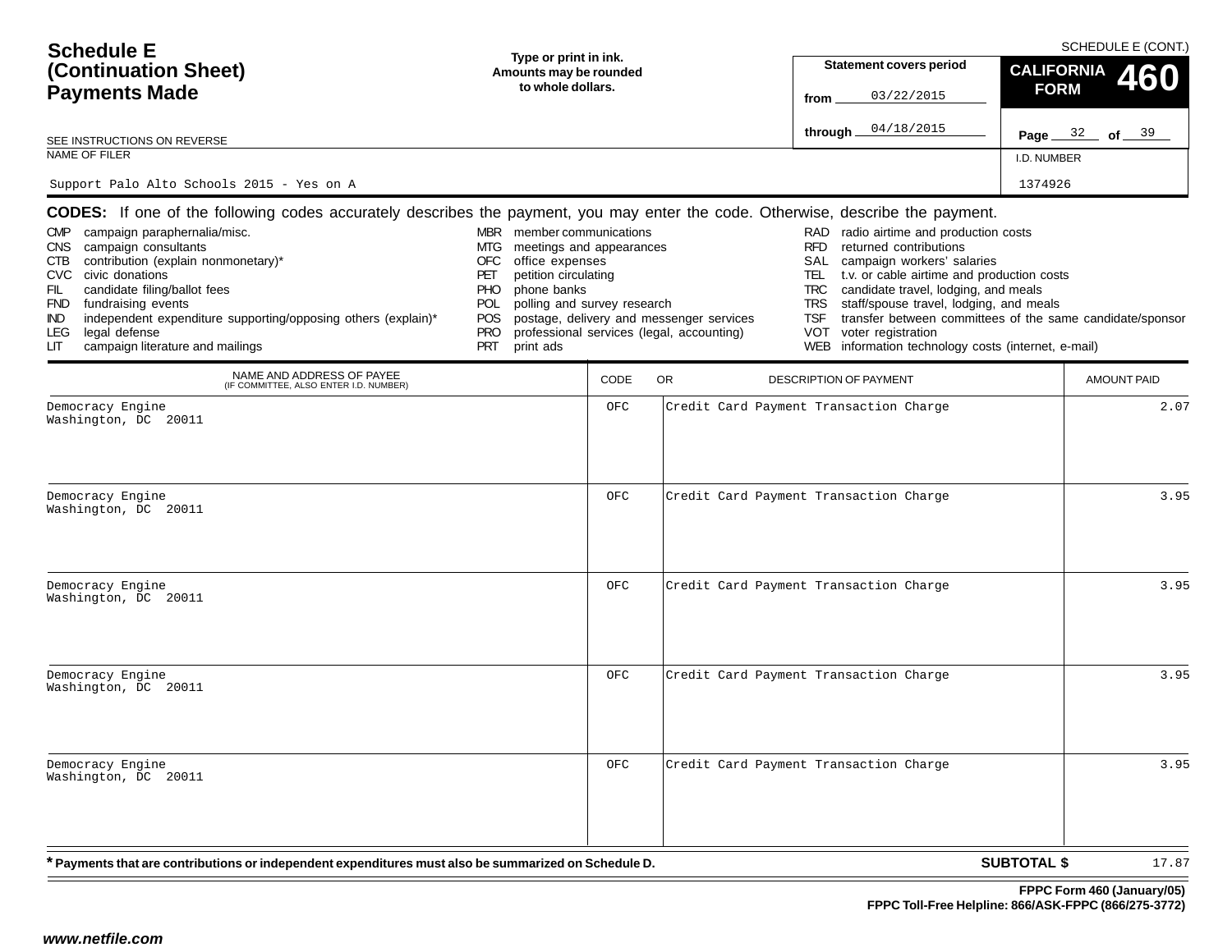# Schedule E (Continuation Sheet) Payments Made

SCHEDULE E (CONT.)

Type or print in ink.
Amounts may be rounded to whole dollars.

Statement covers period
from 03/22/2015
through 04/18/2015

**CALIFORNIA FORM 460**

Page 32 of 39

SEE INSTRUCTIONS ON REVERSE

NAME OF FILER: Support Palo Alto Schools 2015 - Yes on A

I.D. NUMBER: 1374926

**CODES:** If one of the following codes accurately describes the payment, you may enter the code. Otherwise, describe the payment.

- CMP campaign paraphernalia/misc.
- CNS campaign consultants
- CTB contribution (explain nonmonetary)*
- CVC civic donations
- FIL candidate filing/ballot fees
- FND fundraising events
- IND independent expenditure supporting/opposing others (explain)*
- LEG legal defense
- LIT campaign literature and mailings
- MBR member communications
- MTG meetings and appearances
- OFC office expenses
- PET petition circulating
- PHO phone banks
- POL polling and survey research
- POS postage, delivery and messenger services
- PRO professional services (legal, accounting)
- PRT print ads
- RAD radio airtime and production costs
- RFD returned contributions
- SAL campaign workers' salaries
- TEL t.v. or cable airtime and production costs
- TRC candidate travel, lodging, and meals
- TRS staff/spouse travel, lodging, and meals
- TSF transfer between committees of the same candidate/sponsor
- VOT voter registration
- WEB information technology costs (internet, e-mail)

| NAME AND ADDRESS OF PAYEE (IF COMMITTEE, ALSO ENTER I.D. NUMBER) | CODE | DESCRIPTION OF PAYMENT | AMOUNT PAID |
|---|---|---|---|
| Democracy Engine<br>Washington, DC 20011 | OFC | Credit Card Payment Transaction Charge | 2.07 |
| Democracy Engine<br>Washington, DC 20011 | OFC | Credit Card Payment Transaction Charge | 3.95 |
| Democracy Engine<br>Washington, DC 20011 | OFC | Credit Card Payment Transaction Charge | 3.95 |
| Democracy Engine<br>Washington, DC 20011 | OFC | Credit Card Payment Transaction Charge | 3.95 |
| Democracy Engine<br>Washington, DC 20011 | OFC | Credit Card Payment Transaction Charge | 3.95 |

\* Payments that are contributions or independent expenditures must also be summarized on Schedule D.

**SUBTOTAL $** 17.87

FPPC Form 460 (January/05)
FPPC Toll-Free Helpline: 866/ASK-FPPC (866/275-3772)

www.netfile.com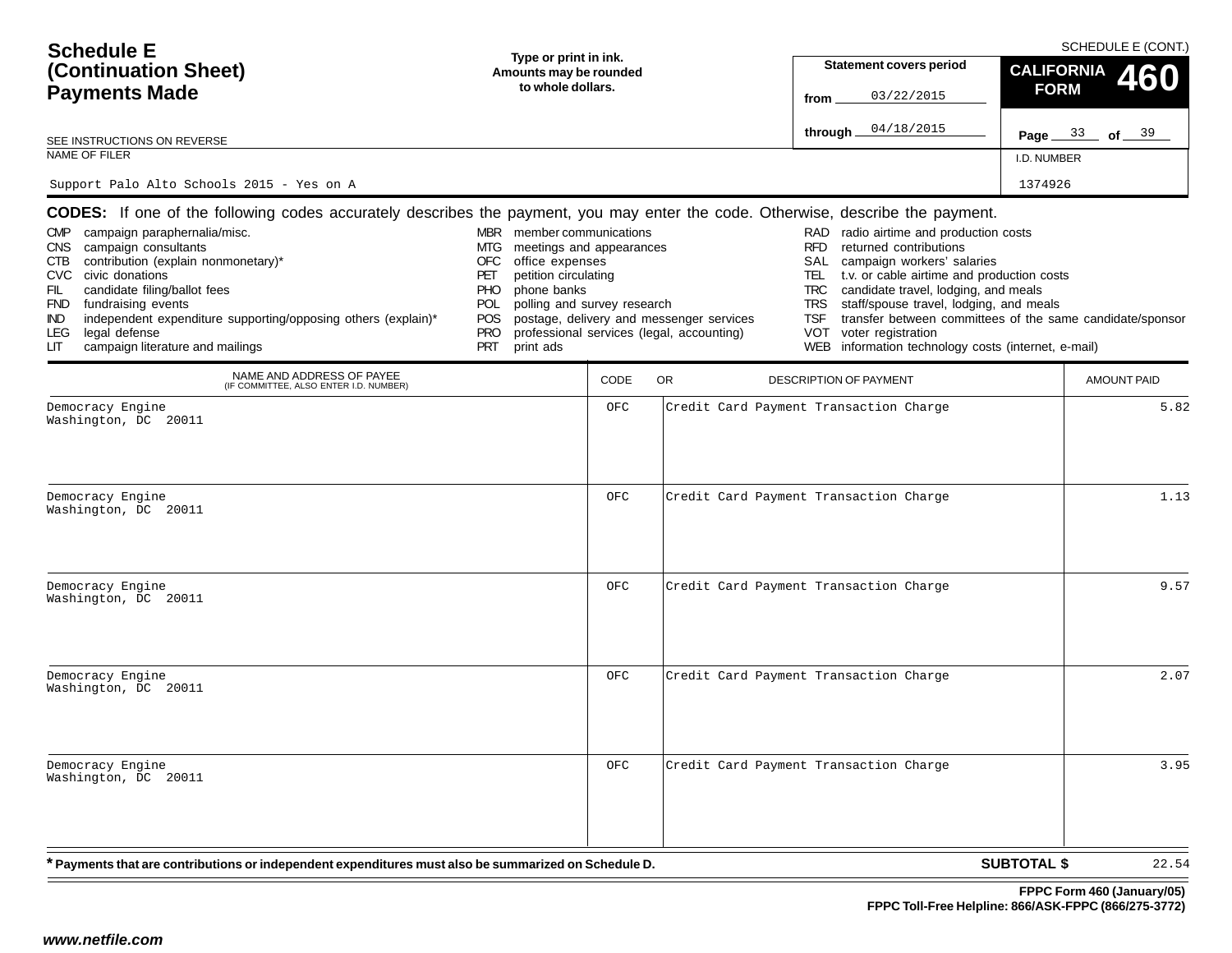# Schedule E (Continuation Sheet) Payments Made

SCHEDULE E (CONT.)

**Type or print in ink. Amounts may be rounded to whole dollars.**

**Statement covers period**

from 03/22/2015

through 04/18/2015

**CALIFORNIA FORM 460**

Page 33 of 39

SEE INSTRUCTIONS ON REVERSE

NAME OF FILER: Support Palo Alto Schools 2015 - Yes on A

I.D. NUMBER: 1374926

**CODES:** If one of the following codes accurately describes the payment, you may enter the code. Otherwise, describe the payment.

- CMP campaign paraphernalia/misc.
- CNS campaign consultants
- CTB contribution (explain nonmonetary)*
- CVC civic donations
- FIL candidate filing/ballot fees
- FND fundraising events
- IND independent expenditure supporting/opposing others (explain)*
- LEG legal defense
- LIT campaign literature and mailings
- MBR member communications
- MTG meetings and appearances
- OFC office expenses
- PET petition circulating
- PHO phone banks
- POL polling and survey research
- POS postage, delivery and messenger services
- PRO professional services (legal, accounting)
- PRT print ads
- RAD radio airtime and production costs
- RFD returned contributions
- SAL campaign workers' salaries
- TEL t.v. or cable airtime and production costs
- TRC candidate travel, lodging, and meals
- TRS staff/spouse travel, lodging, and meals
- TSF transfer between committees of the same candidate/sponsor
- VOT voter registration
- WEB information technology costs (internet, e-mail)

| NAME AND ADDRESS OF PAYEE (IF COMMITTEE, ALSO ENTER I.D. NUMBER) | CODE | OR DESCRIPTION OF PAYMENT | AMOUNT PAID |
|---|---|---|---|
| Democracy Engine<br>Washington, DC 20011 | OFC | Credit Card Payment Transaction Charge | 5.82 |
| Democracy Engine<br>Washington, DC 20011 | OFC | Credit Card Payment Transaction Charge | 1.13 |
| Democracy Engine<br>Washington, DC 20011 | OFC | Credit Card Payment Transaction Charge | 9.57 |
| Democracy Engine<br>Washington, DC 20011 | OFC | Credit Card Payment Transaction Charge | 2.07 |
| Democracy Engine<br>Washington, DC 20011 | OFC | Credit Card Payment Transaction Charge | 3.95 |

**\* Payments that are contributions or independent expenditures must also be summarized on Schedule D.**

**SUBTOTAL $** 22.54

**FPPC Form 460 (January/05)**
**FPPC Toll-Free Helpline: 866/ASK-FPPC (866/275-3772)**

*www.netfile.com*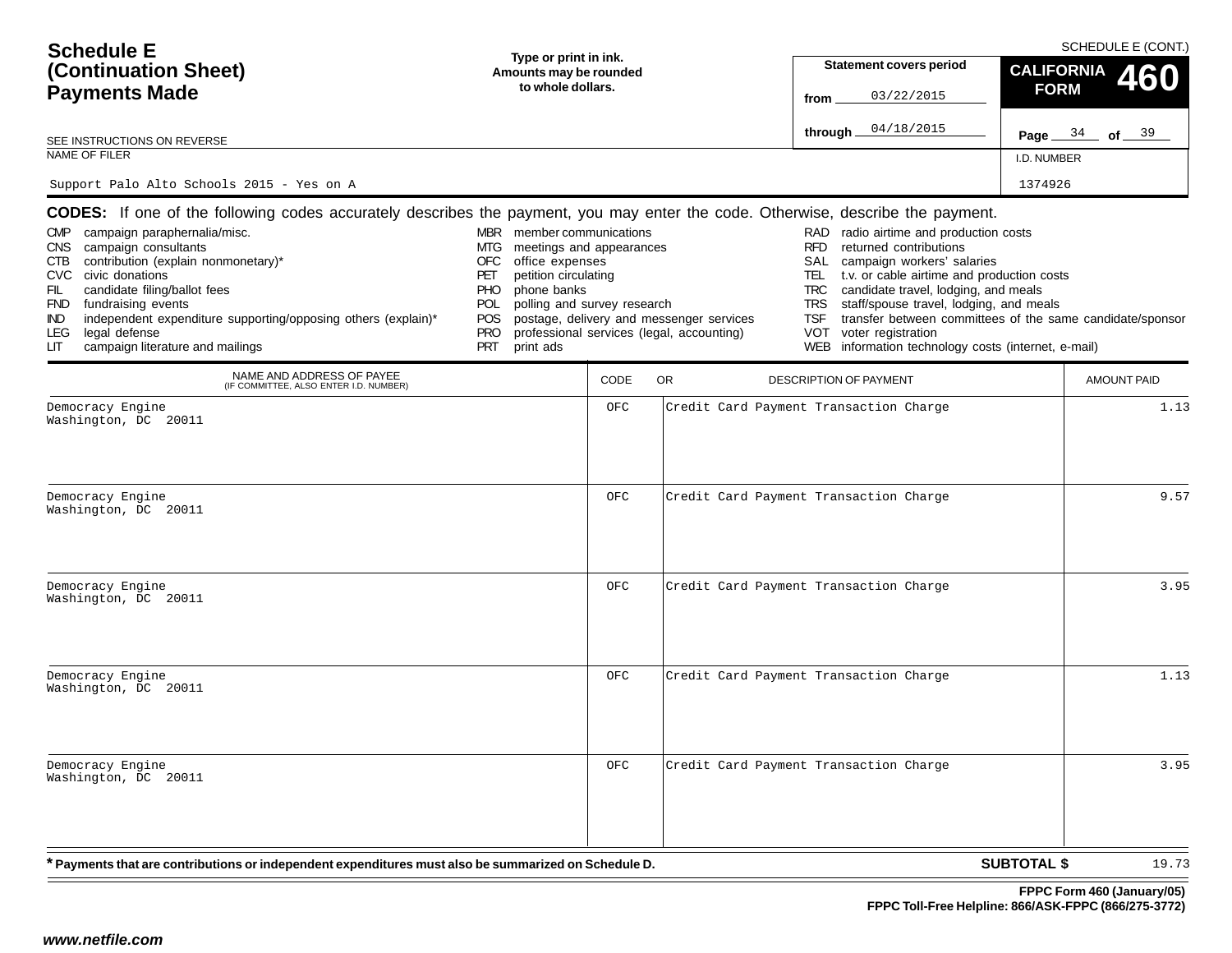# Schedule E (Continuation Sheet) Payments Made

SCHEDULE E (CONT.)

Type or print in ink.
Amounts may be rounded to whole dollars.

Statement covers period
from 03/22/2015
through 04/18/2015

**CALIFORNIA FORM 460**

Page 34 of 39

SEE INSTRUCTIONS ON REVERSE

NAME OF FILER: Support Palo Alto Schools 2015 - Yes on A

I.D. NUMBER: 1374926

**CODES:** If one of the following codes accurately describes the payment, you may enter the code. Otherwise, describe the payment.

- CMP campaign paraphernalia/misc.
- CNS campaign consultants
- CTB contribution (explain nonmonetary)*
- CVC civic donations
- FIL candidate filing/ballot fees
- FND fundraising events
- IND independent expenditure supporting/opposing others (explain)*
- LEG legal defense
- LIT campaign literature and mailings
- MBR member communications
- MTG meetings and appearances
- OFC office expenses
- PET petition circulating
- PHO phone banks
- POL polling and survey research
- POS postage, delivery and messenger services
- PRO professional services (legal, accounting)
- PRT print ads
- RAD radio airtime and production costs
- RFD returned contributions
- SAL campaign workers' salaries
- TEL t.v. or cable airtime and production costs
- TRC candidate travel, lodging, and meals
- TRS staff/spouse travel, lodging, and meals
- TSF transfer between committees of the same candidate/sponsor
- VOT voter registration
- WEB information technology costs (internet, e-mail)

| NAME AND ADDRESS OF PAYEE (IF COMMITTEE, ALSO ENTER I.D. NUMBER) | CODE | OR DESCRIPTION OF PAYMENT | AMOUNT PAID |
|---|---|---|---|
| Democracy Engine<br>Washington, DC 20011 | OFC | Credit Card Payment Transaction Charge | 1.13 |
| Democracy Engine<br>Washington, DC 20011 | OFC | Credit Card Payment Transaction Charge | 9.57 |
| Democracy Engine<br>Washington, DC 20011 | OFC | Credit Card Payment Transaction Charge | 3.95 |
| Democracy Engine<br>Washington, DC 20011 | OFC | Credit Card Payment Transaction Charge | 1.13 |
| Democracy Engine<br>Washington, DC 20011 | OFC | Credit Card Payment Transaction Charge | 3.95 |

**\* Payments that are contributions or independent expenditures must also be summarized on Schedule D.**

**SUBTOTAL $** 19.73

**FPPC Form 460 (January/05)**
**FPPC Toll-Free Helpline: 866/ASK-FPPC (866/275-3772)**

***www.netfile.com***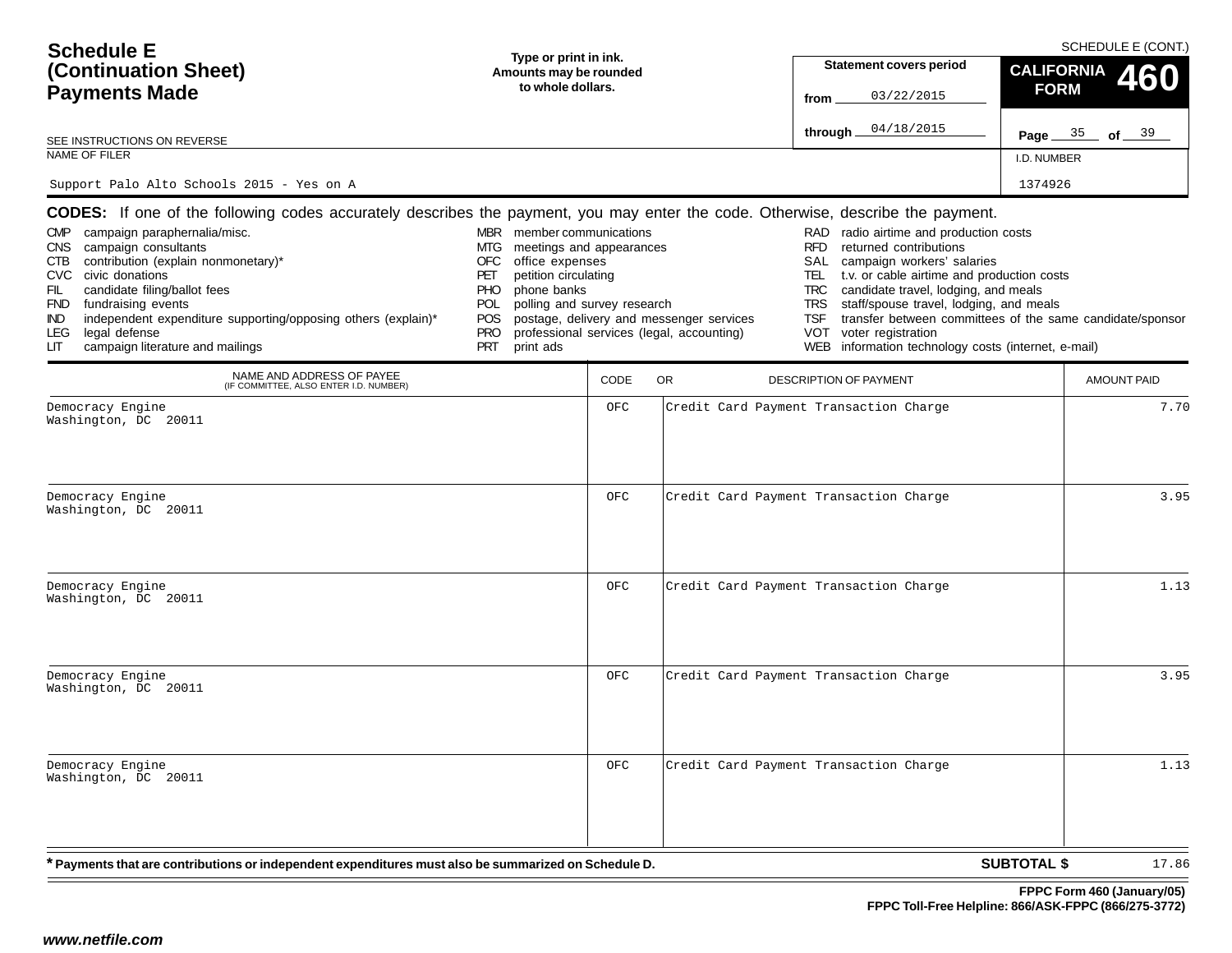# Schedule E (Continuation Sheet) Payments Made

SCHEDULE E (CONT.)

Type or print in ink. Amounts may be rounded to whole dollars.

SEE INSTRUCTIONS ON REVERSE

**Statement covers period**

from 03/22/2015

through 04/18/2015

**CALIFORNIA FORM 460**

Page 35 of 39

NAME OF FILER: Support Palo Alto Schools 2015 - Yes on A

I.D. NUMBER: 1374926

**CODES:** If one of the following codes accurately describes the payment, you may enter the code. Otherwise, describe the payment.

- CMP campaign paraphernalia/misc.
- CNS campaign consultants
- CTB contribution (explain nonmonetary)*
- CVC civic donations
- FIL candidate filing/ballot fees
- FND fundraising events
- IND independent expenditure supporting/opposing others (explain)*
- LEG legal defense
- LIT campaign literature and mailings
- MBR member communications
- MTG meetings and appearances
- OFC office expenses
- PET petition circulating
- PHO phone banks
- POL polling and survey research
- POS postage, delivery and messenger services
- PRO professional services (legal, accounting)
- PRT print ads
- RAD radio airtime and production costs
- RFD returned contributions
- SAL campaign workers' salaries
- TEL t.v. or cable airtime and production costs
- TRC candidate travel, lodging, and meals
- TRS staff/spouse travel, lodging, and meals
- TSF transfer between committees of the same candidate/sponsor
- VOT voter registration
- WEB information technology costs (internet, e-mail)

| NAME AND ADDRESS OF PAYEE (IF COMMITTEE, ALSO ENTER I.D. NUMBER) | CODE | OR DESCRIPTION OF PAYMENT | AMOUNT PAID |
|---|---|---|---|
| Democracy Engine<br>Washington, DC 20011 | OFC | Credit Card Payment Transaction Charge | 7.70 |
| Democracy Engine<br>Washington, DC 20011 | OFC | Credit Card Payment Transaction Charge | 3.95 |
| Democracy Engine<br>Washington, DC 20011 | OFC | Credit Card Payment Transaction Charge | 1.13 |
| Democracy Engine<br>Washington, DC 20011 | OFC | Credit Card Payment Transaction Charge | 3.95 |
| Democracy Engine<br>Washington, DC 20011 | OFC | Credit Card Payment Transaction Charge | 1.13 |

**\* Payments that are contributions or independent expenditures must also be summarized on Schedule D.**

**SUBTOTAL $** 17.86

**FPPC Form 460 (January/05)**
**FPPC Toll-Free Helpline: 866/ASK-FPPC (866/275-3772)**

***www.netfile.com***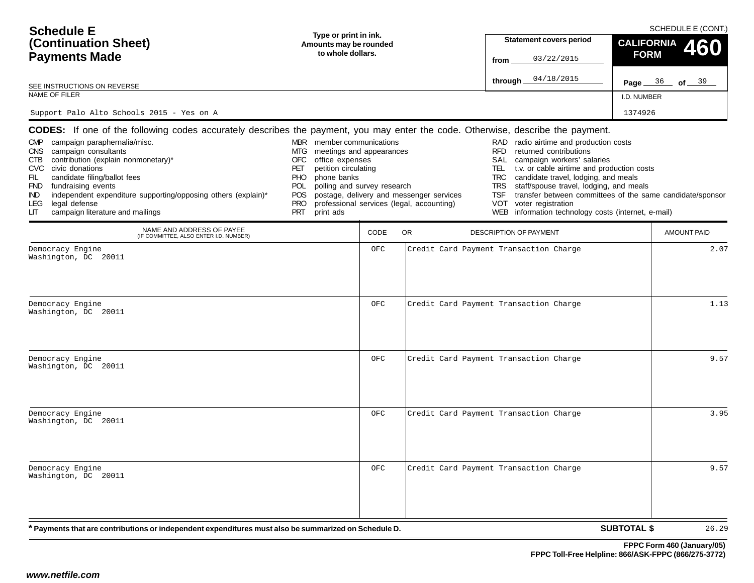# Schedule E (Continuation Sheet) Payments Made

SCHEDULE E (CONT.)

**Type or print in ink. Amounts may be rounded to whole dollars.**

**Statement covers period**
from 03/22/2015
through 04/18/2015

**CALIFORNIA FORM 460**

Page 36 of 39

SEE INSTRUCTIONS ON REVERSE

NAME OF FILER: Support Palo Alto Schools 2015 - Yes on A

I.D. NUMBER: 1374926

**CODES:** If one of the following codes accurately describes the payment, you may enter the code. Otherwise, describe the payment.

- CMP campaign paraphernalia/misc.
- CNS campaign consultants
- CTB contribution (explain nonmonetary)*
- CVC civic donations
- FIL candidate filing/ballot fees
- FND fundraising events
- IND independent expenditure supporting/opposing others (explain)*
- LEG legal defense
- LIT campaign literature and mailings
- MBR member communications
- MTG meetings and appearances
- OFC office expenses
- PET petition circulating
- PHO phone banks
- POL polling and survey research
- POS postage, delivery and messenger services
- PRO professional services (legal, accounting)
- PRT print ads
- RAD radio airtime and production costs
- RFD returned contributions
- SAL campaign workers' salaries
- TEL t.v. or cable airtime and production costs
- TRC candidate travel, lodging, and meals
- TRS staff/spouse travel, lodging, and meals
- TSF transfer between committees of the same candidate/sponsor
- VOT voter registration
- WEB information technology costs (internet, e-mail)

| NAME AND ADDRESS OF PAYEE (IF COMMITTEE, ALSO ENTER I.D. NUMBER) | CODE | OR DESCRIPTION OF PAYMENT | AMOUNT PAID |
|---|---|---|---|
| Democracy Engine<br>Washington, DC 20011 | OFC | Credit Card Payment Transaction Charge | 2.07 |
| Democracy Engine<br>Washington, DC 20011 | OFC | Credit Card Payment Transaction Charge | 1.13 |
| Democracy Engine<br>Washington, DC 20011 | OFC | Credit Card Payment Transaction Charge | 9.57 |
| Democracy Engine<br>Washington, DC 20011 | OFC | Credit Card Payment Transaction Charge | 3.95 |
| Democracy Engine<br>Washington, DC 20011 | OFC | Credit Card Payment Transaction Charge | 9.57 |

**\* Payments that are contributions or independent expenditures must also be summarized on Schedule D.**

**SUBTOTAL $** 26.29

**FPPC Form 460 (January/05)**
**FPPC Toll-Free Helpline: 866/ASK-FPPC (866/275-3772)**

*www.netfile.com*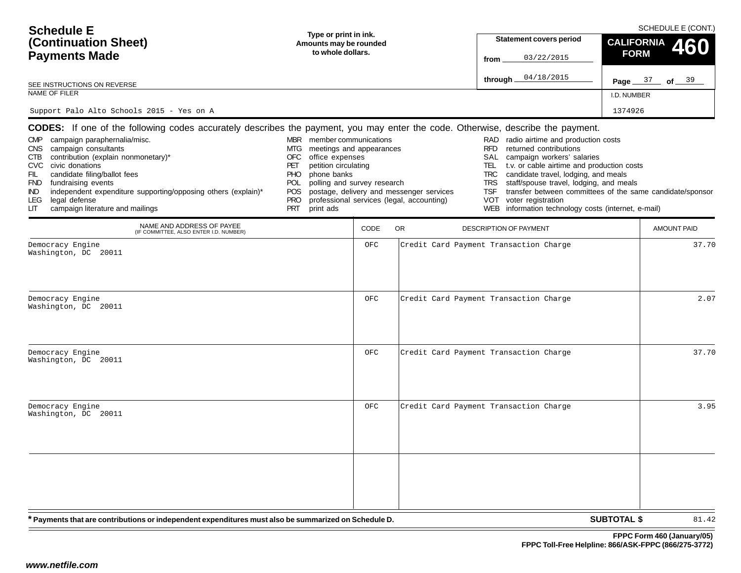# Schedule E (Continuation Sheet) Payments Made

SCHEDULE E (CONT.)

Type or print in ink. Amounts may be rounded to whole dollars.

**Statement covers period**

from 03/22/2015

through 04/18/2015

**CALIFORNIA FORM 460**

SEE INSTRUCTIONS ON REVERSE

NAME OF FILER: Support Palo Alto Schools 2015 - Yes on A

I.D. NUMBER: 1374926

**CODES:** If one of the following codes accurately describes the payment, you may enter the code. Otherwise, describe the payment.

- CMP campaign paraphernalia/misc.
- CNS campaign consultants
- CTB contribution (explain nonmonetary)*
- CVC civic donations
- FIL candidate filing/ballot fees
- FND fundraising events
- IND independent expenditure supporting/opposing others (explain)*
- LEG legal defense
- LIT campaign literature and mailings
- MBR member communications
- MTG meetings and appearances
- OFC office expenses
- PET petition circulating
- PHO phone banks
- POL polling and survey research
- POS postage, delivery and messenger services
- PRO professional services (legal, accounting)
- PRT print ads
- RAD radio airtime and production costs
- RFD returned contributions
- SAL campaign workers' salaries
- TEL t.v. or cable airtime and production costs
- TRC candidate travel, lodging, and meals
- TRS staff/spouse travel, lodging, and meals
- TSF transfer between committees of the same candidate/sponsor
- VOT voter registration
- WEB information technology costs (internet, e-mail)

| NAME AND ADDRESS OF PAYEE (IF COMMITTEE, ALSO ENTER I.D. NUMBER) | CODE | OR DESCRIPTION OF PAYMENT | AMOUNT PAID |
|---|---|---|---|
| Democracy Engine<br>Washington, DC 20011 | OFC | Credit Card Payment Transaction Charge | 37.70 |
| Democracy Engine<br>Washington, DC 20011 | OFC | Credit Card Payment Transaction Charge | 2.07 |
| Democracy Engine<br>Washington, DC 20011 | OFC | Credit Card Payment Transaction Charge | 37.70 |
| Democracy Engine<br>Washington, DC 20011 | OFC | Credit Card Payment Transaction Charge | 3.95 |
| | | | |

**\* Payments that are contributions or independent expenditures must also be summarized on Schedule D.**

**SUBTOTAL $** 81.42

**FPPC Form 460 (January/05)**
**FPPC Toll-Free Helpline: 866/ASK-FPPC (866/275-3772)**

*www.netfile.com*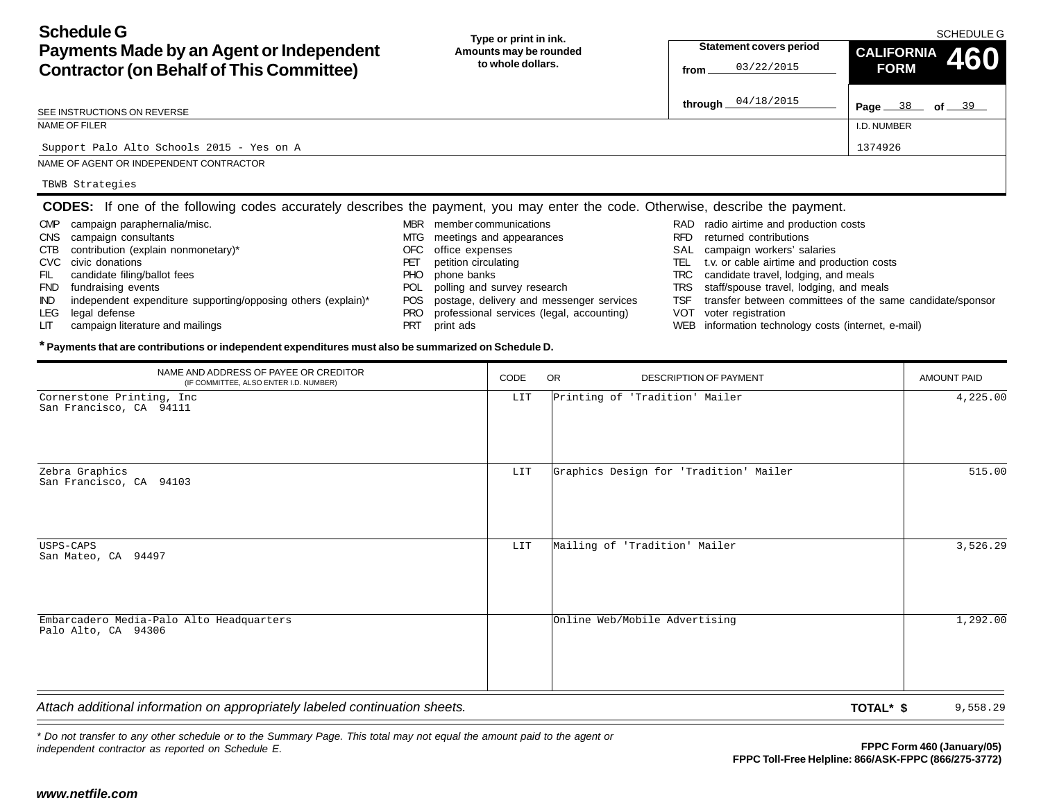# Schedule G
## Payments Made by an Agent or Independent Contractor (on Behalf of This Committee)

SCHEDULE G

**Type or print in ink. Amounts may be rounded to whole dollars.**

**Statement covers period**
from 03/22/2015
through 04/18/2015

**CALIFORNIA FORM 460**

SEE INSTRUCTIONS ON REVERSE

NAME OF FILER: Support Palo Alto Schools 2015 - Yes on A

I.D. NUMBER: 1374926

NAME OF AGENT OR INDEPENDENT CONTRACTOR: TBWB Strategies

**CODES:** If one of the following codes accurately describes the payment, you may enter the code. Otherwise, describe the payment.

- CMP campaign paraphernalia/misc.
- CNS campaign consultants
- CTB contribution (explain nonmonetary)*
- CVC civic donations
- FIL candidate filing/ballot fees
- FND fundraising events
- IND independent expenditure supporting/opposing others (explain)*
- LEG legal defense
- LIT campaign literature and mailings
- MBR member communications
- MTG meetings and appearances
- OFC office expenses
- PET petition circulating
- PHO phone banks
- POL polling and survey research
- POS postage, delivery and messenger services
- PRO professional services (legal, accounting)
- PRT print ads
- RAD radio airtime and production costs
- RFD returned contributions
- SAL campaign workers' salaries
- TEL t.v. or cable airtime and production costs
- TRC candidate travel, lodging, and meals
- TRS staff/spouse travel, lodging, and meals
- TSF transfer between committees of the same candidate/sponsor
- VOT voter registration
- WEB information technology costs (internet, e-mail)

**\* Payments that are contributions or independent expenditures must also be summarized on Schedule D.**

| NAME AND ADDRESS OF PAYEE OR CREDITOR (IF COMMITTEE, ALSO ENTER I.D. NUMBER) | CODE | OR DESCRIPTION OF PAYMENT | AMOUNT PAID |
|---|---|---|---|
| Cornerstone Printing, Inc<br>San Francisco, CA 94111 | LIT | Printing of 'Tradition' Mailer | 4,225.00 |
| Zebra Graphics<br>San Francisco, CA 94103 | LIT | Graphics Design for 'Tradition' Mailer | 515.00 |
| USPS-CAPS<br>San Mateo, CA 94497 | LIT | Mailing of 'Tradition' Mailer | 3,526.29 |
| Embarcadero Media-Palo Alto Headquarters<br>Palo Alto, CA 94306 | | Online Web/Mobile Advertising | 1,292.00 |

*Attach additional information on appropriately labeled continuation sheets.*

**TOTAL\* $** 9,558.29

*\* Do not transfer to any other schedule or to the Summary Page. This total may not equal the amount paid to the agent or independent contractor as reported on Schedule E.*

**FPPC Form 460 (January/05)**
**FPPC Toll-Free Helpline: 866/ASK-FPPC (866/275-3772)**

***www.netfile.com***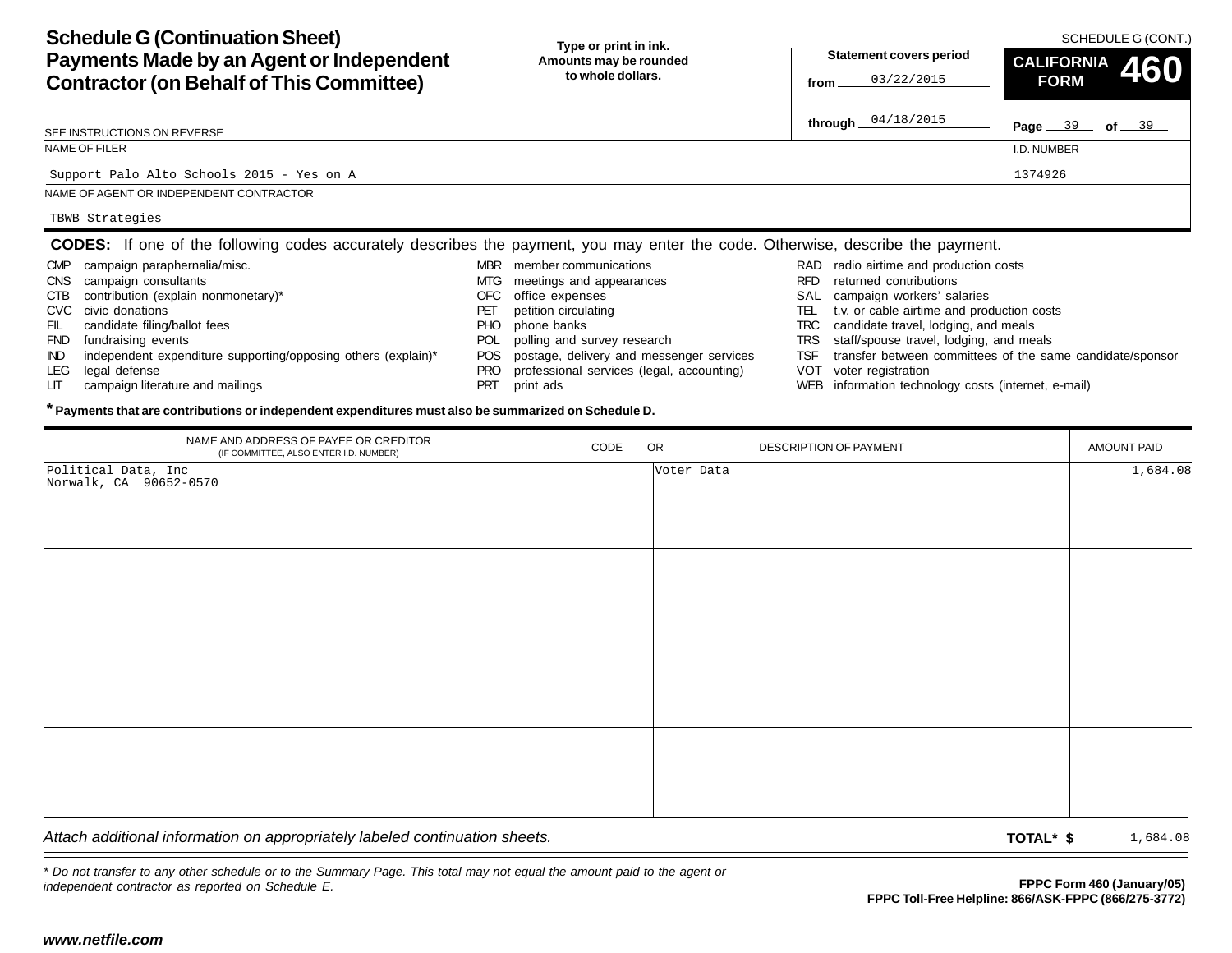# Schedule G (Continuation Sheet)
# Payments Made by an Agent or Independent Contractor (on Behalf of This Committee)

**Type or print in ink. Amounts may be rounded to whole dollars.**

SCHEDULE G (CONT.)

**Statement covers period**

from 03/22/2015

through 04/18/2015

**CALIFORNIA FORM 460**

SEE INSTRUCTIONS ON REVERSE

| NAME OF FILER | I.D. NUMBER |
|---|---|
| Support Palo Alto Schools 2015 - Yes on A | 1374926 |

NAME OF AGENT OR INDEPENDENT CONTRACTOR

TBWB Strategies

**CODES:** If one of the following codes accurately describes the payment, you may enter the code. Otherwise, describe the payment.

- CMP campaign paraphernalia/misc.
- CNS campaign consultants
- CTB contribution (explain nonmonetary)*
- CVC civic donations
- FIL candidate filing/ballot fees
- FND fundraising events
- IND independent expenditure supporting/opposing others (explain)*
- LEG legal defense
- LIT campaign literature and mailings
- MBR member communications
- MTG meetings and appearances
- OFC office expenses
- PET petition circulating
- PHO phone banks
- POL polling and survey research
- POS postage, delivery and messenger services
- PRO professional services (legal, accounting)
- PRT print ads
- RAD radio airtime and production costs
- RFD returned contributions
- SAL campaign workers' salaries
- TEL t.v. or cable airtime and production costs
- TRC candidate travel, lodging, and meals
- TRS staff/spouse travel, lodging, and meals
- TSF transfer between committees of the same candidate/sponsor
- VOT voter registration
- WEB information technology costs (internet, e-mail)

**\* Payments that are contributions or independent expenditures must also be summarized on Schedule D.**

| NAME AND ADDRESS OF PAYEE OR CREDITOR (IF COMMITTEE, ALSO ENTER I.D. NUMBER) | CODE | OR DESCRIPTION OF PAYMENT | AMOUNT PAID |
|---|---|---|---|
| Political Data, Inc<br>Norwalk, CA 90652-0570 | | Voter Data | 1,684.08 |
| | | | |
| | | | |
| | | | |

*Attach additional information on appropriately labeled continuation sheets.*

**TOTAL\* $** 1,684.08

*\* Do not transfer to any other schedule or to the Summary Page. This total may not equal the amount paid to the agent or independent contractor as reported on Schedule E.*

**FPPC Form 460 (January/05)**
**FPPC Toll-Free Helpline: 866/ASK-FPPC (866/275-3772)**

***www.netfile.com***